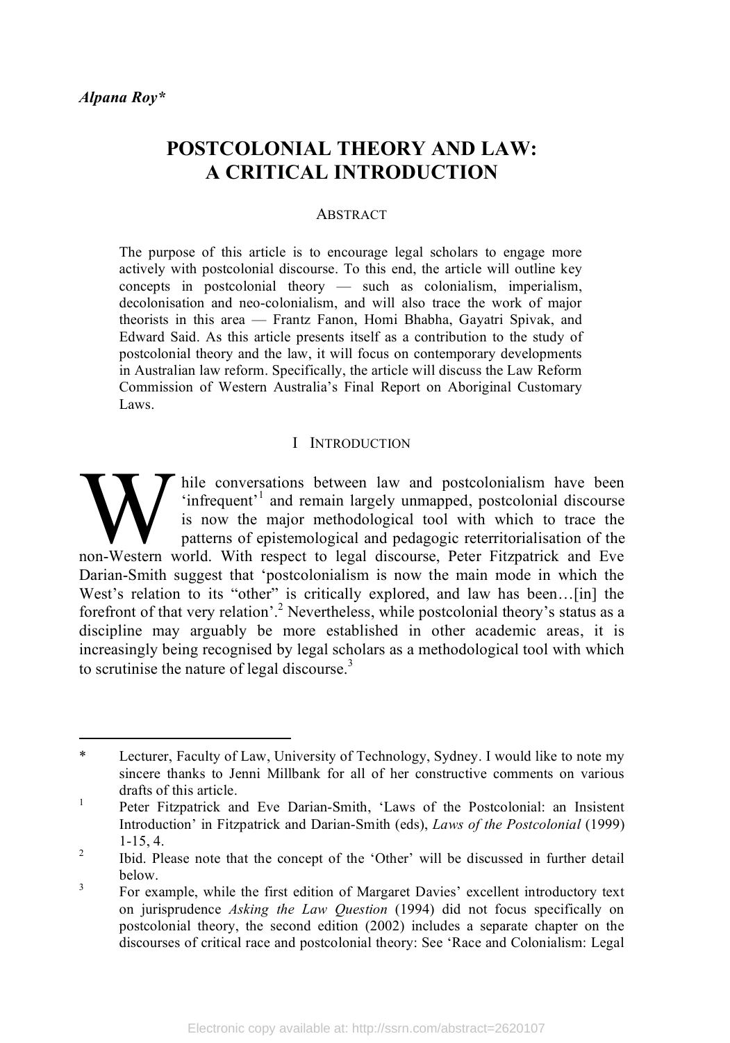*Alpana Roy\**

# POSTCOLONIAL THEORY AND LAW: A CRITICAL INTRODUCTION

## ABSTRACT

The purpose of this article is to encourage legal scholars to engage more actively with postcolonial discourse. To this end, the article will outline key concepts in postcolonial theory — such as colonialism, imperialism, decolonisation and neo-colonialism, and will also trace the work of major theorists in this area — Frantz Fanon, Homi Bhabha, Gayatri Spivak, and Edward Said. As this article presents itself as a contribution to the study of postcolonial theory and the law, it will focus on contemporary developments in Australian law reform. Specifically, the article will discuss the Law Reform Commission of Western Australia's Final Report on Aboriginal Customary Laws.

## I INTRODUCTION

While conversations between law and postcolonialism have been 'infrequent'[1] and remain largely unmapped, postcolonial discourse is now the major methodological tool with which to trace the patterns of epistemological and pedagogic reterritorialisation of the non-Western world. With respect to legal discourse, Peter Fitzpatrick and Eve Darian-Smith suggest that 'postcolonialism is now the main mode in which the West's relation to its "other" is critically explored, and law has been…[in] the forefront of that very relation'.[2] Nevertheless, while postcolonial theory's status as a discipline may arguably be more established in other academic areas, it is increasingly being recognised by legal scholars as a methodological tool with which to scrutinise the nature of legal discourse.[3]

---

\* Lecturer, Faculty of Law, University of Technology, Sydney. I would like to note my sincere thanks to Jenni Millbank for all of her constructive comments on various drafts of this article.

[1] Peter Fitzpatrick and Eve Darian-Smith, 'Laws of the Postcolonial: an Insistent Introduction' in Fitzpatrick and Darian-Smith (eds), *Laws of the Postcolonial* (1999) 1-15, 4.

[2] Ibid. Please note that the concept of the 'Other' will be discussed in further detail below.

[3] For example, while the first edition of Margaret Davies' excellent introductory text on jurisprudence *Asking the Law Question* (1994) did not focus specifically on postcolonial theory, the second edition (2002) includes a separate chapter on the discourses of critical race and postcolonial theory: See 'Race and Colonialism: Legal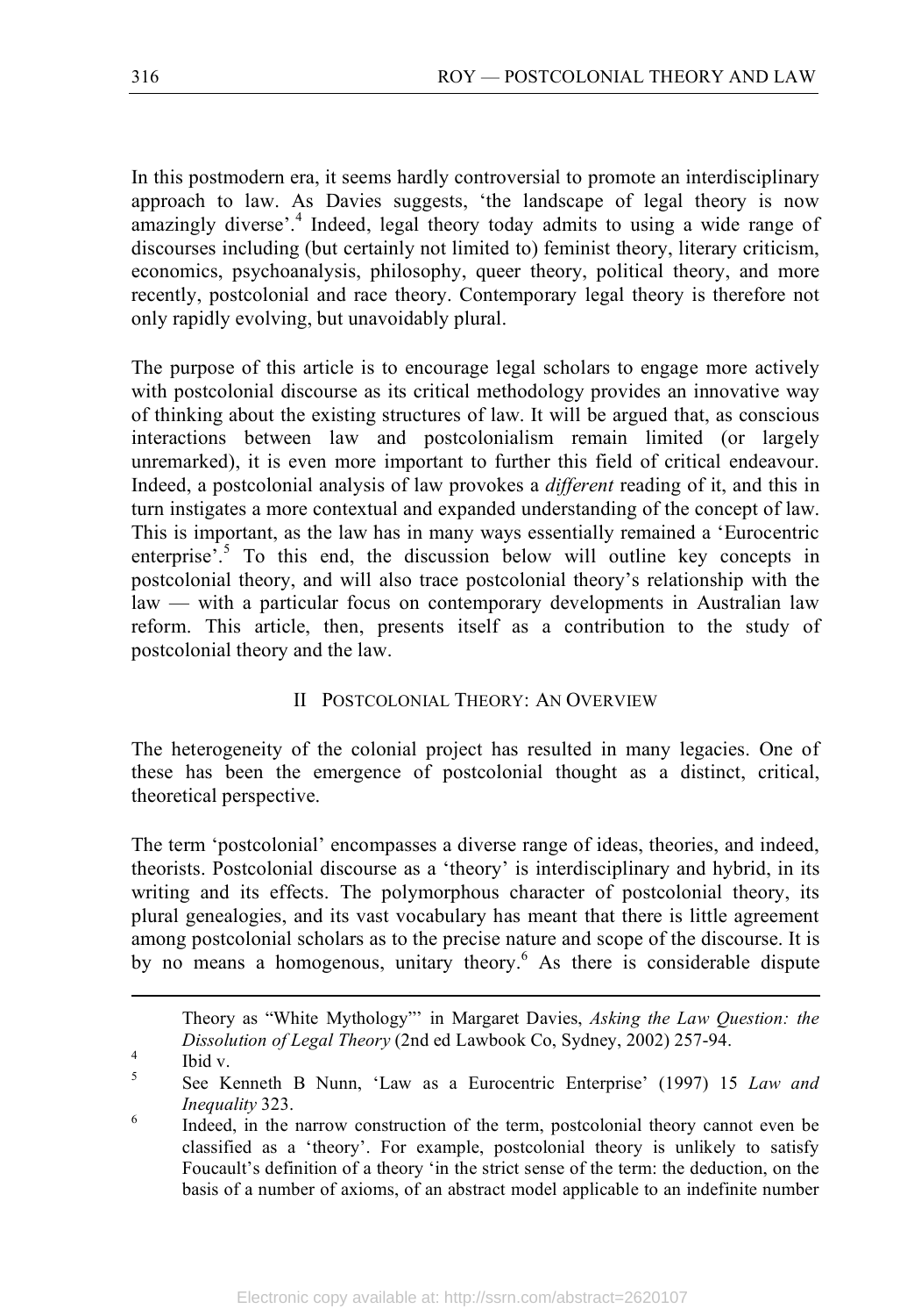In this postmodern era, it seems hardly controversial to promote an interdisciplinary approach to law. As Davies suggests, 'the landscape of legal theory is now amazingly diverse'.[4] Indeed, legal theory today admits to using a wide range of discourses including (but certainly not limited to) feminist theory, literary criticism, economics, psychoanalysis, philosophy, queer theory, political theory, and more recently, postcolonial and race theory. Contemporary legal theory is therefore not only rapidly evolving, but unavoidably plural.

The purpose of this article is to encourage legal scholars to engage more actively with postcolonial discourse as its critical methodology provides an innovative way of thinking about the existing structures of law. It will be argued that, as conscious interactions between law and postcolonialism remain limited (or largely unremarked), it is even more important to further this field of critical endeavour. Indeed, a postcolonial analysis of law provokes a *different* reading of it, and this in turn instigates a more contextual and expanded understanding of the concept of law. This is important, as the law has in many ways essentially remained a 'Eurocentric enterprise'.[5] To this end, the discussion below will outline key concepts in postcolonial theory, and will also trace postcolonial theory's relationship with the law — with a particular focus on contemporary developments in Australian law reform. This article, then, presents itself as a contribution to the study of postcolonial theory and the law.

## II POSTCOLONIAL THEORY: AN OVERVIEW

The heterogeneity of the colonial project has resulted in many legacies. One of these has been the emergence of postcolonial thought as a distinct, critical, theoretical perspective.

The term 'postcolonial' encompasses a diverse range of ideas, theories, and indeed, theorists. Postcolonial discourse as a 'theory' is interdisciplinary and hybrid, in its writing and its effects. The polymorphous character of postcolonial theory, its plural genealogies, and its vast vocabulary has meant that there is little agreement among postcolonial scholars as to the precise nature and scope of the discourse. It is by no means a homogenous, unitary theory.[6] As there is considerable dispute

---

Theory as "White Mythology"' in Margaret Davies, *Asking the Law Question: the Dissolution of Legal Theory* (2nd ed Lawbook Co, Sydney, 2002) 257-94.

[4] Ibid v.

[5] See Kenneth B Nunn, 'Law as a Eurocentric Enterprise' (1997) 15 *Law and Inequality* 323.

[6] Indeed, in the narrow construction of the term, postcolonial theory cannot even be classified as a 'theory'. For example, postcolonial theory is unlikely to satisfy Foucault's definition of a theory 'in the strict sense of the term: the deduction, on the basis of a number of axioms, of an abstract model applicable to an indefinite number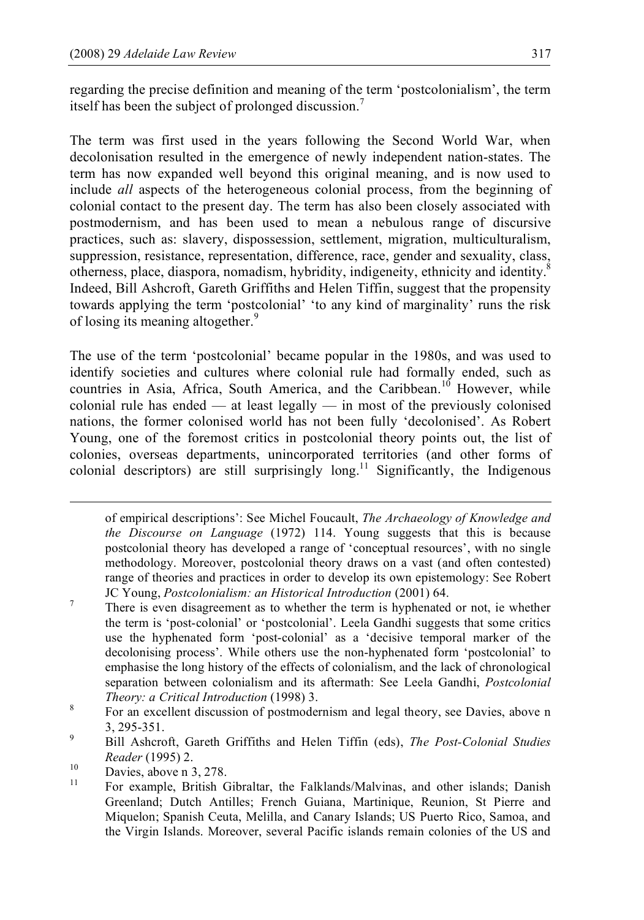regarding the precise definition and meaning of the term 'postcolonialism', the term itself has been the subject of prolonged discussion.[7]

The term was first used in the years following the Second World War, when decolonisation resulted in the emergence of newly independent nation-states. The term has now expanded well beyond this original meaning, and is now used to include *all* aspects of the heterogeneous colonial process, from the beginning of colonial contact to the present day. The term has also been closely associated with postmodernism, and has been used to mean a nebulous range of discursive practices, such as: slavery, dispossession, settlement, migration, multiculturalism, suppression, resistance, representation, difference, race, gender and sexuality, class, otherness, place, diaspora, nomadism, hybridity, indigeneity, ethnicity and identity.[8] Indeed, Bill Ashcroft, Gareth Griffiths and Helen Tiffin, suggest that the propensity towards applying the term 'postcolonial' 'to any kind of marginality' runs the risk of losing its meaning altogether.[9]

The use of the term 'postcolonial' became popular in the 1980s, and was used to identify societies and cultures where colonial rule had formally ended, such as countries in Asia, Africa, South America, and the Caribbean.[10] However, while colonial rule has ended — at least legally — in most of the previously colonised nations, the former colonised world has not been fully 'decolonised'. As Robert Young, one of the foremost critics in postcolonial theory points out, the list of colonies, overseas departments, unincorporated territories (and other forms of colonial descriptors) are still surprisingly long.[11] Significantly, the Indigenous

---

of empirical descriptions': See Michel Foucault, *The Archaeology of Knowledge and the Discourse on Language* (1972) 114. Young suggests that this is because postcolonial theory has developed a range of 'conceptual resources', with no single methodology. Moreover, postcolonial theory draws on a vast (and often contested) range of theories and practices in order to develop its own epistemology: See Robert JC Young, *Postcolonialism: an Historical Introduction* (2001) 64.

[7] There is even disagreement as to whether the term is hyphenated or not, ie whether the term is 'post-colonial' or 'postcolonial'. Leela Gandhi suggests that some critics use the hyphenated form 'post-colonial' as a 'decisive temporal marker of the decolonising process'. While others use the non-hyphenated form 'postcolonial' to emphasise the long history of the effects of colonialism, and the lack of chronological separation between colonialism and its aftermath: See Leela Gandhi, *Postcolonial Theory: a Critical Introduction* (1998) 3.

[8] For an excellent discussion of postmodernism and legal theory, see Davies, above n 3, 295-351.

[9] Bill Ashcroft, Gareth Griffiths and Helen Tiffin (eds), *The Post-Colonial Studies Reader* (1995) 2.

[10] Davies, above n 3, 278.

[11] For example, British Gibraltar, the Falklands/Malvinas, and other islands; Danish Greenland; Dutch Antilles; French Guiana, Martinique, Reunion, St Pierre and Miquelon; Spanish Ceuta, Melilla, and Canary Islands; US Puerto Rico, Samoa, and the Virgin Islands. Moreover, several Pacific islands remain colonies of the US and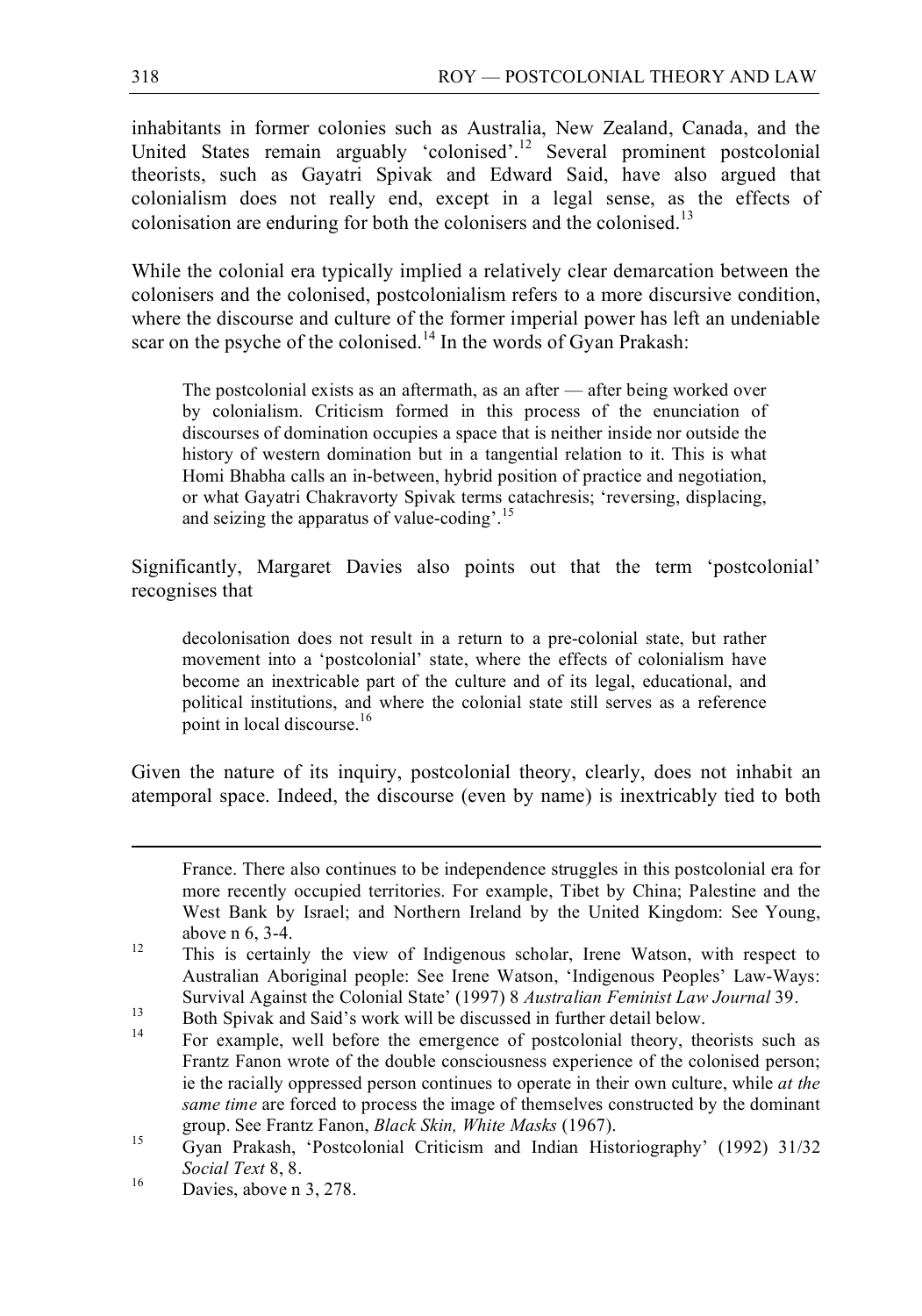inhabitants in former colonies such as Australia, New Zealand, Canada, and the United States remain arguably 'colonised'.[12] Several prominent postcolonial theorists, such as Gayatri Spivak and Edward Said, have also argued that colonialism does not really end, except in a legal sense, as the effects of colonisation are enduring for both the colonisers and the colonised.[13]

While the colonial era typically implied a relatively clear demarcation between the colonisers and the colonised, postcolonialism refers to a more discursive condition, where the discourse and culture of the former imperial power has left an undeniable scar on the psyche of the colonised.[14] In the words of Gyan Prakash:

> The postcolonial exists as an aftermath, as an after — after being worked over by colonialism. Criticism formed in this process of the enunciation of discourses of domination occupies a space that is neither inside nor outside the history of western domination but in a tangential relation to it. This is what Homi Bhabha calls an in-between, hybrid position of practice and negotiation, or what Gayatri Chakravorty Spivak terms catachresis; 'reversing, displacing, and seizing the apparatus of value-coding'.[15]

Significantly, Margaret Davies also points out that the term 'postcolonial' recognises that

> decolonisation does not result in a return to a pre-colonial state, but rather movement into a 'postcolonial' state, where the effects of colonialism have become an inextricable part of the culture and of its legal, educational, and political institutions, and where the colonial state still serves as a reference point in local discourse.[16]

Given the nature of its inquiry, postcolonial theory, clearly, does not inhabit an atemporal space. Indeed, the discourse (even by name) is inextricably tied to both

---

France. There also continues to be independence struggles in this postcolonial era for more recently occupied territories. For example, Tibet by China; Palestine and the West Bank by Israel; and Northern Ireland by the United Kingdom: See Young, above n 6, 3-4.

[12] This is certainly the view of Indigenous scholar, Irene Watson, with respect to Australian Aboriginal people: See Irene Watson, 'Indigenous Peoples' Law-Ways: Survival Against the Colonial State' (1997) 8 *Australian Feminist Law Journal* 39.

[13] Both Spivak and Said's work will be discussed in further detail below.

[14] For example, well before the emergence of postcolonial theory, theorists such as Frantz Fanon wrote of the double consciousness experience of the colonised person; ie the racially oppressed person continues to operate in their own culture, while *at the same time* are forced to process the image of themselves constructed by the dominant group. See Frantz Fanon, *Black Skin, White Masks* (1967).

[15] Gyan Prakash, 'Postcolonial Criticism and Indian Historiography' (1992) 31/32 *Social Text* 8, 8.

[16] Davies, above n 3, 278.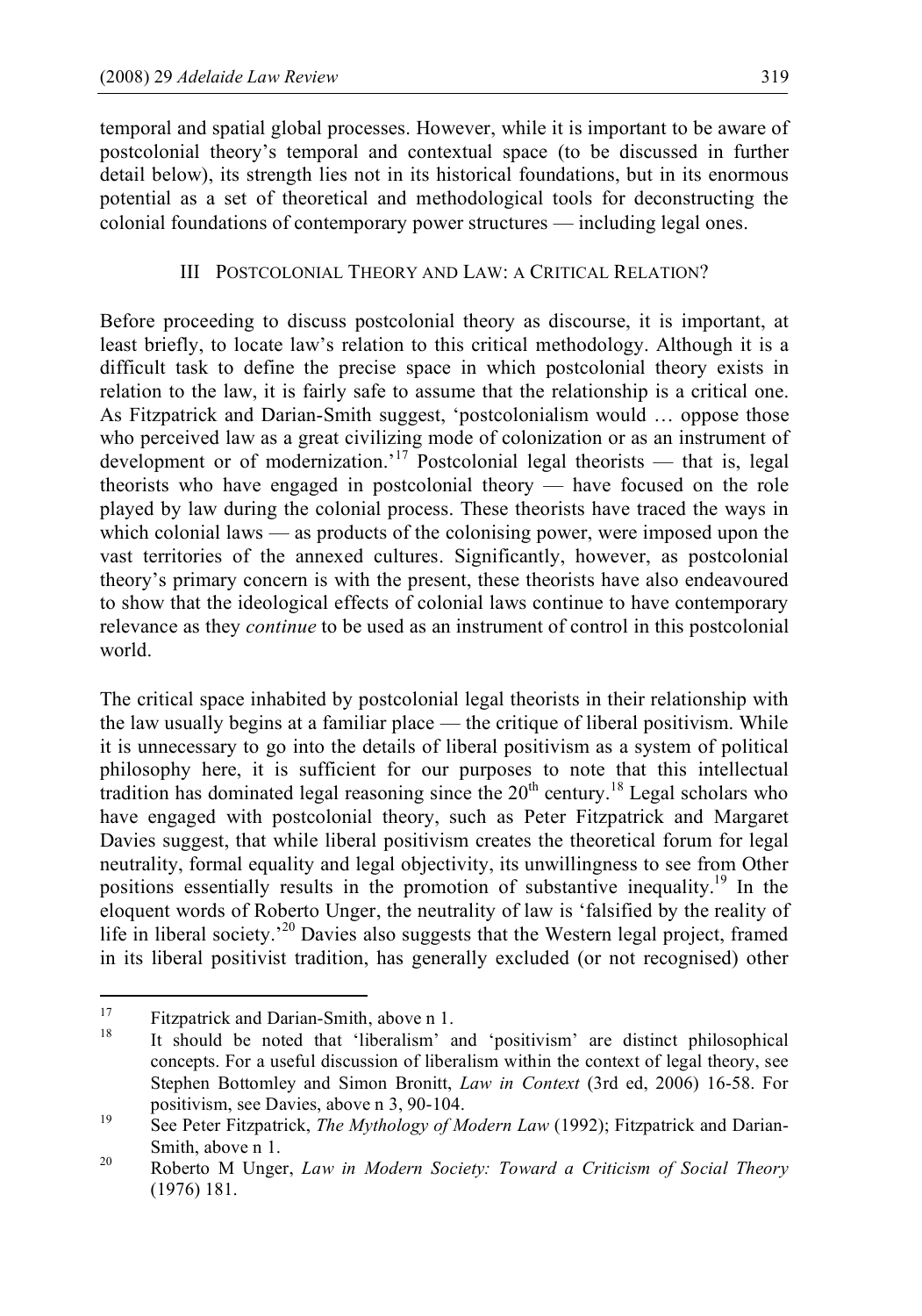temporal and spatial global processes. However, while it is important to be aware of postcolonial theory's temporal and contextual space (to be discussed in further detail below), its strength lies not in its historical foundations, but in its enormous potential as a set of theoretical and methodological tools for deconstructing the colonial foundations of contemporary power structures — including legal ones.

## III Postcolonial Theory and Law: a Critical Relation?

Before proceeding to discuss postcolonial theory as discourse, it is important, at least briefly, to locate law's relation to this critical methodology. Although it is a difficult task to define the precise space in which postcolonial theory exists in relation to the law, it is fairly safe to assume that the relationship is a critical one. As Fitzpatrick and Darian-Smith suggest, 'postcolonialism would … oppose those who perceived law as a great civilizing mode of colonization or as an instrument of development or of modernization.'[17] Postcolonial legal theorists — that is, legal theorists who have engaged in postcolonial theory — have focused on the role played by law during the colonial process. These theorists have traced the ways in which colonial laws — as products of the colonising power, were imposed upon the vast territories of the annexed cultures. Significantly, however, as postcolonial theory's primary concern is with the present, these theorists have also endeavoured to show that the ideological effects of colonial laws continue to have contemporary relevance as they *continue* to be used as an instrument of control in this postcolonial world.

The critical space inhabited by postcolonial legal theorists in their relationship with the law usually begins at a familiar place — the critique of liberal positivism. While it is unnecessary to go into the details of liberal positivism as a system of political philosophy here, it is sufficient for our purposes to note that this intellectual tradition has dominated legal reasoning since the 20th century.[18] Legal scholars who have engaged with postcolonial theory, such as Peter Fitzpatrick and Margaret Davies suggest, that while liberal positivism creates the theoretical forum for legal neutrality, formal equality and legal objectivity, its unwillingness to see from Other positions essentially results in the promotion of substantive inequality.[19] In the eloquent words of Roberto Unger, the neutrality of law is 'falsified by the reality of life in liberal society.'[20] Davies also suggests that the Western legal project, framed in its liberal positivist tradition, has generally excluded (or not recognised) other

---

[17] Fitzpatrick and Darian-Smith, above n 1.

[18] It should be noted that 'liberalism' and 'positivism' are distinct philosophical concepts. For a useful discussion of liberalism within the context of legal theory, see Stephen Bottomley and Simon Bronitt, *Law in Context* (3rd ed, 2006) 16-58. For positivism, see Davies, above n 3, 90-104.

[19] See Peter Fitzpatrick, *The Mythology of Modern Law* (1992); Fitzpatrick and Darian-Smith, above n 1.

[20] Roberto M Unger, *Law in Modern Society: Toward a Criticism of Social Theory* (1976) 181.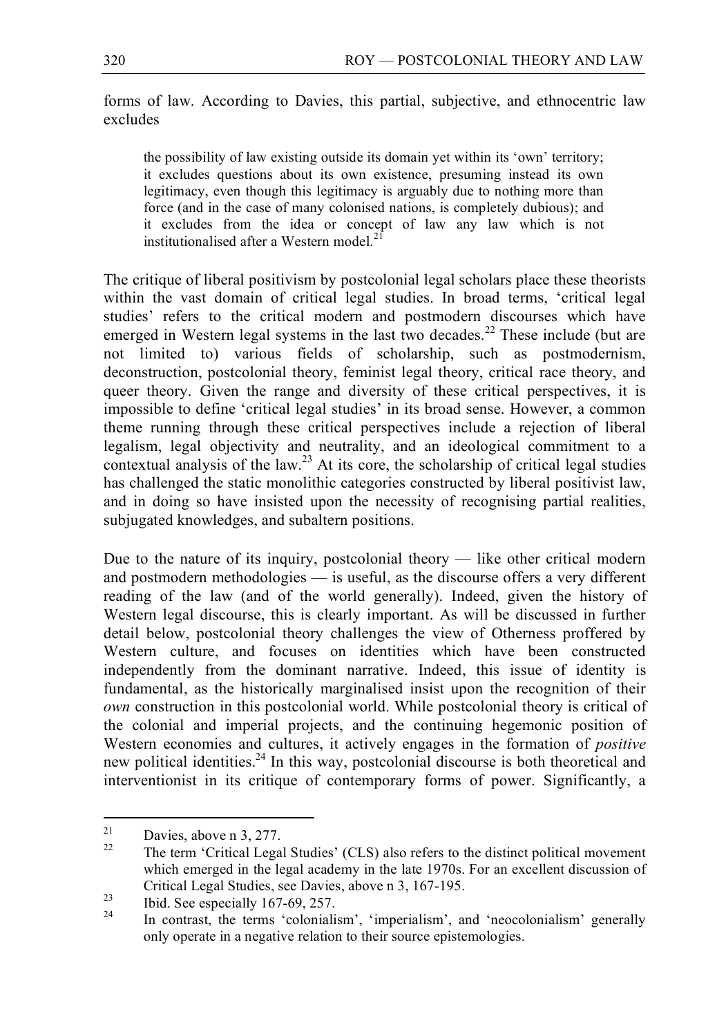forms of law. According to Davies, this partial, subjective, and ethnocentric law excludes

> the possibility of law existing outside its domain yet within its 'own' territory; it excludes questions about its own existence, presuming instead its own legitimacy, even though this legitimacy is arguably due to nothing more than force (and in the case of many colonised nations, is completely dubious); and it excludes from the idea or concept of law any law which is not institutionalised after a Western model.[21]

The critique of liberal positivism by postcolonial legal scholars place these theorists within the vast domain of critical legal studies. In broad terms, 'critical legal studies' refers to the critical modern and postmodern discourses which have emerged in Western legal systems in the last two decades.[22] These include (but are not limited to) various fields of scholarship, such as postmodernism, deconstruction, postcolonial theory, feminist legal theory, critical race theory, and queer theory. Given the range and diversity of these critical perspectives, it is impossible to define 'critical legal studies' in its broad sense. However, a common theme running through these critical perspectives include a rejection of liberal legalism, legal objectivity and neutrality, and an ideological commitment to a contextual analysis of the law.[23] At its core, the scholarship of critical legal studies has challenged the static monolithic categories constructed by liberal positivist law, and in doing so have insisted upon the necessity of recognising partial realities, subjugated knowledges, and subaltern positions.

Due to the nature of its inquiry, postcolonial theory — like other critical modern and postmodern methodologies — is useful, as the discourse offers a very different reading of the law (and of the world generally). Indeed, given the history of Western legal discourse, this is clearly important. As will be discussed in further detail below, postcolonial theory challenges the view of Otherness proffered by Western culture, and focuses on identities which have been constructed independently from the dominant narrative. Indeed, this issue of identity is fundamental, as the historically marginalised insist upon the recognition of their *own* construction in this postcolonial world. While postcolonial theory is critical of the colonial and imperial projects, and the continuing hegemonic position of Western economies and cultures, it actively engages in the formation of *positive* new political identities.[24] In this way, postcolonial discourse is both theoretical and interventionist in its critique of contemporary forms of power. Significantly, a

---

[21] Davies, above n 3, 277.

[22] The term 'Critical Legal Studies' (CLS) also refers to the distinct political movement which emerged in the legal academy in the late 1970s. For an excellent discussion of Critical Legal Studies, see Davies, above n 3, 167-195.

[23] Ibid. See especially 167-69, 257.

[24] In contrast, the terms 'colonialism', 'imperialism', and 'neocolonialism' generally only operate in a negative relation to their source epistemologies.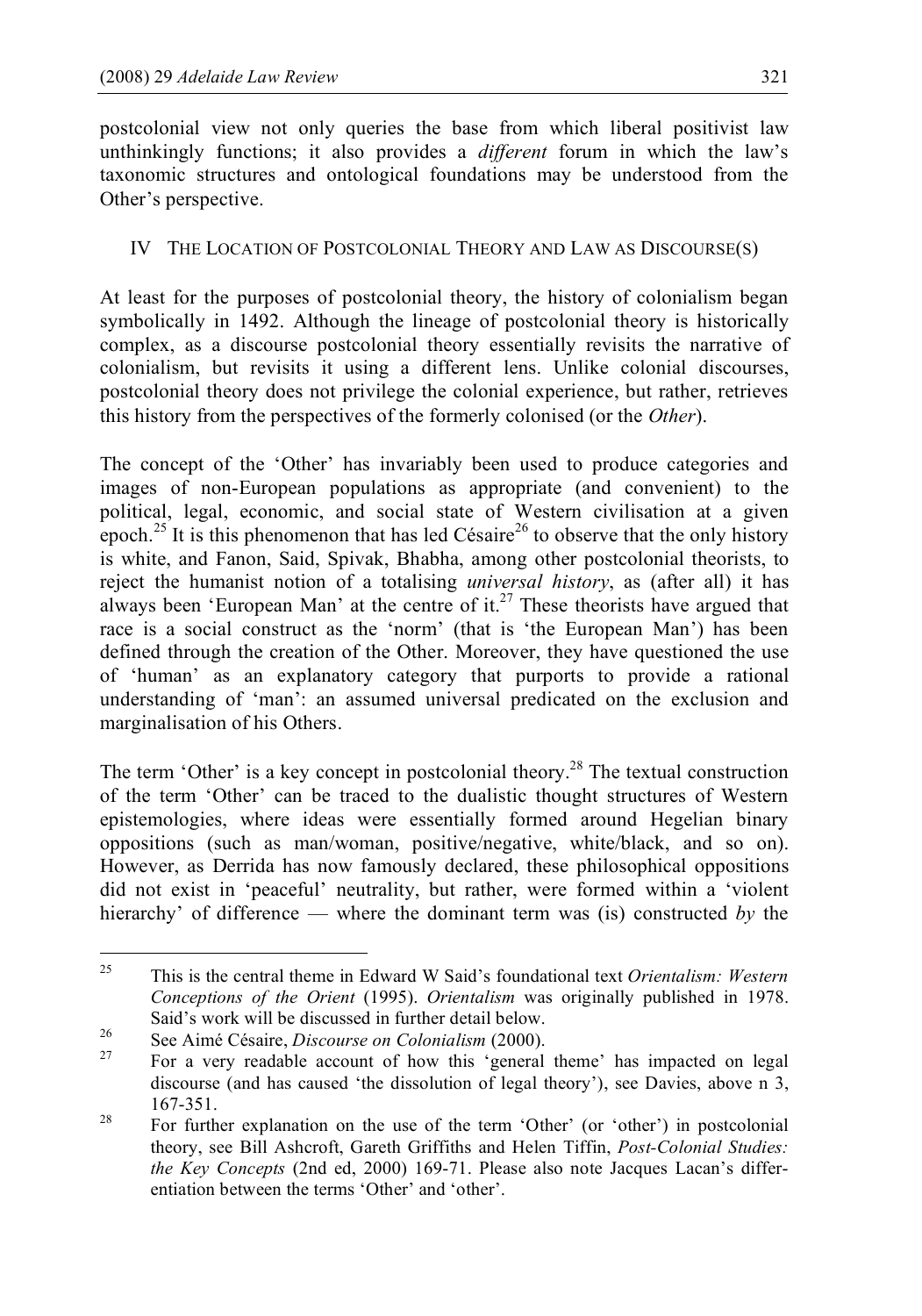postcolonial view not only queries the base from which liberal positivist law unthinkingly functions; it also provides a *different* forum in which the law's taxonomic structures and ontological foundations may be understood from the Other's perspective.

## IV The Location of Postcolonial Theory and Law as Discourse(s)

At least for the purposes of postcolonial theory, the history of colonialism began symbolically in 1492. Although the lineage of postcolonial theory is historically complex, as a discourse postcolonial theory essentially revisits the narrative of colonialism, but revisits it using a different lens. Unlike colonial discourses, postcolonial theory does not privilege the colonial experience, but rather, retrieves this history from the perspectives of the formerly colonised (or the *Other*).

The concept of the 'Other' has invariably been used to produce categories and images of non-European populations as appropriate (and convenient) to the political, legal, economic, and social state of Western civilisation at a given epoch.[25] It is this phenomenon that has led Césaire[26] to observe that the only history is white, and Fanon, Said, Spivak, Bhabha, among other postcolonial theorists, to reject the humanist notion of a totalising *universal history*, as (after all) it has always been 'European Man' at the centre of it.[27] These theorists have argued that race is a social construct as the 'norm' (that is 'the European Man') has been defined through the creation of the Other. Moreover, they have questioned the use of 'human' as an explanatory category that purports to provide a rational understanding of 'man': an assumed universal predicated on the exclusion and marginalisation of his Others.

The term 'Other' is a key concept in postcolonial theory.[28] The textual construction of the term 'Other' can be traced to the dualistic thought structures of Western epistemologies, where ideas were essentially formed around Hegelian binary oppositions (such as man/woman, positive/negative, white/black, and so on). However, as Derrida has now famously declared, these philosophical oppositions did not exist in 'peaceful' neutrality, but rather, were formed within a 'violent hierarchy' of difference — where the dominant term was (is) constructed *by* the

---

[25] This is the central theme in Edward W Said's foundational text *Orientalism: Western Conceptions of the Orient* (1995). *Orientalism* was originally published in 1978. Said's work will be discussed in further detail below.

[26] See Aimé Césaire, *Discourse on Colonialism* (2000).

[27] For a very readable account of how this 'general theme' has impacted on legal discourse (and has caused 'the dissolution of legal theory'), see Davies, above n 3, 167-351.

[28] For further explanation on the use of the term 'Other' (or 'other') in postcolonial theory, see Bill Ashcroft, Gareth Griffiths and Helen Tiffin, *Post-Colonial Studies: the Key Concepts* (2nd ed, 2000) 169-71. Please also note Jacques Lacan's differentiation between the terms 'Other' and 'other'.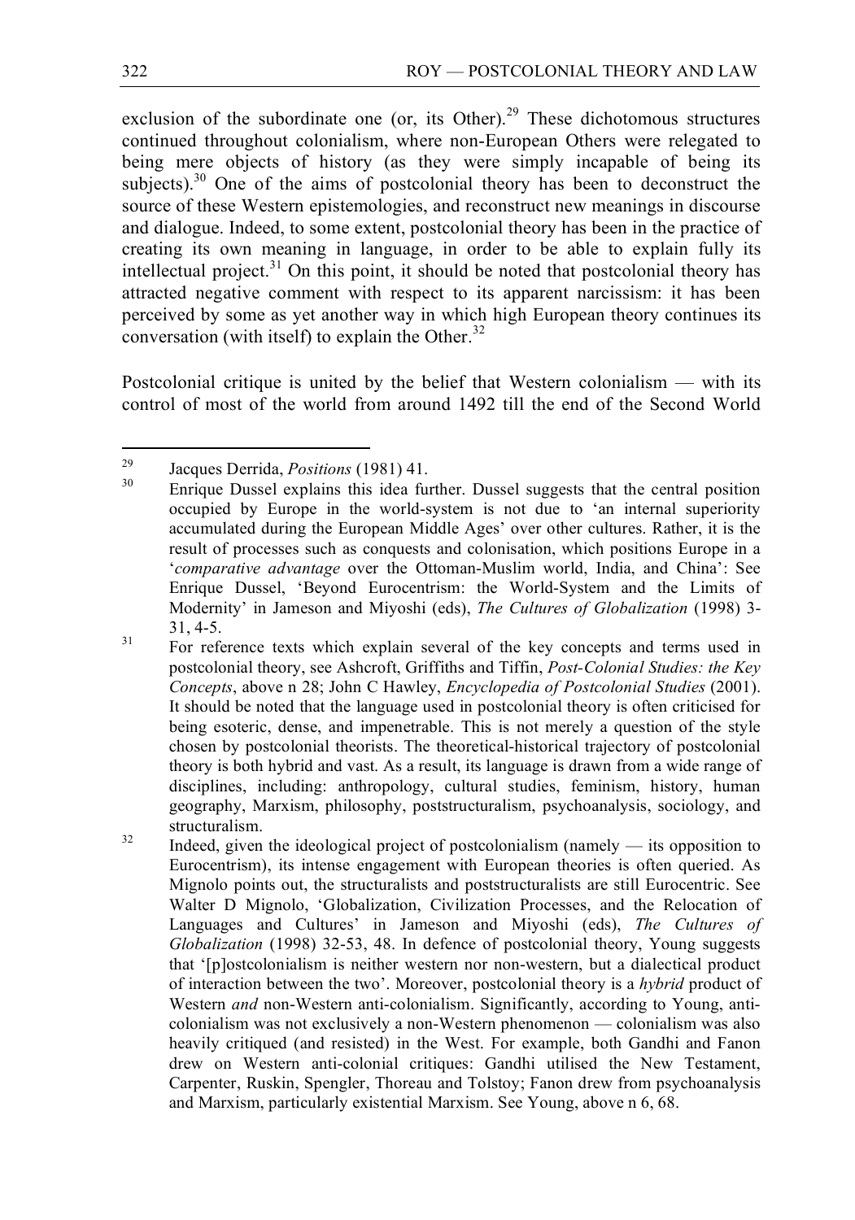exclusion of the subordinate one (or, its Other).[29] These dichotomous structures continued throughout colonialism, where non-European Others were relegated to being mere objects of history (as they were simply incapable of being its subjects).[30] One of the aims of postcolonial theory has been to deconstruct the source of these Western epistemologies, and reconstruct new meanings in discourse and dialogue. Indeed, to some extent, postcolonial theory has been in the practice of creating its own meaning in language, in order to be able to explain fully its intellectual project.[31] On this point, it should be noted that postcolonial theory has attracted negative comment with respect to its apparent narcissism: it has been perceived by some as yet another way in which high European theory continues its conversation (with itself) to explain the Other.[32]

Postcolonial critique is united by the belief that Western colonialism — with its control of most of the world from around 1492 till the end of the Second World

---

[29] Jacques Derrida, *Positions* (1981) 41.

[30] Enrique Dussel explains this idea further. Dussel suggests that the central position occupied by Europe in the world-system is not due to 'an internal superiority accumulated during the European Middle Ages' over other cultures. Rather, it is the result of processes such as conquests and colonisation, which positions Europe in a '*comparative advantage* over the Ottoman-Muslim world, India, and China': See Enrique Dussel, 'Beyond Eurocentrism: the World-System and the Limits of Modernity' in Jameson and Miyoshi (eds), *The Cultures of Globalization* (1998) 3-31, 4-5.

[31] For reference texts which explain several of the key concepts and terms used in postcolonial theory, see Ashcroft, Griffiths and Tiffin, *Post-Colonial Studies: the Key Concepts*, above n 28; John C Hawley, *Encyclopedia of Postcolonial Studies* (2001). It should be noted that the language used in postcolonial theory is often criticised for being esoteric, dense, and impenetrable. This is not merely a question of the style chosen by postcolonial theorists. The theoretical-historical trajectory of postcolonial theory is both hybrid and vast. As a result, its language is drawn from a wide range of disciplines, including: anthropology, cultural studies, feminism, history, human geography, Marxism, philosophy, poststructuralism, psychoanalysis, sociology, and structuralism.

[32] Indeed, given the ideological project of postcolonialism (namely — its opposition to Eurocentrism), its intense engagement with European theories is often queried. As Mignolo points out, the structuralists and poststructuralists are still Eurocentric. See Walter D Mignolo, 'Globalization, Civilization Processes, and the Relocation of Languages and Cultures' in Jameson and Miyoshi (eds), *The Cultures of Globalization* (1998) 32-53, 48. In defence of postcolonial theory, Young suggests that '[p]ostcolonialism is neither western nor non-western, but a dialectical product of interaction between the two'. Moreover, postcolonial theory is a *hybrid* product of Western *and* non-Western anti-colonialism. Significantly, according to Young, anti-colonialism was not exclusively a non-Western phenomenon — colonialism was also heavily critiqued (and resisted) in the West. For example, both Gandhi and Fanon drew on Western anti-colonial critiques: Gandhi utilised the New Testament, Carpenter, Ruskin, Spengler, Thoreau and Tolstoy; Fanon drew from psychoanalysis and Marxism, particularly existential Marxism. See Young, above n 6, 68.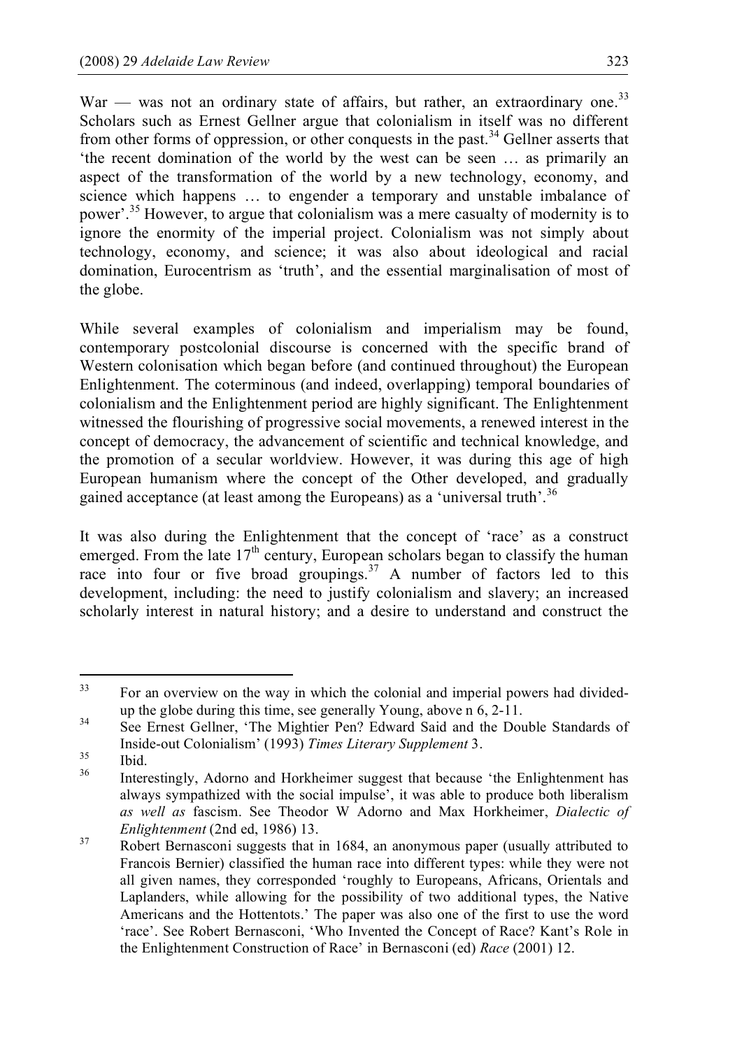War — was not an ordinary state of affairs, but rather, an extraordinary one.[33] Scholars such as Ernest Gellner argue that colonialism in itself was no different from other forms of oppression, or other conquests in the past.[34] Gellner asserts that 'the recent domination of the world by the west can be seen … as primarily an aspect of the transformation of the world by a new technology, economy, and science which happens … to engender a temporary and unstable imbalance of power'.[35] However, to argue that colonialism was a mere casualty of modernity is to ignore the enormity of the imperial project. Colonialism was not simply about technology, economy, and science; it was also about ideological and racial domination, Eurocentrism as 'truth', and the essential marginalisation of most of the globe.

While several examples of colonialism and imperialism may be found, contemporary postcolonial discourse is concerned with the specific brand of Western colonisation which began before (and continued throughout) the European Enlightenment. The coterminous (and indeed, overlapping) temporal boundaries of colonialism and the Enlightenment period are highly significant. The Enlightenment witnessed the flourishing of progressive social movements, a renewed interest in the concept of democracy, the advancement of scientific and technical knowledge, and the promotion of a secular worldview. However, it was during this age of high European humanism where the concept of the Other developed, and gradually gained acceptance (at least among the Europeans) as a 'universal truth'.[36]

It was also during the Enlightenment that the concept of 'race' as a construct emerged. From the late 17th century, European scholars began to classify the human race into four or five broad groupings.[37] A number of factors led to this development, including: the need to justify colonialism and slavery; an increased scholarly interest in natural history; and a desire to understand and construct the

---

[33] For an overview on the way in which the colonial and imperial powers had divided-up the globe during this time, see generally Young, above n 6, 2-11.

[34] See Ernest Gellner, 'The Mightier Pen? Edward Said and the Double Standards of Inside-out Colonialism' (1993) *Times Literary Supplement* 3.

[35] Ibid.

[36] Interestingly, Adorno and Horkheimer suggest that because 'the Enlightenment has always sympathized with the social impulse', it was able to produce both liberalism *as well as* fascism. See Theodor W Adorno and Max Horkheimer, *Dialectic of Enlightenment* (2nd ed, 1986) 13.

[37] Robert Bernasconi suggests that in 1684, an anonymous paper (usually attributed to Francois Bernier) classified the human race into different types: while they were not all given names, they corresponded 'roughly to Europeans, Africans, Orientals and Laplanders, while allowing for the possibility of two additional types, the Native Americans and the Hottentots.' The paper was also one of the first to use the word 'race'. See Robert Bernasconi, 'Who Invented the Concept of Race? Kant's Role in the Enlightenment Construction of Race' in Bernasconi (ed) *Race* (2001) 12.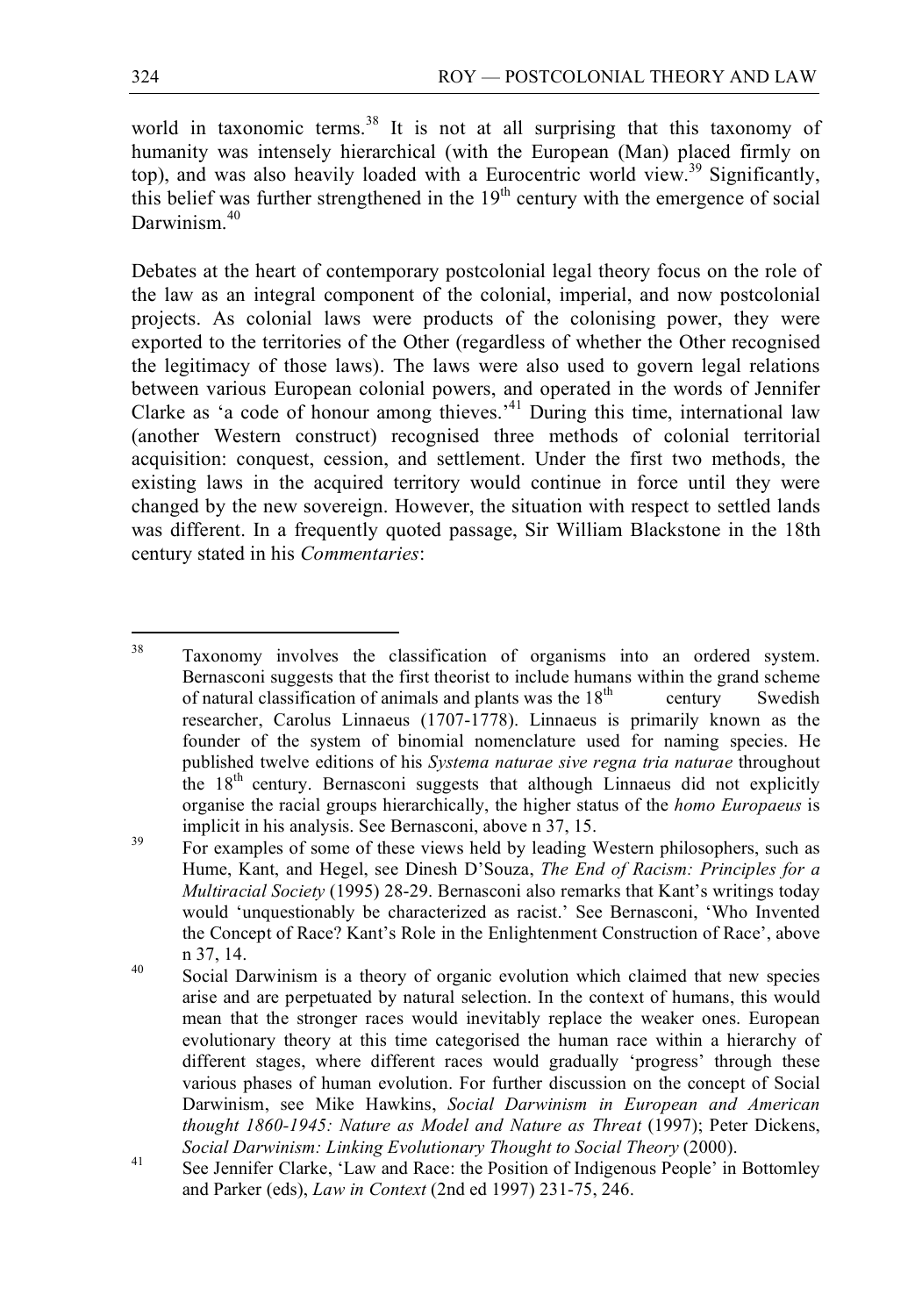world in taxonomic terms.[38] It is not at all surprising that this taxonomy of humanity was intensely hierarchical (with the European (Man) placed firmly on top), and was also heavily loaded with a Eurocentric world view.[39] Significantly, this belief was further strengthened in the 19th century with the emergence of social Darwinism.[40]

Debates at the heart of contemporary postcolonial legal theory focus on the role of the law as an integral component of the colonial, imperial, and now postcolonial projects. As colonial laws were products of the colonising power, they were exported to the territories of the Other (regardless of whether the Other recognised the legitimacy of those laws). The laws were also used to govern legal relations between various European colonial powers, and operated in the words of Jennifer Clarke as 'a code of honour among thieves.'[41] During this time, international law (another Western construct) recognised three methods of colonial territorial acquisition: conquest, cession, and settlement. Under the first two methods, the existing laws in the acquired territory would continue in force until they were changed by the new sovereign. However, the situation with respect to settled lands was different. In a frequently quoted passage, Sir William Blackstone in the 18th century stated in his *Commentaries*:

---

[38] Taxonomy involves the classification of organisms into an ordered system. Bernasconi suggests that the first theorist to include humans within the grand scheme of natural classification of animals and plants was the 18th century Swedish researcher, Carolus Linnaeus (1707-1778). Linnaeus is primarily known as the founder of the system of binomial nomenclature used for naming species. He published twelve editions of his *Systema naturae sive regna tria naturae* throughout the 18th century. Bernasconi suggests that although Linnaeus did not explicitly organise the racial groups hierarchically, the higher status of the *homo Europaeus* is implicit in his analysis. See Bernasconi, above n 37, 15.

[39] For examples of some of these views held by leading Western philosophers, such as Hume, Kant, and Hegel, see Dinesh D'Souza, *The End of Racism: Principles for a Multiracial Society* (1995) 28-29. Bernasconi also remarks that Kant's writings today would 'unquestionably be characterized as racist.' See Bernasconi, 'Who Invented the Concept of Race? Kant's Role in the Enlightenment Construction of Race', above n 37, 14.

[40] Social Darwinism is a theory of organic evolution which claimed that new species arise and are perpetuated by natural selection. In the context of humans, this would mean that the stronger races would inevitably replace the weaker ones. European evolutionary theory at this time categorised the human race within a hierarchy of different stages, where different races would gradually 'progress' through these various phases of human evolution. For further discussion on the concept of Social Darwinism, see Mike Hawkins, *Social Darwinism in European and American thought 1860-1945: Nature as Model and Nature as Threat* (1997); Peter Dickens, *Social Darwinism: Linking Evolutionary Thought to Social Theory* (2000).

[41] See Jennifer Clarke, 'Law and Race: the Position of Indigenous People' in Bottomley and Parker (eds), *Law in Context* (2nd ed 1997) 231-75, 246.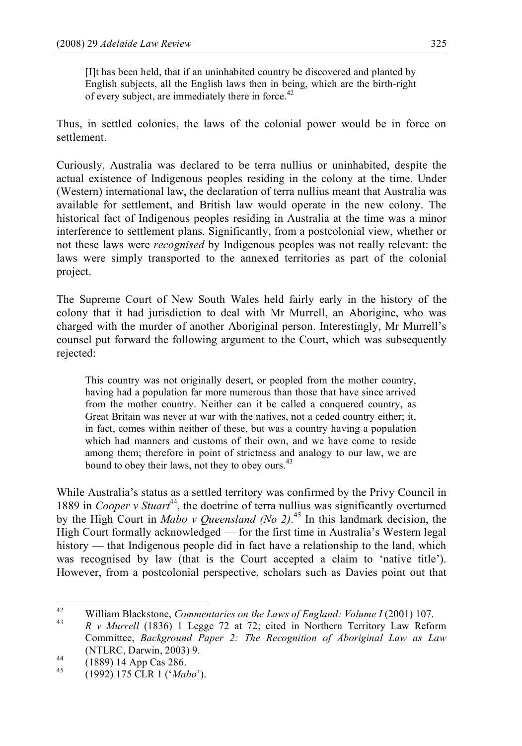> [I]t has been held, that if an uninhabited country be discovered and planted by English subjects, all the English laws then in being, which are the birth-right of every subject, are immediately there in force.[42]

Thus, in settled colonies, the laws of the colonial power would be in force on settlement.

Curiously, Australia was declared to be terra nullius or uninhabited, despite the actual existence of Indigenous peoples residing in the colony at the time. Under (Western) international law, the declaration of terra nullius meant that Australia was available for settlement, and British law would operate in the new colony. The historical fact of Indigenous peoples residing in Australia at the time was a minor interference to settlement plans. Significantly, from a postcolonial view, whether or not these laws were *recognised* by Indigenous peoples was not really relevant: the laws were simply transported to the annexed territories as part of the colonial project.

The Supreme Court of New South Wales held fairly early in the history of the colony that it had jurisdiction to deal with Mr Murrell, an Aborigine, who was charged with the murder of another Aboriginal person. Interestingly, Mr Murrell's counsel put forward the following argument to the Court, which was subsequently rejected:

> This country was not originally desert, or peopled from the mother country, having had a population far more numerous than those that have since arrived from the mother country. Neither can it be called a conquered country, as Great Britain was never at war with the natives, not a ceded country either; it, in fact, comes within neither of these, but was a country having a population which had manners and customs of their own, and we have come to reside among them; therefore in point of strictness and analogy to our law, we are bound to obey their laws, not they to obey ours.[43]

While Australia's status as a settled territory was confirmed by the Privy Council in 1889 in *Cooper v Stuart*[44], the doctrine of terra nullius was significantly overturned by the High Court in *Mabo v Queensland (No 2)*.[45] In this landmark decision, the High Court formally acknowledged — for the first time in Australia's Western legal history — that Indigenous people did in fact have a relationship to the land, which was recognised by law (that is the Court accepted a claim to 'native title'). However, from a postcolonial perspective, scholars such as Davies point out that

---

[42] William Blackstone, *Commentaries on the Laws of England: Volume I* (2001) 107.

[43] *R v Murrell* (1836) 1 Legge 72 at 72; cited in Northern Territory Law Reform Committee, *Background Paper 2: The Recognition of Aboriginal Law as Law* (NTLRC, Darwin, 2003) 9.

[44] (1889) 14 App Cas 286.

[45] (1992) 175 CLR 1 ('*Mabo*').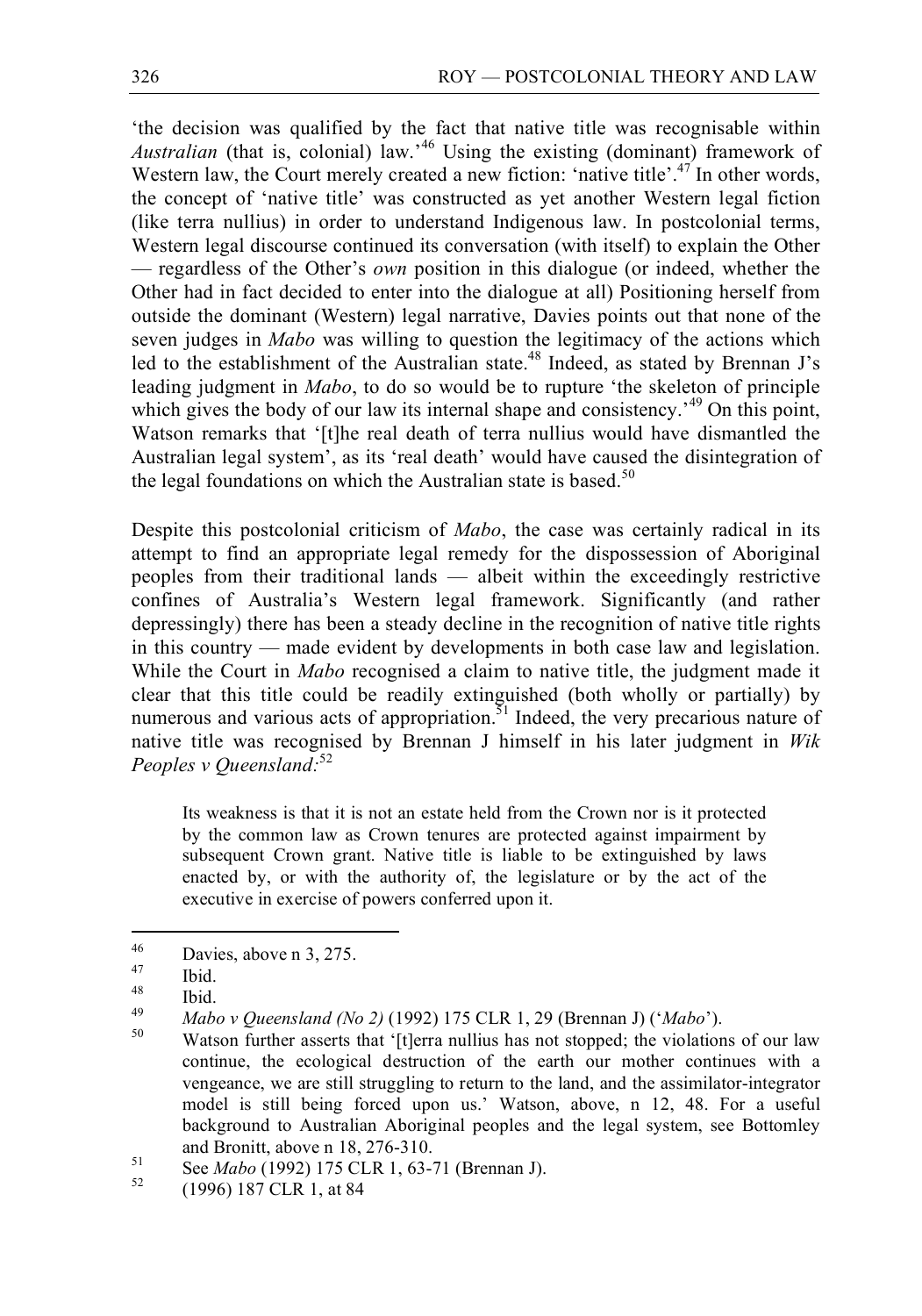'the decision was qualified by the fact that native title was recognisable within *Australian* (that is, colonial) law.'[46] Using the existing (dominant) framework of Western law, the Court merely created a new fiction: 'native title'.[47] In other words, the concept of 'native title' was constructed as yet another Western legal fiction (like terra nullius) in order to understand Indigenous law. In postcolonial terms, Western legal discourse continued its conversation (with itself) to explain the Other — regardless of the Other's *own* position in this dialogue (or indeed, whether the Other had in fact decided to enter into the dialogue at all) Positioning herself from outside the dominant (Western) legal narrative, Davies points out that none of the seven judges in *Mabo* was willing to question the legitimacy of the actions which led to the establishment of the Australian state.[48] Indeed, as stated by Brennan J's leading judgment in *Mabo*, to do so would be to rupture 'the skeleton of principle which gives the body of our law its internal shape and consistency.'[49] On this point, Watson remarks that '[t]he real death of terra nullius would have dismantled the Australian legal system', as its 'real death' would have caused the disintegration of the legal foundations on which the Australian state is based.[50]

Despite this postcolonial criticism of *Mabo*, the case was certainly radical in its attempt to find an appropriate legal remedy for the dispossession of Aboriginal peoples from their traditional lands — albeit within the exceedingly restrictive confines of Australia's Western legal framework. Significantly (and rather depressingly) there has been a steady decline in the recognition of native title rights in this country — made evident by developments in both case law and legislation. While the Court in *Mabo* recognised a claim to native title, the judgment made it clear that this title could be readily extinguished (both wholly or partially) by numerous and various acts of appropriation.[51] Indeed, the very precarious nature of native title was recognised by Brennan J himself in his later judgment in *Wik Peoples v Queensland*:[52]

> Its weakness is that it is not an estate held from the Crown nor is it protected by the common law as Crown tenures are protected against impairment by subsequent Crown grant. Native title is liable to be extinguished by laws enacted by, or with the authority of, the legislature or by the act of the executive in exercise of powers conferred upon it.

---

[46] Davies, above n 3, 275.

[47] Ibid.

[48] Ibid.

[49] *Mabo v Queensland (No 2)* (1992) 175 CLR 1, 29 (Brennan J) ('*Mabo*').

[50] Watson further asserts that '[t]erra nullius has not stopped; the violations of our law continue, the ecological destruction of the earth our mother continues with a vengeance, we are still struggling to return to the land, and the assimilator-integrator model is still being forced upon us.' Watson, above, n 12, 48. For a useful background to Australian Aboriginal peoples and the legal system, see Bottomley and Bronitt, above n 18, 276-310.

[51] See *Mabo* (1992) 175 CLR 1, 63-71 (Brennan J).

[52] (1996) 187 CLR 1, at 84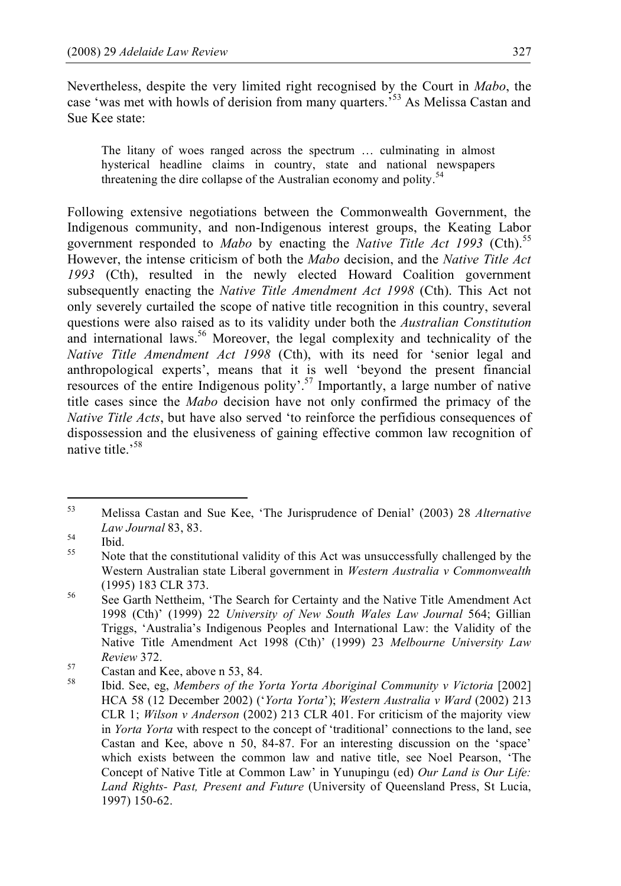Nevertheless, despite the very limited right recognised by the Court in *Mabo*, the case 'was met with howls of derision from many quarters.'[53] As Melissa Castan and Sue Kee state:

> The litany of woes ranged across the spectrum … culminating in almost hysterical headline claims in country, state and national newspapers threatening the dire collapse of the Australian economy and polity.[54]

Following extensive negotiations between the Commonwealth Government, the Indigenous community, and non-Indigenous interest groups, the Keating Labor government responded to *Mabo* by enacting the *Native Title Act 1993* (Cth).[55] However, the intense criticism of both the *Mabo* decision, and the *Native Title Act 1993* (Cth), resulted in the newly elected Howard Coalition government subsequently enacting the *Native Title Amendment Act 1998* (Cth). This Act not only severely curtailed the scope of native title recognition in this country, several questions were also raised as to its validity under both the *Australian Constitution* and international laws.[56] Moreover, the legal complexity and technicality of the *Native Title Amendment Act 1998* (Cth), with its need for 'senior legal and anthropological experts', means that it is well 'beyond the present financial resources of the entire Indigenous polity'.[57] Importantly, a large number of native title cases since the *Mabo* decision have not only confirmed the primacy of the *Native Title Acts*, but have also served 'to reinforce the perfidious consequences of dispossession and the elusiveness of gaining effective common law recognition of native title.'[58]

---

[53] Melissa Castan and Sue Kee, 'The Jurisprudence of Denial' (2003) 28 *Alternative Law Journal* 83, 83.

[54] Ibid.

[55] Note that the constitutional validity of this Act was unsuccessfully challenged by the Western Australian state Liberal government in *Western Australia v Commonwealth* (1995) 183 CLR 373.

[56] See Garth Nettheim, 'The Search for Certainty and the Native Title Amendment Act 1998 (Cth)' (1999) 22 *University of New South Wales Law Journal* 564; Gillian Triggs, 'Australia's Indigenous Peoples and International Law: the Validity of the Native Title Amendment Act 1998 (Cth)' (1999) 23 *Melbourne University Law Review* 372.

[57] Castan and Kee, above n 53, 84.

[58] Ibid. See, eg, *Members of the Yorta Yorta Aboriginal Community v Victoria* [2002] HCA 58 (12 December 2002) ('*Yorta Yorta*'); *Western Australia v Ward* (2002) 213 CLR 1; *Wilson v Anderson* (2002) 213 CLR 401. For criticism of the majority view in *Yorta Yorta* with respect to the concept of 'traditional' connections to the land, see Castan and Kee, above n 50, 84-87. For an interesting discussion on the 'space' which exists between the common law and native title, see Noel Pearson, 'The Concept of Native Title at Common Law' in Yunupingu (ed) *Our Land is Our Life: Land Rights- Past, Present and Future* (University of Queensland Press, St Lucia, 1997) 150-62.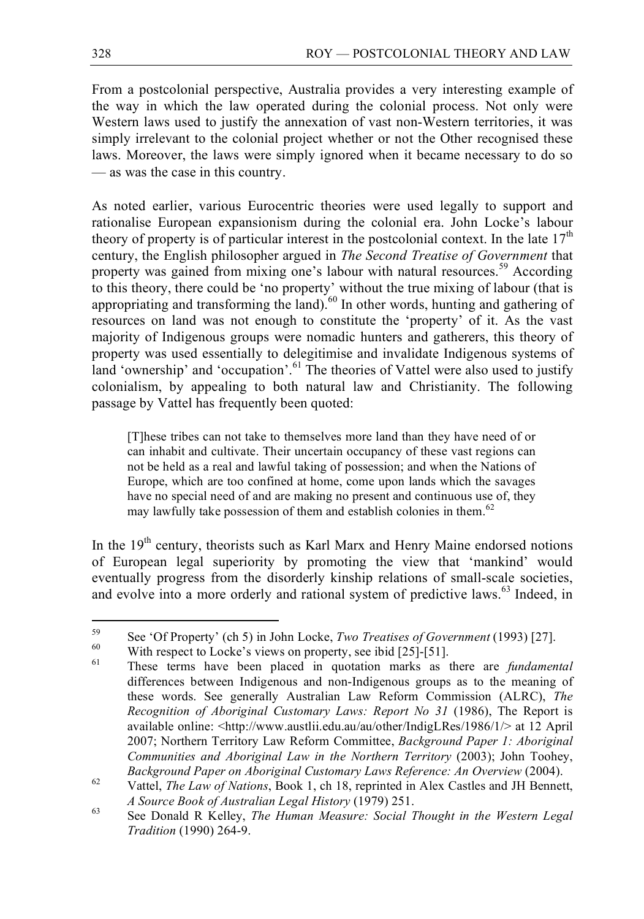From a postcolonial perspective, Australia provides a very interesting example of the way in which the law operated during the colonial process. Not only were Western laws used to justify the annexation of vast non-Western territories, it was simply irrelevant to the colonial project whether or not the Other recognised these laws. Moreover, the laws were simply ignored when it became necessary to do so — as was the case in this country.

As noted earlier, various Eurocentric theories were used legally to support and rationalise European expansionism during the colonial era. John Locke's labour theory of property is of particular interest in the postcolonial context. In the late 17th century, the English philosopher argued in *The Second Treatise of Government* that property was gained from mixing one's labour with natural resources.[59] According to this theory, there could be 'no property' without the true mixing of labour (that is appropriating and transforming the land).[60] In other words, hunting and gathering of resources on land was not enough to constitute the 'property' of it. As the vast majority of Indigenous groups were nomadic hunters and gatherers, this theory of property was used essentially to delegitimise and invalidate Indigenous systems of land 'ownership' and 'occupation'.[61] The theories of Vattel were also used to justify colonialism, by appealing to both natural law and Christianity. The following passage by Vattel has frequently been quoted:

> [T]hese tribes can not take to themselves more land than they have need of or can inhabit and cultivate. Their uncertain occupancy of these vast regions can not be held as a real and lawful taking of possession; and when the Nations of Europe, which are too confined at home, come upon lands which the savages have no special need of and are making no present and continuous use of, they may lawfully take possession of them and establish colonies in them.[62]

In the 19th century, theorists such as Karl Marx and Henry Maine endorsed notions of European legal superiority by promoting the view that 'mankind' would eventually progress from the disorderly kinship relations of small-scale societies, and evolve into a more orderly and rational system of predictive laws.[63] Indeed, in

---

[59] See 'Of Property' (ch 5) in John Locke, *Two Treatises of Government* (1993) [27].

[60] With respect to Locke's views on property, see ibid [25]-[51].

[61] These terms have been placed in quotation marks as there are *fundamental* differences between Indigenous and non-Indigenous groups as to the meaning of these words. See generally Australian Law Reform Commission (ALRC), *The Recognition of Aboriginal Customary Laws: Report No 31* (1986), The Report is available online: <http://www.austlii.edu.au/au/other/IndigLRes/1986/1/> at 12 April 2007; Northern Territory Law Reform Committee, *Background Paper 1: Aboriginal Communities and Aboriginal Law in the Northern Territory* (2003); John Toohey, *Background Paper on Aboriginal Customary Laws Reference: An Overview* (2004).

[62] Vattel, *The Law of Nations*, Book 1, ch 18, reprinted in Alex Castles and JH Bennett, *A Source Book of Australian Legal History* (1979) 251.

[63] See Donald R Kelley, *The Human Measure: Social Thought in the Western Legal Tradition* (1990) 264-9.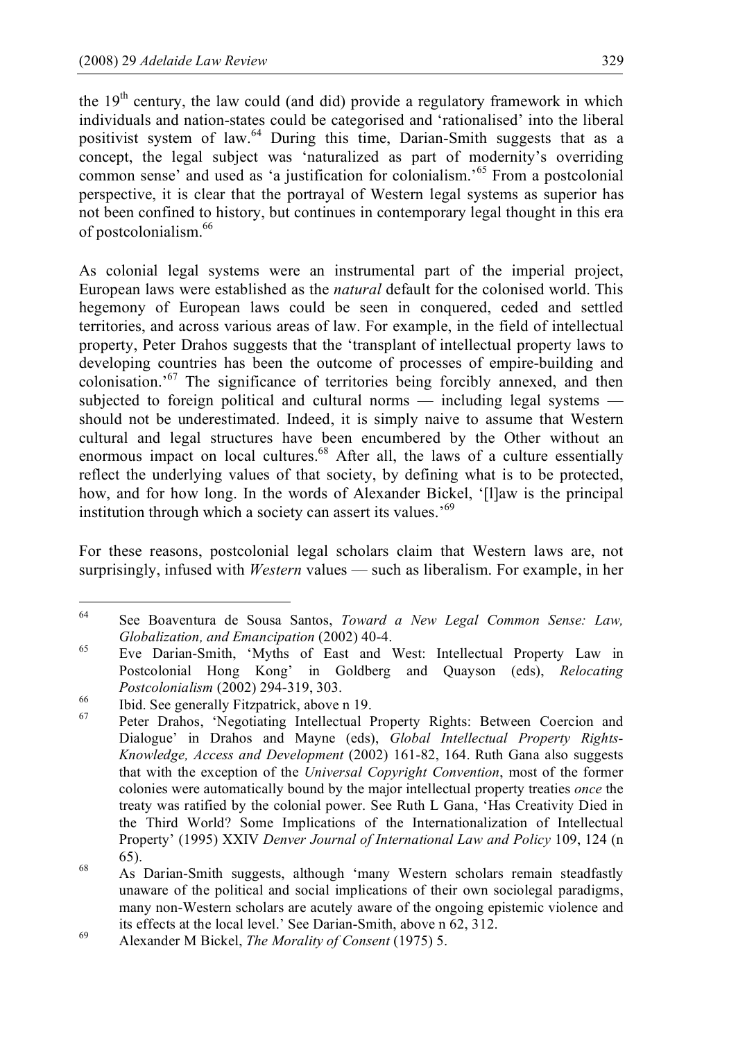the 19th century, the law could (and did) provide a regulatory framework in which individuals and nation-states could be categorised and 'rationalised' into the liberal positivist system of law.[64] During this time, Darian-Smith suggests that as a concept, the legal subject was 'naturalized as part of modernity's overriding common sense' and used as 'a justification for colonialism.'[65] From a postcolonial perspective, it is clear that the portrayal of Western legal systems as superior has not been confined to history, but continues in contemporary legal thought in this era of postcolonialism.[66]

As colonial legal systems were an instrumental part of the imperial project, European laws were established as the *natural* default for the colonised world. This hegemony of European laws could be seen in conquered, ceded and settled territories, and across various areas of law. For example, in the field of intellectual property, Peter Drahos suggests that the 'transplant of intellectual property laws to developing countries has been the outcome of processes of empire-building and colonisation.'[67] The significance of territories being forcibly annexed, and then subjected to foreign political and cultural norms — including legal systems — should not be underestimated. Indeed, it is simply naive to assume that Western cultural and legal structures have been encumbered by the Other without an enormous impact on local cultures.[68] After all, the laws of a culture essentially reflect the underlying values of that society, by defining what is to be protected, how, and for how long. In the words of Alexander Bickel, '[l]aw is the principal institution through which a society can assert its values.'[69]

For these reasons, postcolonial legal scholars claim that Western laws are, not surprisingly, infused with *Western* values — such as liberalism. For example, in her

---

64 See Boaventura de Sousa Santos, *Toward a New Legal Common Sense: Law, Globalization, and Emancipation* (2002) 40-4.

65 Eve Darian-Smith, 'Myths of East and West: Intellectual Property Law in Postcolonial Hong Kong' in Goldberg and Quayson (eds), *Relocating Postcolonialism* (2002) 294-319, 303.

66 Ibid. See generally Fitzpatrick, above n 19.

67 Peter Drahos, 'Negotiating Intellectual Property Rights: Between Coercion and Dialogue' in Drahos and Mayne (eds), *Global Intellectual Property Rights-Knowledge, Access and Development* (2002) 161-82, 164. Ruth Gana also suggests that with the exception of the *Universal Copyright Convention*, most of the former colonies were automatically bound by the major intellectual property treaties *once* the treaty was ratified by the colonial power. See Ruth L Gana, 'Has Creativity Died in the Third World? Some Implications of the Internationalization of Intellectual Property' (1995) XXIV *Denver Journal of International Law and Policy* 109, 124 (n 65).

68 As Darian-Smith suggests, although 'many Western scholars remain steadfastly unaware of the political and social implications of their own sociolegal paradigms, many non-Western scholars are acutely aware of the ongoing epistemic violence and its effects at the local level.' See Darian-Smith, above n 62, 312.

69 Alexander M Bickel, *The Morality of Consent* (1975) 5.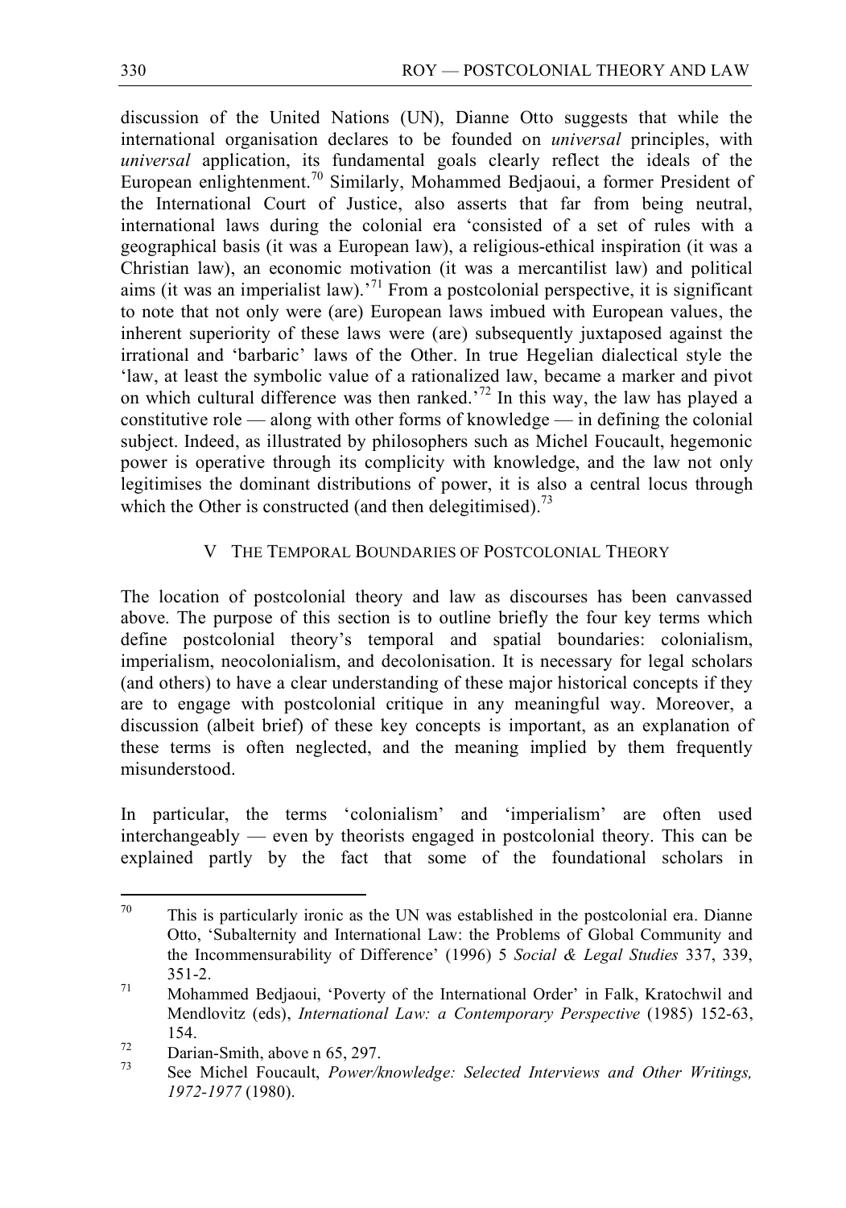discussion of the United Nations (UN), Dianne Otto suggests that while the international organisation declares to be founded on *universal* principles, with *universal* application, its fundamental goals clearly reflect the ideals of the European enlightenment.[70] Similarly, Mohammed Bedjaoui, a former President of the International Court of Justice, also asserts that far from being neutral, international laws during the colonial era 'consisted of a set of rules with a geographical basis (it was a European law), a religious-ethical inspiration (it was a Christian law), an economic motivation (it was a mercantilist law) and political aims (it was an imperialist law).'[71] From a postcolonial perspective, it is significant to note that not only were (are) European laws imbued with European values, the inherent superiority of these laws were (are) subsequently juxtaposed against the irrational and 'barbaric' laws of the Other. In true Hegelian dialectical style the 'law, at least the symbolic value of a rationalized law, became a marker and pivot on which cultural difference was then ranked.'[72] In this way, the law has played a constitutive role — along with other forms of knowledge — in defining the colonial subject. Indeed, as illustrated by philosophers such as Michel Foucault, hegemonic power is operative through its complicity with knowledge, and the law not only legitimises the dominant distributions of power, it is also a central locus through which the Other is constructed (and then delegitimised).[73]

## V THE TEMPORAL BOUNDARIES OF POSTCOLONIAL THEORY

The location of postcolonial theory and law as discourses has been canvassed above. The purpose of this section is to outline briefly the four key terms which define postcolonial theory's temporal and spatial boundaries: colonialism, imperialism, neocolonialism, and decolonisation. It is necessary for legal scholars (and others) to have a clear understanding of these major historical concepts if they are to engage with postcolonial critique in any meaningful way. Moreover, a discussion (albeit brief) of these key concepts is important, as an explanation of these terms is often neglected, and the meaning implied by them frequently misunderstood.

In particular, the terms 'colonialism' and 'imperialism' are often used interchangeably — even by theorists engaged in postcolonial theory. This can be explained partly by the fact that some of the foundational scholars in

---

[70] This is particularly ironic as the UN was established in the postcolonial era. Dianne Otto, 'Subalternity and International Law: the Problems of Global Community and the Incommensurability of Difference' (1996) 5 *Social & Legal Studies* 337, 339, 351-2.

[71] Mohammed Bedjaoui, 'Poverty of the International Order' in Falk, Kratochwil and Mendlovitz (eds), *International Law: a Contemporary Perspective* (1985) 152-63, 154.

[72] Darian-Smith, above n 65, 297.

[73] See Michel Foucault, *Power/knowledge: Selected Interviews and Other Writings, 1972-1977* (1980).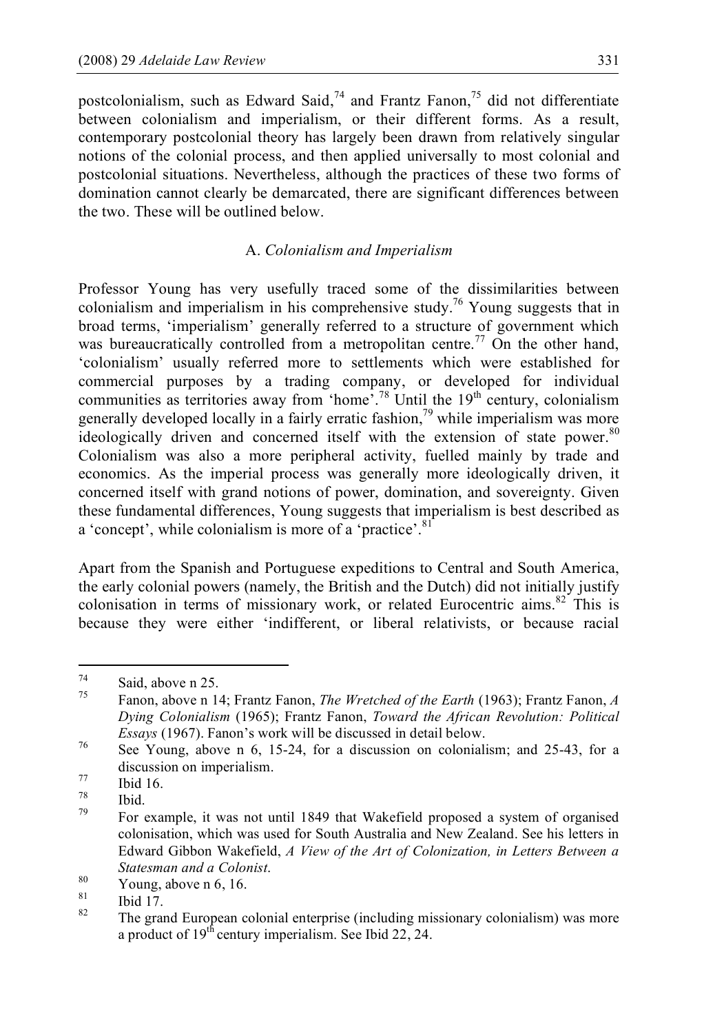postcolonialism, such as Edward Said,[74] and Frantz Fanon,[75] did not differentiate between colonialism and imperialism, or their different forms. As a result, contemporary postcolonial theory has largely been drawn from relatively singular notions of the colonial process, and then applied universally to most colonial and postcolonial situations. Nevertheless, although the practices of these two forms of domination cannot clearly be demarcated, there are significant differences between the two. These will be outlined below.

### A. *Colonialism and Imperialism*

Professor Young has very usefully traced some of the dissimilarities between colonialism and imperialism in his comprehensive study.[76] Young suggests that in broad terms, 'imperialism' generally referred to a structure of government which was bureaucratically controlled from a metropolitan centre.[77] On the other hand, 'colonialism' usually referred more to settlements which were established for commercial purposes by a trading company, or developed for individual communities as territories away from 'home'.[78] Until the 19th century, colonialism generally developed locally in a fairly erratic fashion,[79] while imperialism was more ideologically driven and concerned itself with the extension of state power.[80] Colonialism was also a more peripheral activity, fuelled mainly by trade and economics. As the imperial process was generally more ideologically driven, it concerned itself with grand notions of power, domination, and sovereignty. Given these fundamental differences, Young suggests that imperialism is best described as a 'concept', while colonialism is more of a 'practice'.[81]

Apart from the Spanish and Portuguese expeditions to Central and South America, the early colonial powers (namely, the British and the Dutch) did not initially justify colonisation in terms of missionary work, or related Eurocentric aims.[82] This is because they were either 'indifferent, or liberal relativists, or because racial

---

[74] Said, above n 25.

[75] Fanon, above n 14; Frantz Fanon, *The Wretched of the Earth* (1963); Frantz Fanon, *A Dying Colonialism* (1965); Frantz Fanon, *Toward the African Revolution: Political Essays* (1967). Fanon's work will be discussed in detail below.

[76] See Young, above n 6, 15-24, for a discussion on colonialism; and 25-43, for a discussion on imperialism.

[77] Ibid 16.

[78] Ibid.

[79] For example, it was not until 1849 that Wakefield proposed a system of organised colonisation, which was used for South Australia and New Zealand. See his letters in Edward Gibbon Wakefield, *A View of the Art of Colonization, in Letters Between a Statesman and a Colonist*.

[80] Young, above n 6, 16.

[81] Ibid 17.

[82] The grand European colonial enterprise (including missionary colonialism) was more a product of 19th century imperialism. See Ibid 22, 24.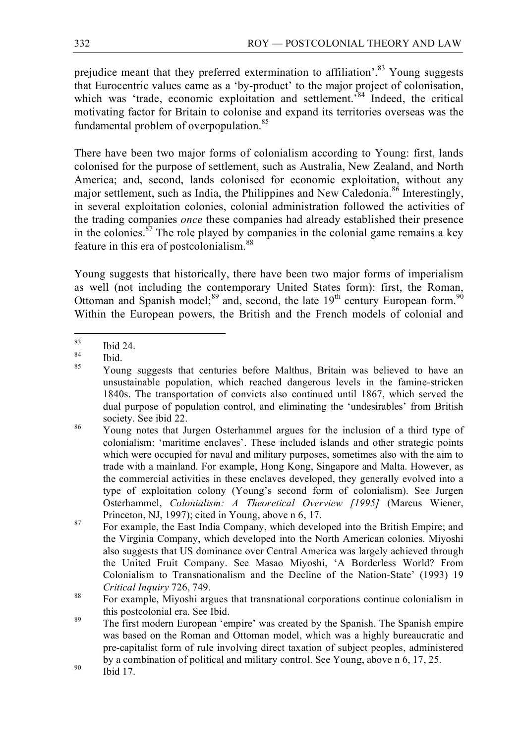prejudice meant that they preferred extermination to affiliation'.[83] Young suggests that Eurocentric values came as a 'by-product' to the major project of colonisation, which was 'trade, economic exploitation and settlement.'[84] Indeed, the critical motivating factor for Britain to colonise and expand its territories overseas was the fundamental problem of overpopulation.[85]

There have been two major forms of colonialism according to Young: first, lands colonised for the purpose of settlement, such as Australia, New Zealand, and North America; and, second, lands colonised for economic exploitation, without any major settlement, such as India, the Philippines and New Caledonia.[86] Interestingly, in several exploitation colonies, colonial administration followed the activities of the trading companies *once* these companies had already established their presence in the colonies.[87] The role played by companies in the colonial game remains a key feature in this era of postcolonialism.[88]

Young suggests that historically, there have been two major forms of imperialism as well (not including the contemporary United States form): first, the Roman, Ottoman and Spanish model;[89] and, second, the late 19th century European form.[90] Within the European powers, the British and the French models of colonial and

---

[83] Ibid 24.

[84] Ibid.

[85] Young suggests that centuries before Malthus, Britain was believed to have an unsustainable population, which reached dangerous levels in the famine-stricken 1840s. The transportation of convicts also continued until 1867, which served the dual purpose of population control, and eliminating the 'undesirables' from British society. See ibid 22.

[86] Young notes that Jurgen Osterhammel argues for the inclusion of a third type of colonialism: 'maritime enclaves'. These included islands and other strategic points which were occupied for naval and military purposes, sometimes also with the aim to trade with a mainland. For example, Hong Kong, Singapore and Malta. However, as the commercial activities in these enclaves developed, they generally evolved into a type of exploitation colony (Young's second form of colonialism). See Jurgen Osterhammel, *Colonialism: A Theoretical Overview [1995]* (Marcus Wiener, Princeton, NJ, 1997); cited in Young, above n 6, 17.

[87] For example, the East India Company, which developed into the British Empire; and the Virginia Company, which developed into the North American colonies. Miyoshi also suggests that US dominance over Central America was largely achieved through the United Fruit Company. See Masao Miyoshi, 'A Borderless World? From Colonialism to Transnationalism and the Decline of the Nation-State' (1993) 19 *Critical Inquiry* 726, 749.

[88] For example, Miyoshi argues that transnational corporations continue colonialism in this postcolonial era. See Ibid.

[89] The first modern European 'empire' was created by the Spanish. The Spanish empire was based on the Roman and Ottoman model, which was a highly bureaucratic and pre-capitalist form of rule involving direct taxation of subject peoples, administered by a combination of political and military control. See Young, above n 6, 17, 25.

[90] Ibid 17.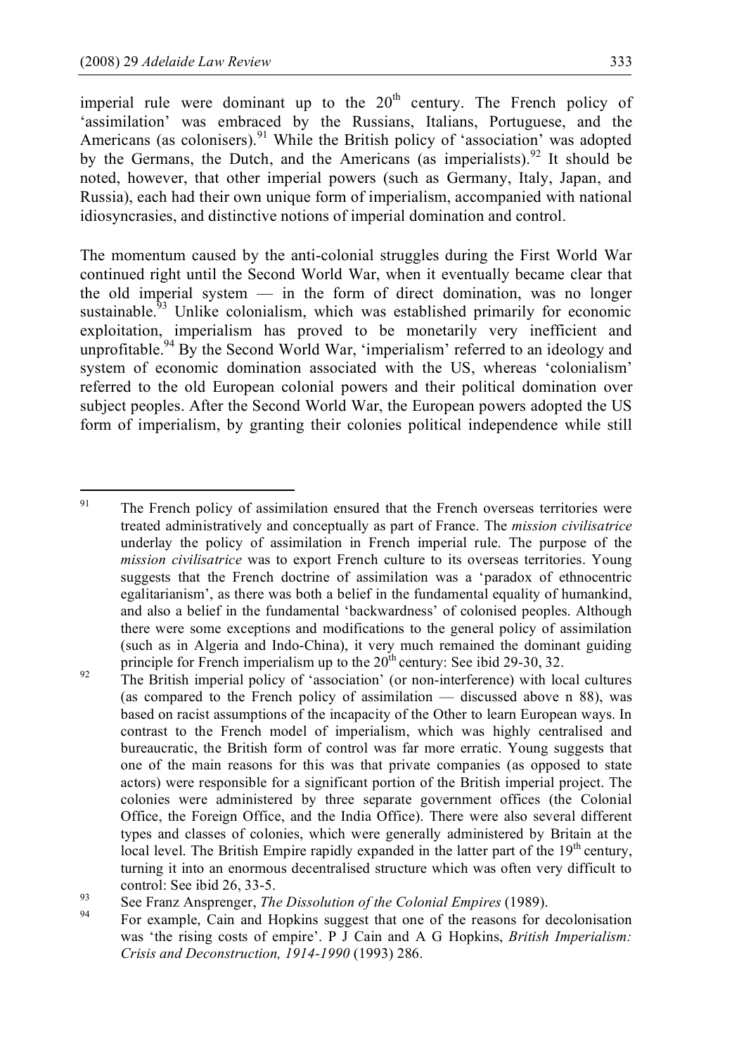imperial rule were dominant up to the 20th century. The French policy of 'assimilation' was embraced by the Russians, Italians, Portuguese, and the Americans (as colonisers).[91] While the British policy of 'association' was adopted by the Germans, the Dutch, and the Americans (as imperialists).[92] It should be noted, however, that other imperial powers (such as Germany, Italy, Japan, and Russia), each had their own unique form of imperialism, accompanied with national idiosyncrasies, and distinctive notions of imperial domination and control.

The momentum caused by the anti-colonial struggles during the First World War continued right until the Second World War, when it eventually became clear that the old imperial system — in the form of direct domination, was no longer sustainable.[93] Unlike colonialism, which was established primarily for economic exploitation, imperialism has proved to be monetarily very inefficient and unprofitable.[94] By the Second World War, 'imperialism' referred to an ideology and system of economic domination associated with the US, whereas 'colonialism' referred to the old European colonial powers and their political domination over subject peoples. After the Second World War, the European powers adopted the US form of imperialism, by granting their colonies political independence while still

---

[91] The French policy of assimilation ensured that the French overseas territories were treated administratively and conceptually as part of France. The *mission civilisatrice* underlay the policy of assimilation in French imperial rule. The purpose of the *mission civilisatrice* was to export French culture to its overseas territories. Young suggests that the French doctrine of assimilation was a 'paradox of ethnocentric egalitarianism', as there was both a belief in the fundamental equality of humankind, and also a belief in the fundamental 'backwardness' of colonised peoples. Although there were some exceptions and modifications to the general policy of assimilation (such as in Algeria and Indo-China), it very much remained the dominant guiding principle for French imperialism up to the 20th century: See ibid 29-30, 32.

[92] The British imperial policy of 'association' (or non-interference) with local cultures (as compared to the French policy of assimilation — discussed above n 88), was based on racist assumptions of the incapacity of the Other to learn European ways. In contrast to the French model of imperialism, which was highly centralised and bureaucratic, the British form of control was far more erratic. Young suggests that one of the main reasons for this was that private companies (as opposed to state actors) were responsible for a significant portion of the British imperial project. The colonies were administered by three separate government offices (the Colonial Office, the Foreign Office, and the India Office). There were also several different types and classes of colonies, which were generally administered by Britain at the local level. The British Empire rapidly expanded in the latter part of the 19th century, turning it into an enormous decentralised structure which was often very difficult to control: See ibid 26, 33-5.

[93] See Franz Ansprenger, *The Dissolution of the Colonial Empires* (1989).

[94] For example, Cain and Hopkins suggest that one of the reasons for decolonisation was 'the rising costs of empire'. P J Cain and A G Hopkins, *British Imperialism: Crisis and Deconstruction, 1914-1990* (1993) 286.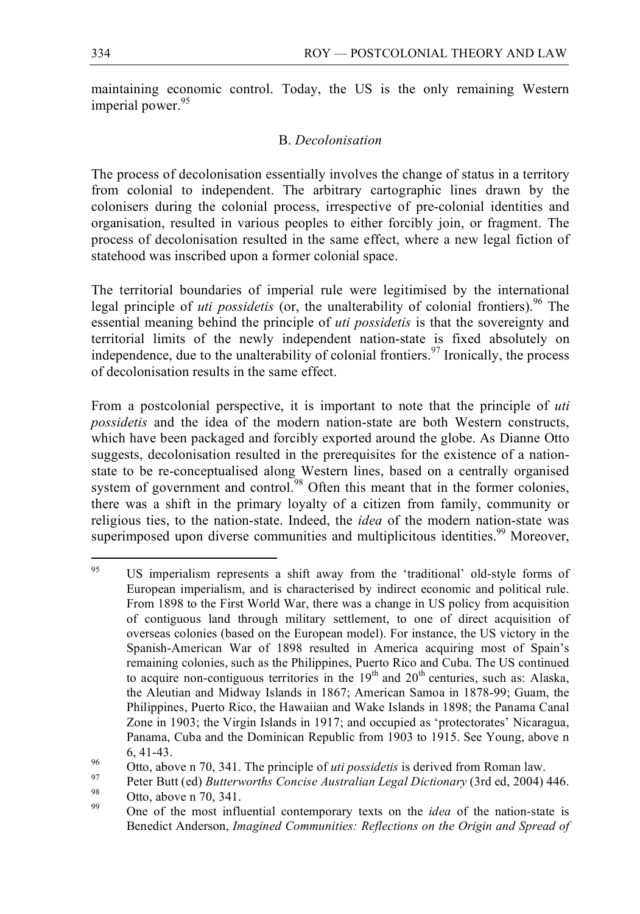maintaining economic control. Today, the US is the only remaining Western imperial power.[95]

### B. *Decolonisation*

The process of decolonisation essentially involves the change of status in a territory from colonial to independent. The arbitrary cartographic lines drawn by the colonisers during the colonial process, irrespective of pre-colonial identities and organisation, resulted in various peoples to either forcibly join, or fragment. The process of decolonisation resulted in the same effect, where a new legal fiction of statehood was inscribed upon a former colonial space.

The territorial boundaries of imperial rule were legitimised by the international legal principle of *uti possidetis* (or, the unalterability of colonial frontiers).[96] The essential meaning behind the principle of *uti possidetis* is that the sovereignty and territorial limits of the newly independent nation-state is fixed absolutely on independence, due to the unalterability of colonial frontiers.[97] Ironically, the process of decolonisation results in the same effect.

From a postcolonial perspective, it is important to note that the principle of *uti possidetis* and the idea of the modern nation-state are both Western constructs, which have been packaged and forcibly exported around the globe. As Dianne Otto suggests, decolonisation resulted in the prerequisites for the existence of a nation-state to be re-conceptualised along Western lines, based on a centrally organised system of government and control.[98] Often this meant that in the former colonies, there was a shift in the primary loyalty of a citizen from family, community or religious ties, to the nation-state. Indeed, the *idea* of the modern nation-state was superimposed upon diverse communities and multiplicitous identities.[99] Moreover,

---

[95] US imperialism represents a shift away from the 'traditional' old-style forms of European imperialism, and is characterised by indirect economic and political rule. From 1898 to the First World War, there was a change in US policy from acquisition of contiguous land through military settlement, to one of direct acquisition of overseas colonies (based on the European model). For instance, the US victory in the Spanish-American War of 1898 resulted in America acquiring most of Spain's remaining colonies, such as the Philippines, Puerto Rico and Cuba. The US continued to acquire non-contiguous territories in the 19th and 20th centuries, such as: Alaska, the Aleutian and Midway Islands in 1867; American Samoa in 1878-99; Guam, the Philippines, Puerto Rico, the Hawaiian and Wake Islands in 1898; the Panama Canal Zone in 1903; the Virgin Islands in 1917; and occupied as 'protectorates' Nicaragua, Panama, Cuba and the Dominican Republic from 1903 to 1915. See Young, above n 6, 41-43.

[96] Otto, above n 70, 341. The principle of *uti possidetis* is derived from Roman law.

[97] Peter Butt (ed) *Butterworths Concise Australian Legal Dictionary* (3rd ed, 2004) 446.

[98] Otto, above n 70, 341.

[99] One of the most influential contemporary texts on the *idea* of the nation-state is Benedict Anderson, *Imagined Communities: Reflections on the Origin and Spread of*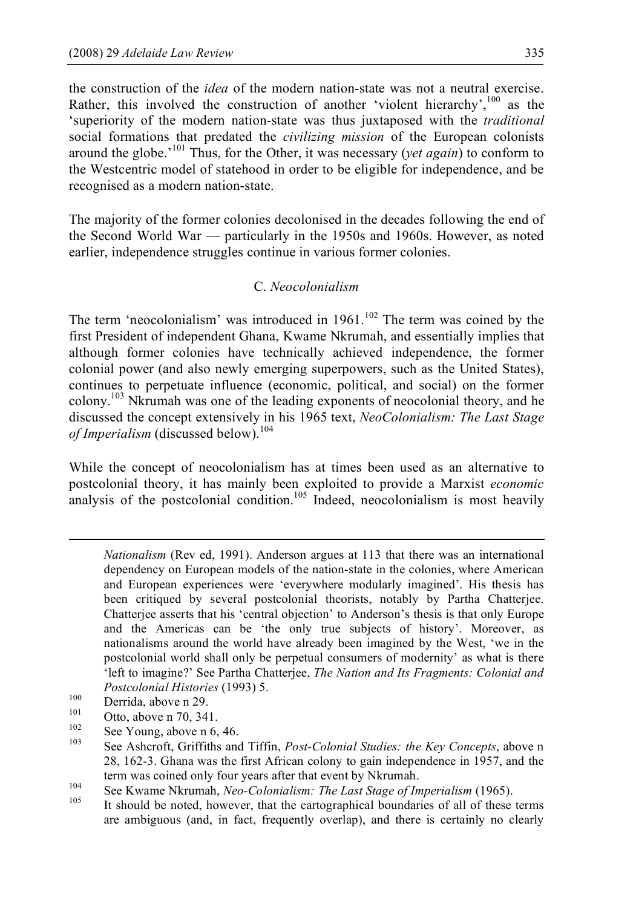the construction of the *idea* of the modern nation-state was not a neutral exercise. Rather, this involved the construction of another 'violent hierarchy',[100] as the 'superiority of the modern nation-state was thus juxtaposed with the *traditional* social formations that predated the *civilizing mission* of the European colonists around the globe.'[101] Thus, for the Other, it was necessary (*yet again*) to conform to the Westcentric model of statehood in order to be eligible for independence, and be recognised as a modern nation-state.

The majority of the former colonies decolonised in the decades following the end of the Second World War — particularly in the 1950s and 1960s. However, as noted earlier, independence struggles continue in various former colonies.

### C. *Neocolonialism*

The term 'neocolonialism' was introduced in 1961.[102] The term was coined by the first President of independent Ghana, Kwame Nkrumah, and essentially implies that although former colonies have technically achieved independence, the former colonial power (and also newly emerging superpowers, such as the United States), continues to perpetuate influence (economic, political, and social) on the former colony.[103] Nkrumah was one of the leading exponents of neocolonial theory, and he discussed the concept extensively in his 1965 text, *NeoColonialism: The Last Stage of Imperialism* (discussed below).[104]

While the concept of neocolonialism has at times been used as an alternative to postcolonial theory, it has mainly been exploited to provide a Marxist *economic* analysis of the postcolonial condition.[105] Indeed, neocolonialism is most heavily

---

*Nationalism* (Rev ed, 1991). Anderson argues at 113 that there was an international dependency on European models of the nation-state in the colonies, where American and European experiences were 'everywhere modularly imagined'. His thesis has been critiqued by several postcolonial theorists, notably by Partha Chatterjee. Chatterjee asserts that his 'central objection' to Anderson's thesis is that only Europe and the Americas can be 'the only true subjects of history'. Moreover, as nationalisms around the world have already been imagined by the West, 'we in the postcolonial world shall only be perpetual consumers of modernity' as what is there 'left to imagine?' See Partha Chatterjee, *The Nation and Its Fragments: Colonial and Postcolonial Histories* (1993) 5.

[100] Derrida, above n 29.

[101] Otto, above n 70, 341.

[102] See Young, above n 6, 46.

[103] See Ashcroft, Griffiths and Tiffin, *Post-Colonial Studies: the Key Concepts*, above n 28, 162-3. Ghana was the first African colony to gain independence in 1957, and the term was coined only four years after that event by Nkrumah.

[104] See Kwame Nkrumah, *Neo-Colonialism: The Last Stage of Imperialism* (1965).

[105] It should be noted, however, that the cartographical boundaries of all of these terms are ambiguous (and, in fact, frequently overlap), and there is certainly no clearly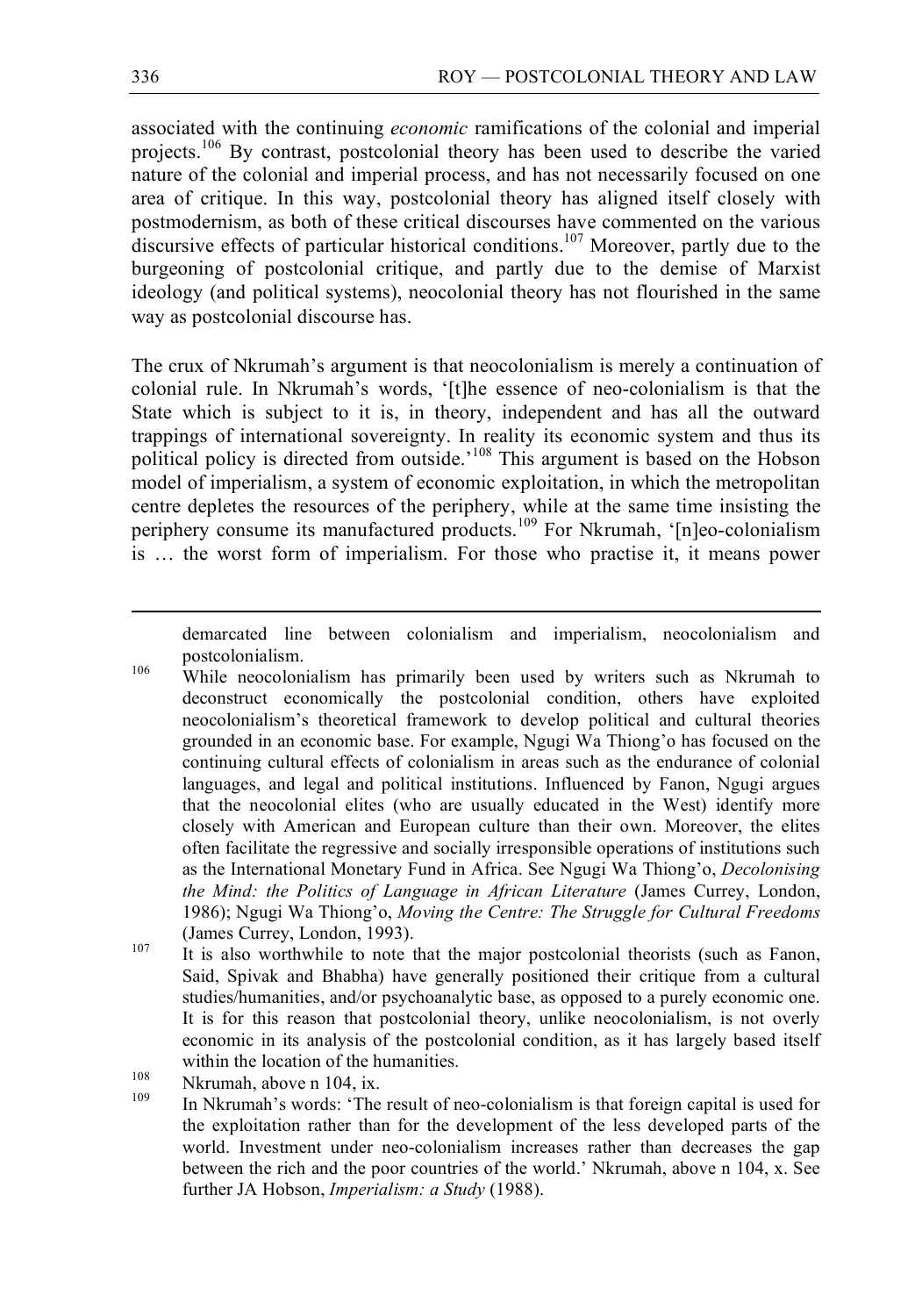associated with the continuing *economic* ramifications of the colonial and imperial projects.[106] By contrast, postcolonial theory has been used to describe the varied nature of the colonial and imperial process, and has not necessarily focused on one area of critique. In this way, postcolonial theory has aligned itself closely with postmodernism, as both of these critical discourses have commented on the various discursive effects of particular historical conditions.[107] Moreover, partly due to the burgeoning of postcolonial critique, and partly due to the demise of Marxist ideology (and political systems), neocolonial theory has not flourished in the same way as postcolonial discourse has.

The crux of Nkrumah's argument is that neocolonialism is merely a continuation of colonial rule. In Nkrumah's words, '[t]he essence of neo-colonialism is that the State which is subject to it is, in theory, independent and has all the outward trappings of international sovereignty. In reality its economic system and thus its political policy is directed from outside.'[108] This argument is based on the Hobson model of imperialism, a system of economic exploitation, in which the metropolitan centre depletes the resources of the periphery, while at the same time insisting the periphery consume its manufactured products.[109] For Nkrumah, '[n]eo-colonialism is … the worst form of imperialism. For those who practise it, it means power

---

demarcated line between colonialism and imperialism, neocolonialism and postcolonialism.

[106] While neocolonialism has primarily been used by writers such as Nkrumah to deconstruct economically the postcolonial condition, others have exploited neocolonialism's theoretical framework to develop political and cultural theories grounded in an economic base. For example, Ngugi Wa Thiong'o has focused on the continuing cultural effects of colonialism in areas such as the endurance of colonial languages, and legal and political institutions. Influenced by Fanon, Ngugi argues that the neocolonial elites (who are usually educated in the West) identify more closely with American and European culture than their own. Moreover, the elites often facilitate the regressive and socially irresponsible operations of institutions such as the International Monetary Fund in Africa. See Ngugi Wa Thiong'o, *Decolonising the Mind: the Politics of Language in African Literature* (James Currey, London, 1986); Ngugi Wa Thiong'o, *Moving the Centre: The Struggle for Cultural Freedoms* (James Currey, London, 1993).

[107] It is also worthwhile to note that the major postcolonial theorists (such as Fanon, Said, Spivak and Bhabha) have generally positioned their critique from a cultural studies/humanities, and/or psychoanalytic base, as opposed to a purely economic one. It is for this reason that postcolonial theory, unlike neocolonialism, is not overly economic in its analysis of the postcolonial condition, as it has largely based itself within the location of the humanities.

[108] Nkrumah, above n 104, ix.

[109] In Nkrumah's words: 'The result of neo-colonialism is that foreign capital is used for the exploitation rather than for the development of the less developed parts of the world. Investment under neo-colonialism increases rather than decreases the gap between the rich and the poor countries of the world.' Nkrumah, above n 104, x. See further JA Hobson, *Imperialism: a Study* (1988).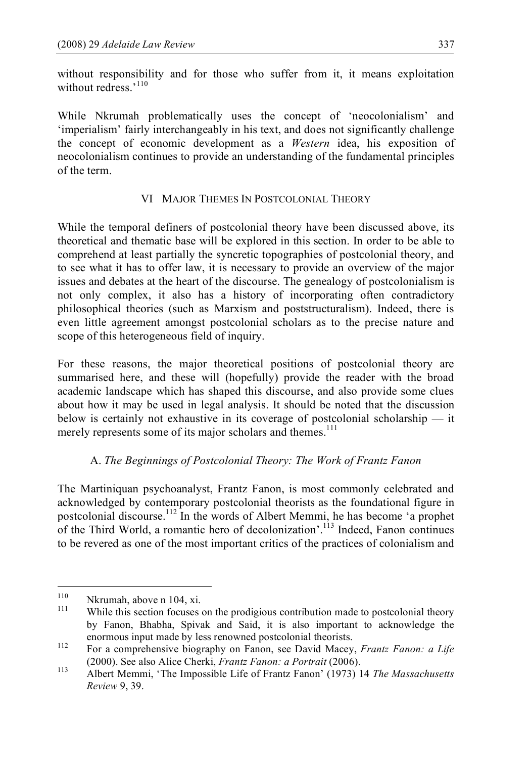without responsibility and for those who suffer from it, it means exploitation without redress.'[110]

While Nkrumah problematically uses the concept of 'neocolonialism' and 'imperialism' fairly interchangeably in his text, and does not significantly challenge the concept of economic development as a *Western* idea, his exposition of neocolonialism continues to provide an understanding of the fundamental principles of the term.

## VI Major Themes In Postcolonial Theory

While the temporal definers of postcolonial theory have been discussed above, its theoretical and thematic base will be explored in this section. In order to be able to comprehend at least partially the syncretic topographies of postcolonial theory, and to see what it has to offer law, it is necessary to provide an overview of the major issues and debates at the heart of the discourse. The genealogy of postcolonialism is not only complex, it also has a history of incorporating often contradictory philosophical theories (such as Marxism and poststructuralism). Indeed, there is even little agreement amongst postcolonial scholars as to the precise nature and scope of this heterogeneous field of inquiry.

For these reasons, the major theoretical positions of postcolonial theory are summarised here, and these will (hopefully) provide the reader with the broad academic landscape which has shaped this discourse, and also provide some clues about how it may be used in legal analysis. It should be noted that the discussion below is certainly not exhaustive in its coverage of postcolonial scholarship — it merely represents some of its major scholars and themes.[111]

### A. *The Beginnings of Postcolonial Theory: The Work of Frantz Fanon*

The Martiniquan psychoanalyst, Frantz Fanon, is most commonly celebrated and acknowledged by contemporary postcolonial theorists as the foundational figure in postcolonial discourse.[112] In the words of Albert Memmi, he has become 'a prophet of the Third World, a romantic hero of decolonization'.[113] Indeed, Fanon continues to be revered as one of the most important critics of the practices of colonialism and

---

[110] Nkrumah, above n 104, xi.

[111] While this section focuses on the prodigious contribution made to postcolonial theory by Fanon, Bhabha, Spivak and Said, it is also important to acknowledge the enormous input made by less renowned postcolonial theorists.

[112] For a comprehensive biography on Fanon, see David Macey, *Frantz Fanon: a Life* (2000). See also Alice Cherki, *Frantz Fanon: a Portrait* (2006).

[113] Albert Memmi, 'The Impossible Life of Frantz Fanon' (1973) 14 *The Massachusetts Review* 9, 39.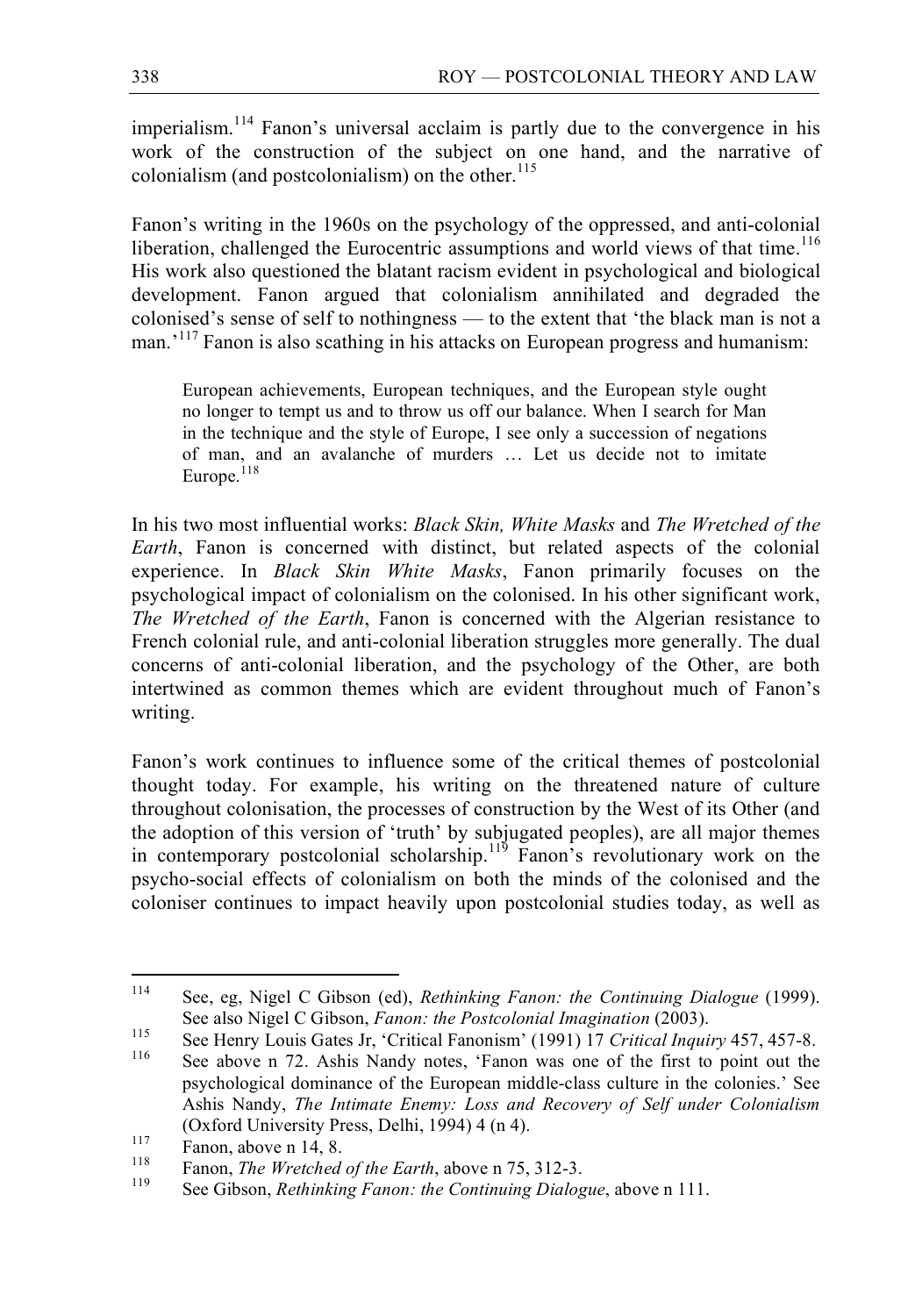imperialism.[114] Fanon's universal acclaim is partly due to the convergence in his work of the construction of the subject on one hand, and the narrative of colonialism (and postcolonialism) on the other.[115]

Fanon's writing in the 1960s on the psychology of the oppressed, and anti-colonial liberation, challenged the Eurocentric assumptions and world views of that time.[116] His work also questioned the blatant racism evident in psychological and biological development. Fanon argued that colonialism annihilated and degraded the colonised's sense of self to nothingness — to the extent that 'the black man is not a man.'[117] Fanon is also scathing in his attacks on European progress and humanism:

> European achievements, European techniques, and the European style ought no longer to tempt us and to throw us off our balance. When I search for Man in the technique and the style of Europe, I see only a succession of negations of man, and an avalanche of murders … Let us decide not to imitate Europe.[118]

In his two most influential works: *Black Skin, White Masks* and *The Wretched of the Earth*, Fanon is concerned with distinct, but related aspects of the colonial experience. In *Black Skin White Masks*, Fanon primarily focuses on the psychological impact of colonialism on the colonised. In his other significant work, *The Wretched of the Earth*, Fanon is concerned with the Algerian resistance to French colonial rule, and anti-colonial liberation struggles more generally. The dual concerns of anti-colonial liberation, and the psychology of the Other, are both intertwined as common themes which are evident throughout much of Fanon's writing.

Fanon's work continues to influence some of the critical themes of postcolonial thought today. For example, his writing on the threatened nature of culture throughout colonisation, the processes of construction by the West of its Other (and the adoption of this version of 'truth' by subjugated peoples), are all major themes in contemporary postcolonial scholarship.[119] Fanon's revolutionary work on the psycho-social effects of colonialism on both the minds of the colonised and the coloniser continues to impact heavily upon postcolonial studies today, as well as

---

[114] See, eg, Nigel C Gibson (ed), *Rethinking Fanon: the Continuing Dialogue* (1999). See also Nigel C Gibson, *Fanon: the Postcolonial Imagination* (2003).

[115] See Henry Louis Gates Jr, 'Critical Fanonism' (1991) 17 *Critical Inquiry* 457, 457-8.

[116] See above n 72. Ashis Nandy notes, 'Fanon was one of the first to point out the psychological dominance of the European middle-class culture in the colonies.' See Ashis Nandy, *The Intimate Enemy: Loss and Recovery of Self under Colonialism* (Oxford University Press, Delhi, 1994) 4 (n 4).

[117] Fanon, above n 14, 8.

[118] Fanon, *The Wretched of the Earth*, above n 75, 312-3.

[119] See Gibson, *Rethinking Fanon: the Continuing Dialogue*, above n 111.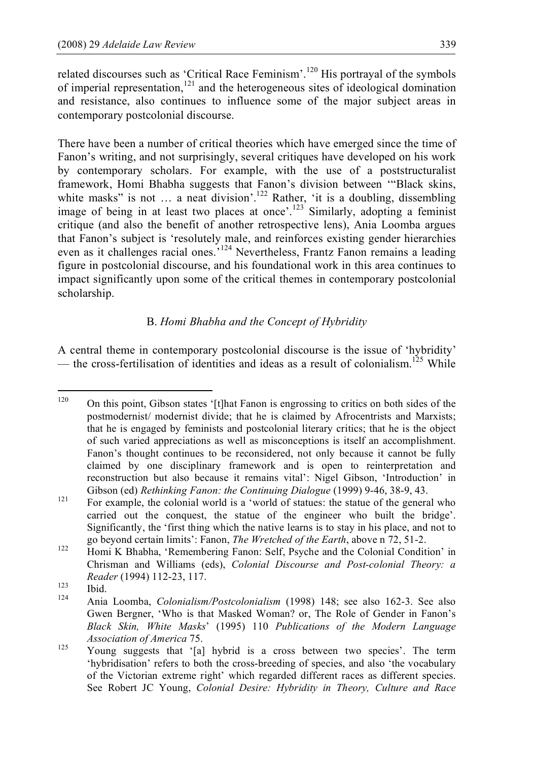related discourses such as 'Critical Race Feminism'.[120] His portrayal of the symbols of imperial representation,[121] and the heterogeneous sites of ideological domination and resistance, also continues to influence some of the major subject areas in contemporary postcolonial discourse.

There have been a number of critical theories which have emerged since the time of Fanon's writing, and not surprisingly, several critiques have developed on his work by contemporary scholars. For example, with the use of a poststructuralist framework, Homi Bhabha suggests that Fanon's division between '"Black skins, white masks" is not … a neat division'.[122] Rather, 'it is a doubling, dissembling image of being in at least two places at once'.[123] Similarly, adopting a feminist critique (and also the benefit of another retrospective lens), Ania Loomba argues that Fanon's subject is 'resolutely male, and reinforces existing gender hierarchies even as it challenges racial ones.'[124] Nevertheless, Frantz Fanon remains a leading figure in postcolonial discourse, and his foundational work in this area continues to impact significantly upon some of the critical themes in contemporary postcolonial scholarship.

### B. *Homi Bhabha and the Concept of Hybridity*

A central theme in contemporary postcolonial discourse is the issue of 'hybridity' — the cross-fertilisation of identities and ideas as a result of colonialism.[125] While

---

[120] On this point, Gibson states '[t]hat Fanon is engrossing to critics on both sides of the postmodernist/ modernist divide; that he is claimed by Afrocentrists and Marxists; that he is engaged by feminists and postcolonial literary critics; that he is the object of such varied appreciations as well as misconceptions is itself an accomplishment. Fanon's thought continues to be reconsidered, not only because it cannot be fully claimed by one disciplinary framework and is open to reinterpretation and reconstruction but also because it remains vital': Nigel Gibson, 'Introduction' in Gibson (ed) *Rethinking Fanon: the Continuing Dialogue* (1999) 9-46, 38-9, 43.

[121] For example, the colonial world is a 'world of statues: the statue of the general who carried out the conquest, the statue of the engineer who built the bridge'. Significantly, the 'first thing which the native learns is to stay in his place, and not to go beyond certain limits': Fanon, *The Wretched of the Earth*, above n 72, 51-2.

[122] Homi K Bhabha, 'Remembering Fanon: Self, Psyche and the Colonial Condition' in Chrisman and Williams (eds), *Colonial Discourse and Post-colonial Theory: a Reader* (1994) 112-23, 117.

[123] Ibid.

[124] Ania Loomba, *Colonialism/Postcolonialism* (1998) 148; see also 162-3. See also Gwen Bergner, 'Who is that Masked Woman? or, The Role of Gender in Fanon's *Black Skin, White Masks*' (1995) 110 *Publications of the Modern Language Association of America* 75.

[125] Young suggests that '[a] hybrid is a cross between two species'. The term 'hybridisation' refers to both the cross-breeding of species, and also 'the vocabulary of the Victorian extreme right' which regarded different races as different species. See Robert JC Young, *Colonial Desire: Hybridity in Theory, Culture and Race*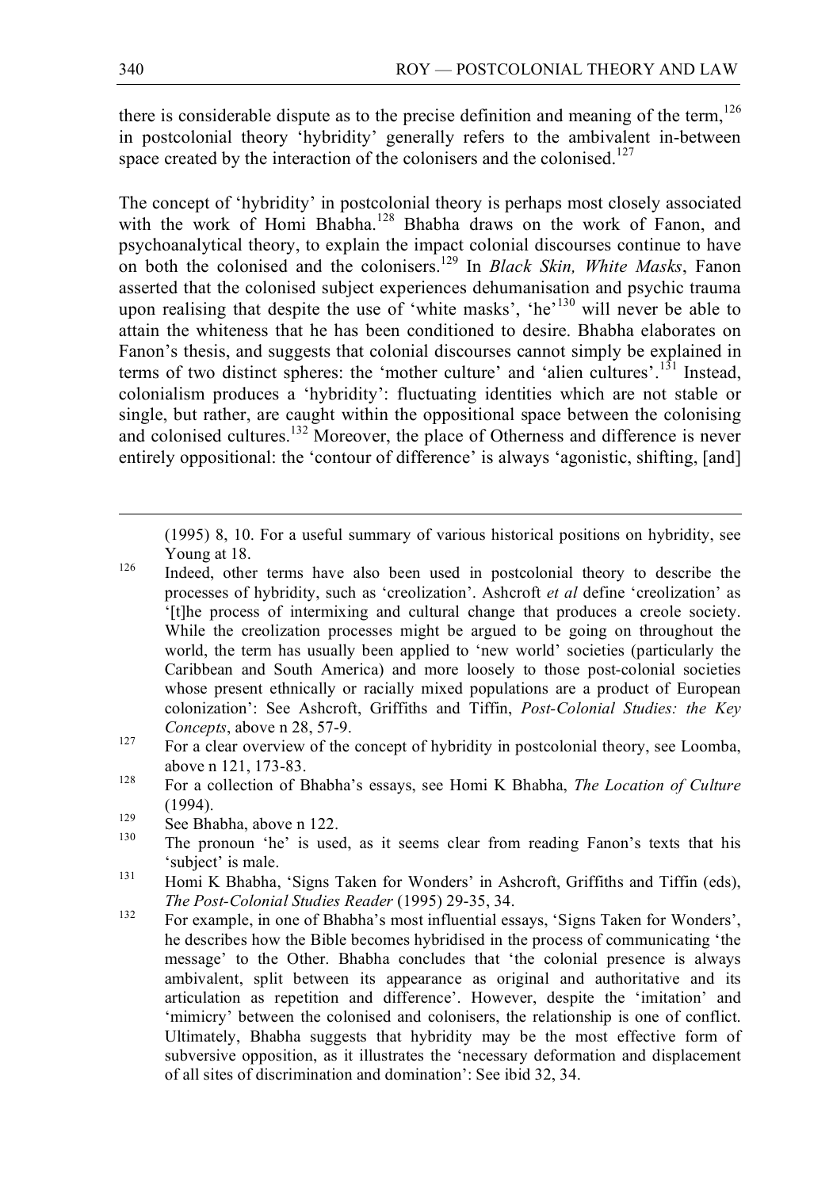there is considerable dispute as to the precise definition and meaning of the term,[126] in postcolonial theory 'hybridity' generally refers to the ambivalent in-between space created by the interaction of the colonisers and the colonised.[127]

The concept of 'hybridity' in postcolonial theory is perhaps most closely associated with the work of Homi Bhabha.[128] Bhabha draws on the work of Fanon, and psychoanalytical theory, to explain the impact colonial discourses continue to have on both the colonised and the colonisers.[129] In *Black Skin, White Masks*, Fanon asserted that the colonised subject experiences dehumanisation and psychic trauma upon realising that despite the use of 'white masks', 'he'[130] will never be able to attain the whiteness that he has been conditioned to desire. Bhabha elaborates on Fanon's thesis, and suggests that colonial discourses cannot simply be explained in terms of two distinct spheres: the 'mother culture' and 'alien cultures'.[131] Instead, colonialism produces a 'hybridity': fluctuating identities which are not stable or single, but rather, are caught within the oppositional space between the colonising and colonised cultures.[132] Moreover, the place of Otherness and difference is never entirely oppositional: the 'contour of difference' is always 'agonistic, shifting, [and]

---

(1995) 8, 10. For a useful summary of various historical positions on hybridity, see Young at 18.

[126] Indeed, other terms have also been used in postcolonial theory to describe the processes of hybridity, such as 'creolization'. Ashcroft *et al* define 'creolization' as '[t]he process of intermixing and cultural change that produces a creole society. While the creolization processes might be argued to be going on throughout the world, the term has usually been applied to 'new world' societies (particularly the Caribbean and South America) and more loosely to those post-colonial societies whose present ethnically or racially mixed populations are a product of European colonization': See Ashcroft, Griffiths and Tiffin, *Post-Colonial Studies: the Key Concepts*, above n 28, 57-9.

[127] For a clear overview of the concept of hybridity in postcolonial theory, see Loomba, above n 121, 173-83.

[128] For a collection of Bhabha's essays, see Homi K Bhabha, *The Location of Culture* (1994).

[129] See Bhabha, above n 122.

[130] The pronoun 'he' is used, as it seems clear from reading Fanon's texts that his 'subject' is male.

[131] Homi K Bhabha, 'Signs Taken for Wonders' in Ashcroft, Griffiths and Tiffin (eds), *The Post-Colonial Studies Reader* (1995) 29-35, 34.

[132] For example, in one of Bhabha's most influential essays, 'Signs Taken for Wonders', he describes how the Bible becomes hybridised in the process of communicating 'the message' to the Other. Bhabha concludes that 'the colonial presence is always ambivalent, split between its appearance as original and authoritative and its articulation as repetition and difference'. However, despite the 'imitation' and 'mimicry' between the colonised and colonisers, the relationship is one of conflict. Ultimately, Bhabha suggests that hybridity may be the most effective form of subversive opposition, as it illustrates the 'necessary deformation and displacement of all sites of discrimination and domination': See ibid 32, 34.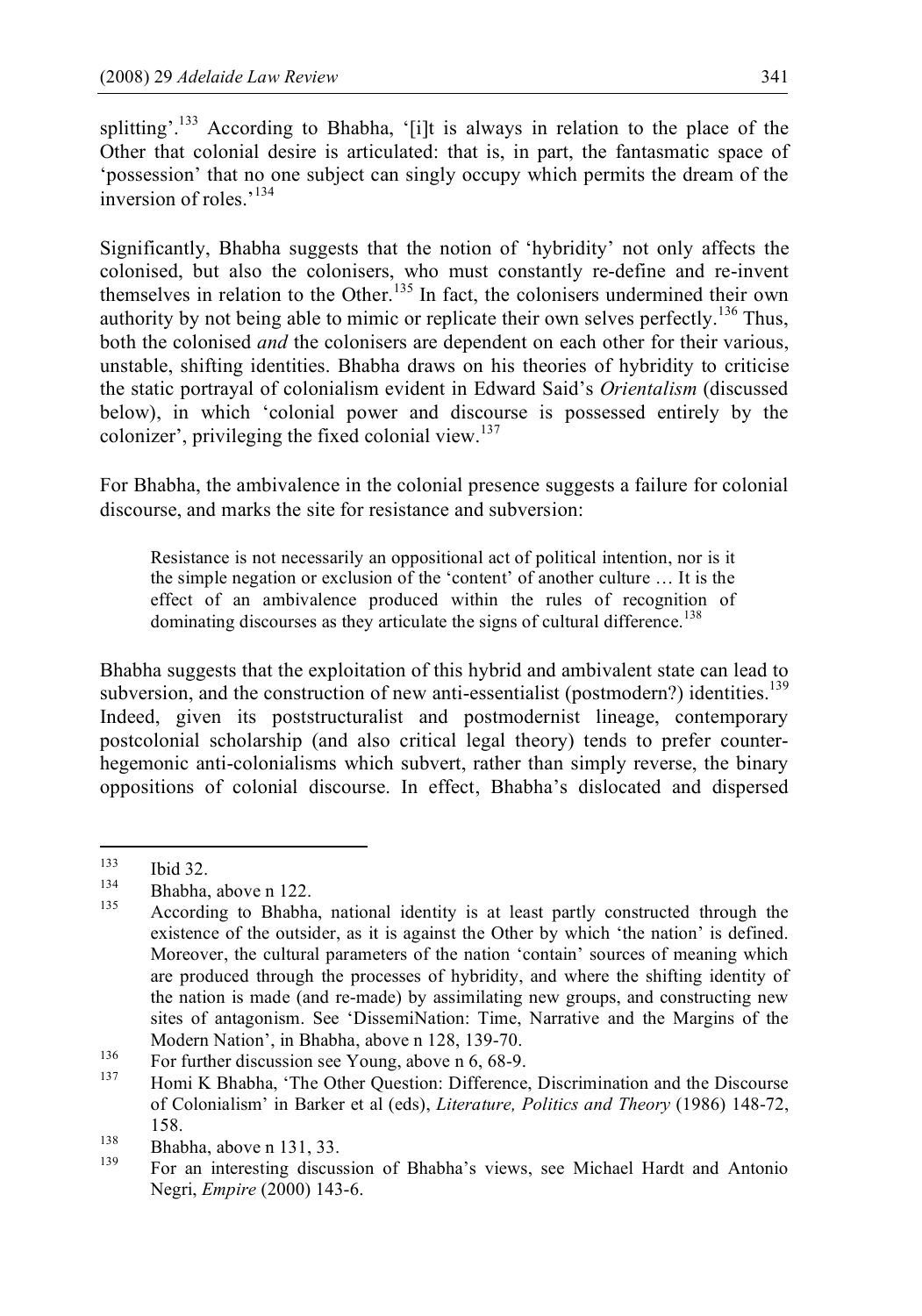splitting'.[133] According to Bhabha, '[i]t is always in relation to the place of the Other that colonial desire is articulated: that is, in part, the fantasmatic space of 'possession' that no one subject can singly occupy which permits the dream of the inversion of roles.'[134]

Significantly, Bhabha suggests that the notion of 'hybridity' not only affects the colonised, but also the colonisers, who must constantly re-define and re-invent themselves in relation to the Other.[135] In fact, the colonisers undermined their own authority by not being able to mimic or replicate their own selves perfectly.[136] Thus, both the colonised *and* the colonisers are dependent on each other for their various, unstable, shifting identities. Bhabha draws on his theories of hybridity to criticise the static portrayal of colonialism evident in Edward Said's *Orientalism* (discussed below), in which 'colonial power and discourse is possessed entirely by the colonizer', privileging the fixed colonial view.[137]

For Bhabha, the ambivalence in the colonial presence suggests a failure for colonial discourse, and marks the site for resistance and subversion:

> Resistance is not necessarily an oppositional act of political intention, nor is it the simple negation or exclusion of the 'content' of another culture … It is the effect of an ambivalence produced within the rules of recognition of dominating discourses as they articulate the signs of cultural difference.[138]

Bhabha suggests that the exploitation of this hybrid and ambivalent state can lead to subversion, and the construction of new anti-essentialist (postmodern?) identities.[139] Indeed, given its poststructuralist and postmodernist lineage, contemporary postcolonial scholarship (and also critical legal theory) tends to prefer counter-hegemonic anti-colonialisms which subvert, rather than simply reverse, the binary oppositions of colonial discourse. In effect, Bhabha's dislocated and dispersed

---

[133] Ibid 32.

[134] Bhabha, above n 122.

[135] According to Bhabha, national identity is at least partly constructed through the existence of the outsider, as it is against the Other by which 'the nation' is defined. Moreover, the cultural parameters of the nation 'contain' sources of meaning which are produced through the processes of hybridity, and where the shifting identity of the nation is made (and re-made) by assimilating new groups, and constructing new sites of antagonism. See 'DissemiNation: Time, Narrative and the Margins of the Modern Nation', in Bhabha, above n 128, 139-70.

[136] For further discussion see Young, above n 6, 68-9.

[137] Homi K Bhabha, 'The Other Question: Difference, Discrimination and the Discourse of Colonialism' in Barker et al (eds), *Literature, Politics and Theory* (1986) 148-72, 158.

[138] Bhabha, above n 131, 33.

[139] For an interesting discussion of Bhabha's views, see Michael Hardt and Antonio Negri, *Empire* (2000) 143-6.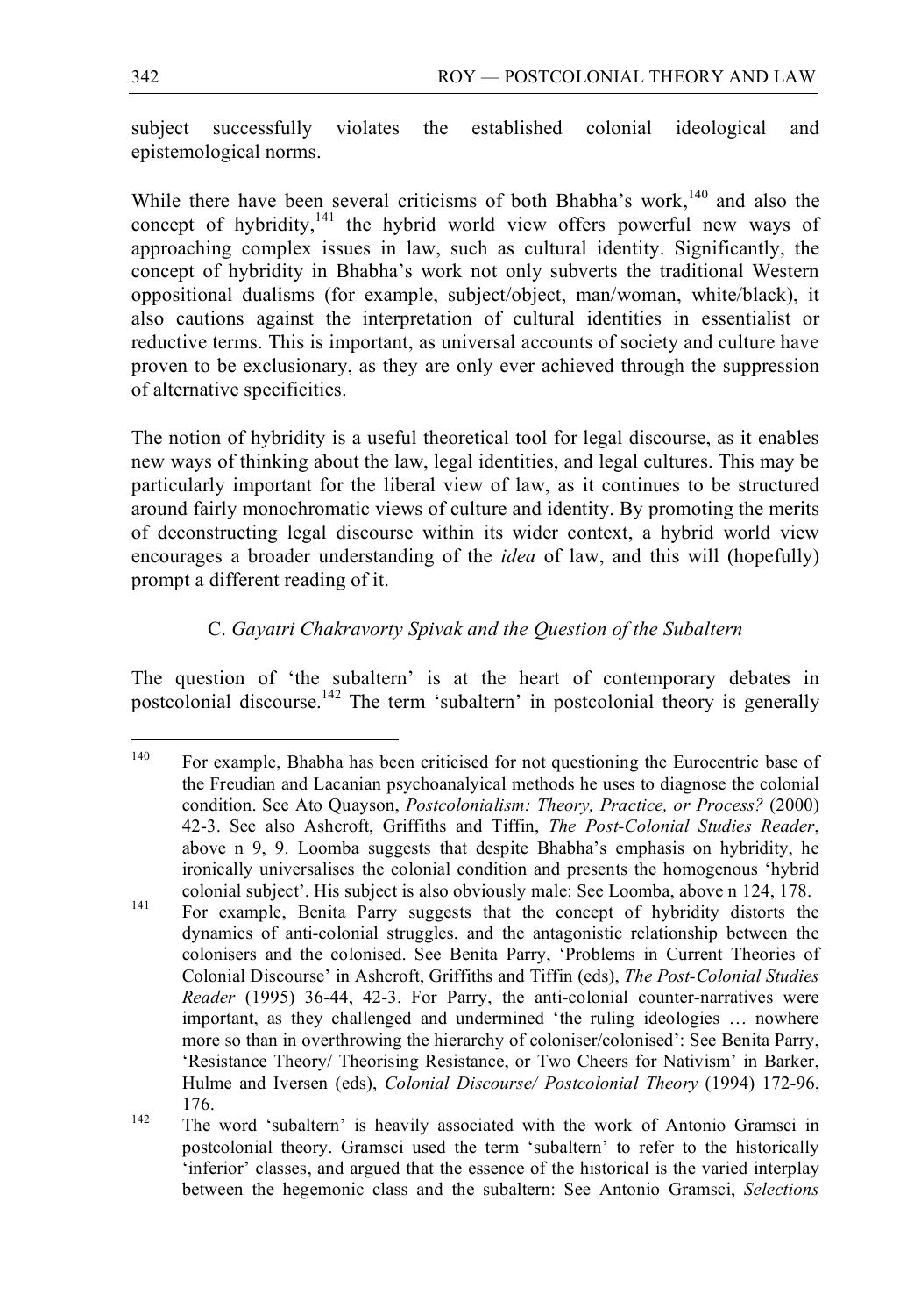subject successfully violates the established colonial ideological and epistemological norms.

While there have been several criticisms of both Bhabha's work,[140] and also the concept of hybridity,[141] the hybrid world view offers powerful new ways of approaching complex issues in law, such as cultural identity. Significantly, the concept of hybridity in Bhabha's work not only subverts the traditional Western oppositional dualisms (for example, subject/object, man/woman, white/black), it also cautions against the interpretation of cultural identities in essentialist or reductive terms. This is important, as universal accounts of society and culture have proven to be exclusionary, as they are only ever achieved through the suppression of alternative specificities.

The notion of hybridity is a useful theoretical tool for legal discourse, as it enables new ways of thinking about the law, legal identities, and legal cultures. This may be particularly important for the liberal view of law, as it continues to be structured around fairly monochromatic views of culture and identity. By promoting the merits of deconstructing legal discourse within its wider context, a hybrid world view encourages a broader understanding of the *idea* of law, and this will (hopefully) prompt a different reading of it.

### C. *Gayatri Chakravorty Spivak and the Question of the Subaltern*

The question of 'the subaltern' is at the heart of contemporary debates in postcolonial discourse.[142] The term 'subaltern' in postcolonial theory is generally

---

[140] For example, Bhabha has been criticised for not questioning the Eurocentric base of the Freudian and Lacanian psychoanalyical methods he uses to diagnose the colonial condition. See Ato Quayson, *Postcolonialism: Theory, Practice, or Process?* (2000) 42-3. See also Ashcroft, Griffiths and Tiffin, *The Post-Colonial Studies Reader*, above n 9, 9. Loomba suggests that despite Bhabha's emphasis on hybridity, he ironically universalises the colonial condition and presents the homogenous 'hybrid colonial subject'. His subject is also obviously male: See Loomba, above n 124, 178.

[141] For example, Benita Parry suggests that the concept of hybridity distorts the dynamics of anti-colonial struggles, and the antagonistic relationship between the colonisers and the colonised. See Benita Parry, 'Problems in Current Theories of Colonial Discourse' in Ashcroft, Griffiths and Tiffin (eds), *The Post-Colonial Studies Reader* (1995) 36-44, 42-3. For Parry, the anti-colonial counter-narratives were important, as they challenged and undermined 'the ruling ideologies … nowhere more so than in overthrowing the hierarchy of coloniser/colonised': See Benita Parry, 'Resistance Theory/ Theorising Resistance, or Two Cheers for Nativism' in Barker, Hulme and Iversen (eds), *Colonial Discourse/ Postcolonial Theory* (1994) 172-96, 176.

[142] The word 'subaltern' is heavily associated with the work of Antonio Gramsci in postcolonial theory. Gramsci used the term 'subaltern' to refer to the historically 'inferior' classes, and argued that the essence of the historical is the varied interplay between the hegemonic class and the subaltern: See Antonio Gramsci, *Selections*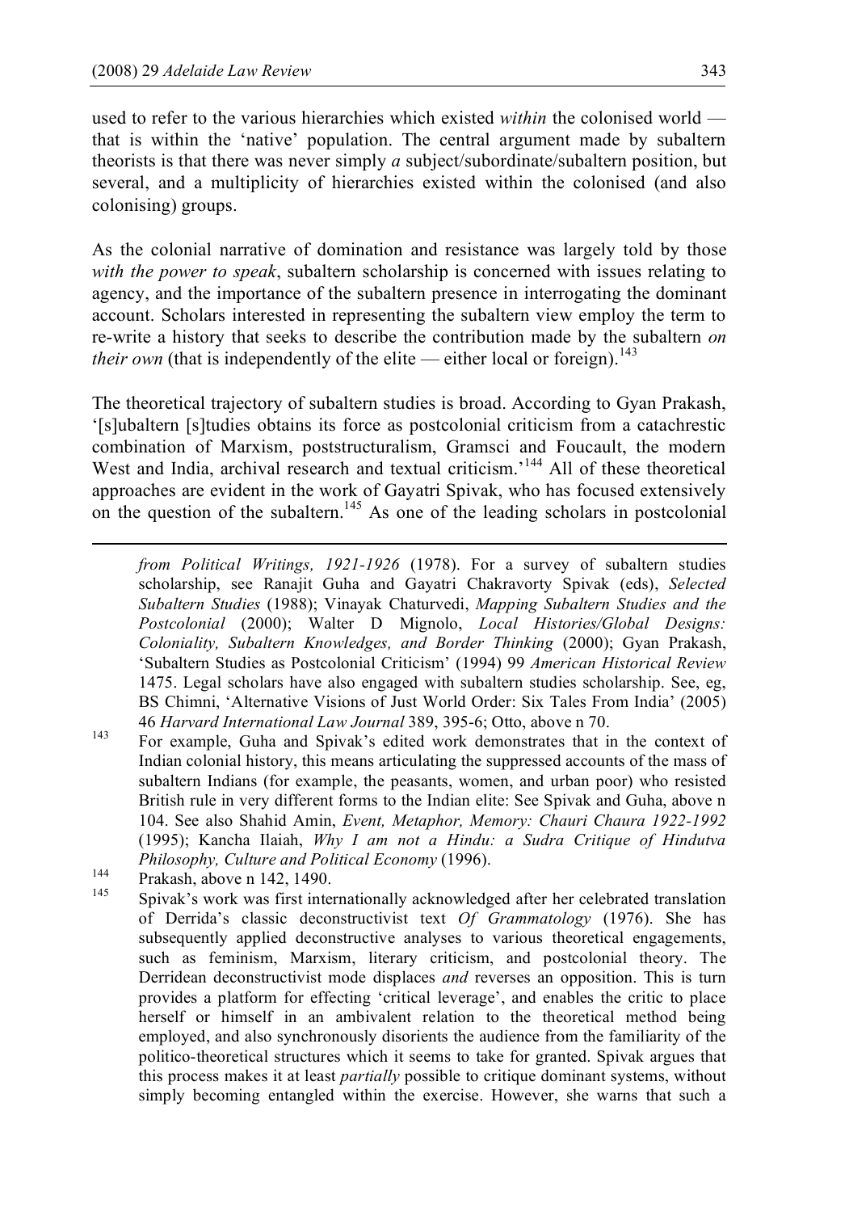used to refer to the various hierarchies which existed *within* the colonised world — that is within the 'native' population. The central argument made by subaltern theorists is that there was never simply *a* subject/subordinate/subaltern position, but several, and a multiplicity of hierarchies existed within the colonised (and also colonising) groups.

As the colonial narrative of domination and resistance was largely told by those *with the power to speak*, subaltern scholarship is concerned with issues relating to agency, and the importance of the subaltern presence in interrogating the dominant account. Scholars interested in representing the subaltern view employ the term to re-write a history that seeks to describe the contribution made by the subaltern *on their own* (that is independently of the elite — either local or foreign).[143]

The theoretical trajectory of subaltern studies is broad. According to Gyan Prakash, '[s]ubaltern [s]tudies obtains its force as postcolonial criticism from a catachrestic combination of Marxism, poststructuralism, Gramsci and Foucault, the modern West and India, archival research and textual criticism.'[144] All of these theoretical approaches are evident in the work of Gayatri Spivak, who has focused extensively on the question of the subaltern.[145] As one of the leading scholars in postcolonial

---

*from Political Writings, 1921-1926* (1978). For a survey of subaltern studies scholarship, see Ranajit Guha and Gayatri Chakravorty Spivak (eds), *Selected Subaltern Studies* (1988); Vinayak Chaturvedi, *Mapping Subaltern Studies and the Postcolonial* (2000); Walter D Mignolo, *Local Histories/Global Designs: Coloniality, Subaltern Knowledges, and Border Thinking* (2000); Gyan Prakash, 'Subaltern Studies as Postcolonial Criticism' (1994) 99 *American Historical Review* 1475. Legal scholars have also engaged with subaltern studies scholarship. See, eg, BS Chimni, 'Alternative Visions of Just World Order: Six Tales From India' (2005) 46 *Harvard International Law Journal* 389, 395-6; Otto, above n 70.

[143] For example, Guha and Spivak's edited work demonstrates that in the context of Indian colonial history, this means articulating the suppressed accounts of the mass of subaltern Indians (for example, the peasants, women, and urban poor) who resisted British rule in very different forms to the Indian elite: See Spivak and Guha, above n 104. See also Shahid Amin, *Event, Metaphor, Memory: Chauri Chaura 1922-1992* (1995); Kancha Ilaiah, *Why I am not a Hindu: a Sudra Critique of Hindutva Philosophy, Culture and Political Economy* (1996).

[144] Prakash, above n 142, 1490.

[145] Spivak's work was first internationally acknowledged after her celebrated translation of Derrida's classic deconstructivist text *Of Grammatology* (1976). She has subsequently applied deconstructive analyses to various theoretical engagements, such as feminism, Marxism, literary criticism, and postcolonial theory. The Derridean deconstructivist mode displaces *and* reverses an opposition. This is turn provides a platform for effecting 'critical leverage', and enables the critic to place herself or himself in an ambivalent relation to the theoretical method being employed, and also synchronously disorients the audience from the familiarity of the politico-theoretical structures which it seems to take for granted. Spivak argues that this process makes it at least *partially* possible to critique dominant systems, without simply becoming entangled within the exercise. However, she warns that such a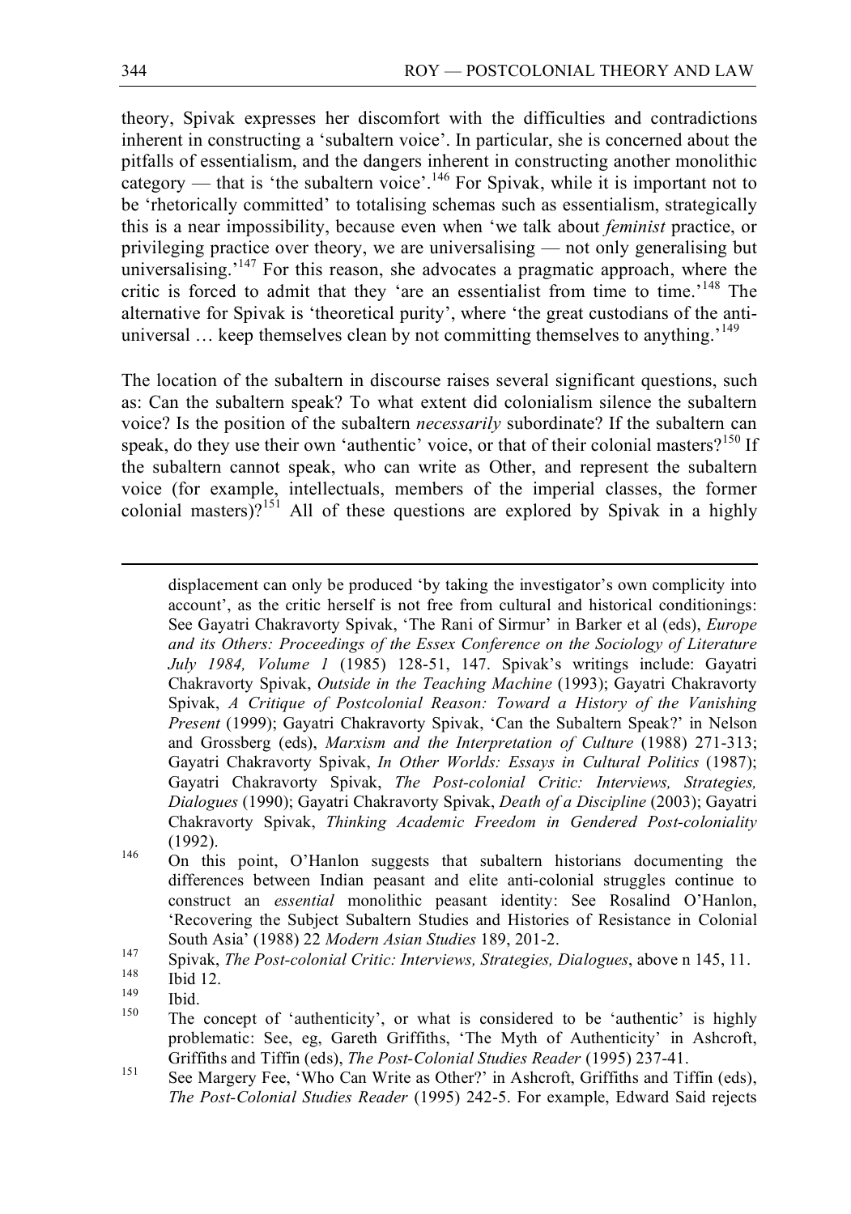theory, Spivak expresses her discomfort with the difficulties and contradictions inherent in constructing a 'subaltern voice'. In particular, she is concerned about the pitfalls of essentialism, and the dangers inherent in constructing another monolithic category — that is 'the subaltern voice'.[146] For Spivak, while it is important not to be 'rhetorically committed' to totalising schemas such as essentialism, strategically this is a near impossibility, because even when 'we talk about *feminist* practice, or privileging practice over theory, we are universalising — not only generalising but universalising.'[147] For this reason, she advocates a pragmatic approach, where the critic is forced to admit that they 'are an essentialist from time to time.'[148] The alternative for Spivak is 'theoretical purity', where 'the great custodians of the anti-universal … keep themselves clean by not committing themselves to anything.'[149]

The location of the subaltern in discourse raises several significant questions, such as: Can the subaltern speak? To what extent did colonialism silence the subaltern voice? Is the position of the subaltern *necessarily* subordinate? If the subaltern can speak, do they use their own 'authentic' voice, or that of their colonial masters?[150] If the subaltern cannot speak, who can write as Other, and represent the subaltern voice (for example, intellectuals, members of the imperial classes, the former colonial masters)?[151] All of these questions are explored by Spivak in a highly

---

displacement can only be produced 'by taking the investigator's own complicity into account', as the critic herself is not free from cultural and historical conditionings: See Gayatri Chakravorty Spivak, 'The Rani of Sirmur' in Barker et al (eds), *Europe and its Others: Proceedings of the Essex Conference on the Sociology of Literature July 1984, Volume 1* (1985) 128-51, 147. Spivak's writings include: Gayatri Chakravorty Spivak, *Outside in the Teaching Machine* (1993); Gayatri Chakravorty Spivak, *A Critique of Postcolonial Reason: Toward a History of the Vanishing Present* (1999); Gayatri Chakravorty Spivak, 'Can the Subaltern Speak?' in Nelson and Grossberg (eds), *Marxism and the Interpretation of Culture* (1988) 271-313; Gayatri Chakravorty Spivak, *In Other Worlds: Essays in Cultural Politics* (1987); Gayatri Chakravorty Spivak, *The Post-colonial Critic: Interviews, Strategies, Dialogues* (1990); Gayatri Chakravorty Spivak, *Death of a Discipline* (2003); Gayatri Chakravorty Spivak, *Thinking Academic Freedom in Gendered Post-coloniality* (1992).

[146] On this point, O'Hanlon suggests that subaltern historians documenting the differences between Indian peasant and elite anti-colonial struggles continue to construct an *essential* monolithic peasant identity: See Rosalind O'Hanlon, 'Recovering the Subject Subaltern Studies and Histories of Resistance in Colonial South Asia' (1988) 22 *Modern Asian Studies* 189, 201-2.

[147] Spivak, *The Post-colonial Critic: Interviews, Strategies, Dialogues*, above n 145, 11.

[148] Ibid 12.

[149] Ibid.

[150] The concept of 'authenticity', or what is considered to be 'authentic' is highly problematic: See, eg, Gareth Griffiths, 'The Myth of Authenticity' in Ashcroft, Griffiths and Tiffin (eds), *The Post-Colonial Studies Reader* (1995) 237-41.

[151] See Margery Fee, 'Who Can Write as Other?' in Ashcroft, Griffiths and Tiffin (eds), *The Post-Colonial Studies Reader* (1995) 242-5. For example, Edward Said rejects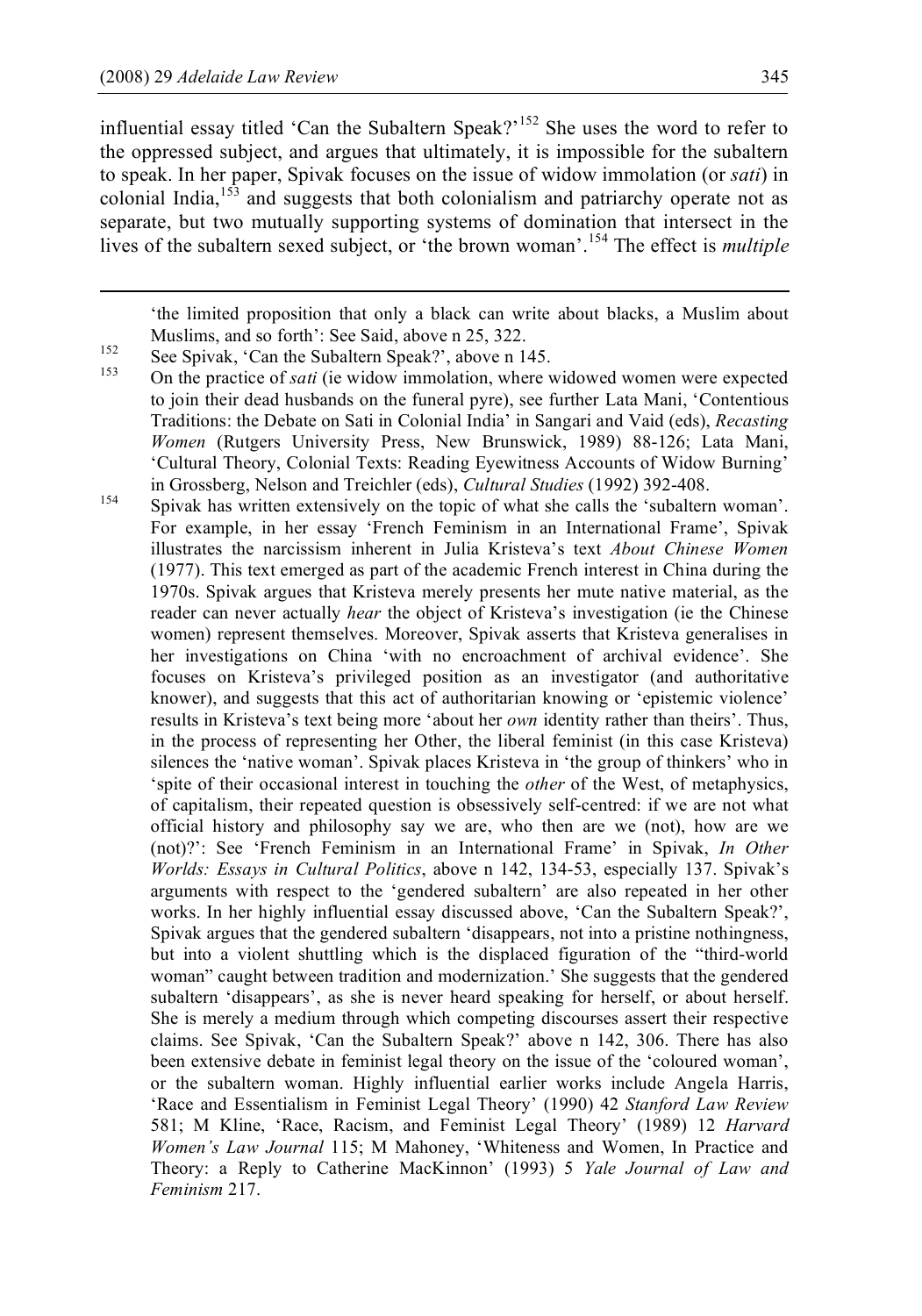influential essay titled 'Can the Subaltern Speak?'[152] She uses the word to refer to the oppressed subject, and argues that ultimately, it is impossible for the subaltern to speak. In her paper, Spivak focuses on the issue of widow immolation (or *sati*) in colonial India,[153] and suggests that both colonialism and patriarchy operate not as separate, but two mutually supporting systems of domination that intersect in the lives of the subaltern sexed subject, or 'the brown woman'.[154] The effect is *multiple*

---

'the limited proposition that only a black can write about blacks, a Muslim about Muslims, and so forth': See Said, above n 25, 322.

[152] See Spivak, 'Can the Subaltern Speak?', above n 145.

[153] On the practice of *sati* (ie widow immolation, where widowed women were expected to join their dead husbands on the funeral pyre), see further Lata Mani, 'Contentious Traditions: the Debate on Sati in Colonial India' in Sangari and Vaid (eds), *Recasting Women* (Rutgers University Press, New Brunswick, 1989) 88-126; Lata Mani, 'Cultural Theory, Colonial Texts: Reading Eyewitness Accounts of Widow Burning' in Grossberg, Nelson and Treichler (eds), *Cultural Studies* (1992) 392-408.

[154] Spivak has written extensively on the topic of what she calls the 'subaltern woman'. For example, in her essay 'French Feminism in an International Frame', Spivak illustrates the narcissism inherent in Julia Kristeva's text *About Chinese Women* (1977). This text emerged as part of the academic French interest in China during the 1970s. Spivak argues that Kristeva merely presents her mute native material, as the reader can never actually *hear* the object of Kristeva's investigation (ie the Chinese women) represent themselves. Moreover, Spivak asserts that Kristeva generalises in her investigations on China 'with no encroachment of archival evidence'. She focuses on Kristeva's privileged position as an investigator (and authoritative knower), and suggests that this act of authoritarian knowing or 'epistemic violence' results in Kristeva's text being more 'about her *own* identity rather than theirs'. Thus, in the process of representing her Other, the liberal feminist (in this case Kristeva) silences the 'native woman'. Spivak places Kristeva in 'the group of thinkers' who in 'spite of their occasional interest in touching the *other* of the West, of metaphysics, of capitalism, their repeated question is obsessively self-centred: if we are not what official history and philosophy say we are, who then are we (not), how are we (not)?': See 'French Feminism in an International Frame' in Spivak, *In Other Worlds: Essays in Cultural Politics*, above n 142, 134-53, especially 137. Spivak's arguments with respect to the 'gendered subaltern' are also repeated in her other works. In her highly influential essay discussed above, 'Can the Subaltern Speak?', Spivak argues that the gendered subaltern 'disappears, not into a pristine nothingness, but into a violent shuttling which is the displaced figuration of the "third-world woman" caught between tradition and modernization.' She suggests that the gendered subaltern 'disappears', as she is never heard speaking for herself, or about herself. She is merely a medium through which competing discourses assert their respective claims. See Spivak, 'Can the Subaltern Speak?' above n 142, 306. There has also been extensive debate in feminist legal theory on the issue of the 'coloured woman', or the subaltern woman. Highly influential earlier works include Angela Harris, 'Race and Essentialism in Feminist Legal Theory' (1990) 42 *Stanford Law Review* 581; M Kline, 'Race, Racism, and Feminist Legal Theory' (1989) 12 *Harvard Women's Law Journal* 115; M Mahoney, 'Whiteness and Women, In Practice and Theory: a Reply to Catherine MacKinnon' (1993) 5 *Yale Journal of Law and Feminism* 217.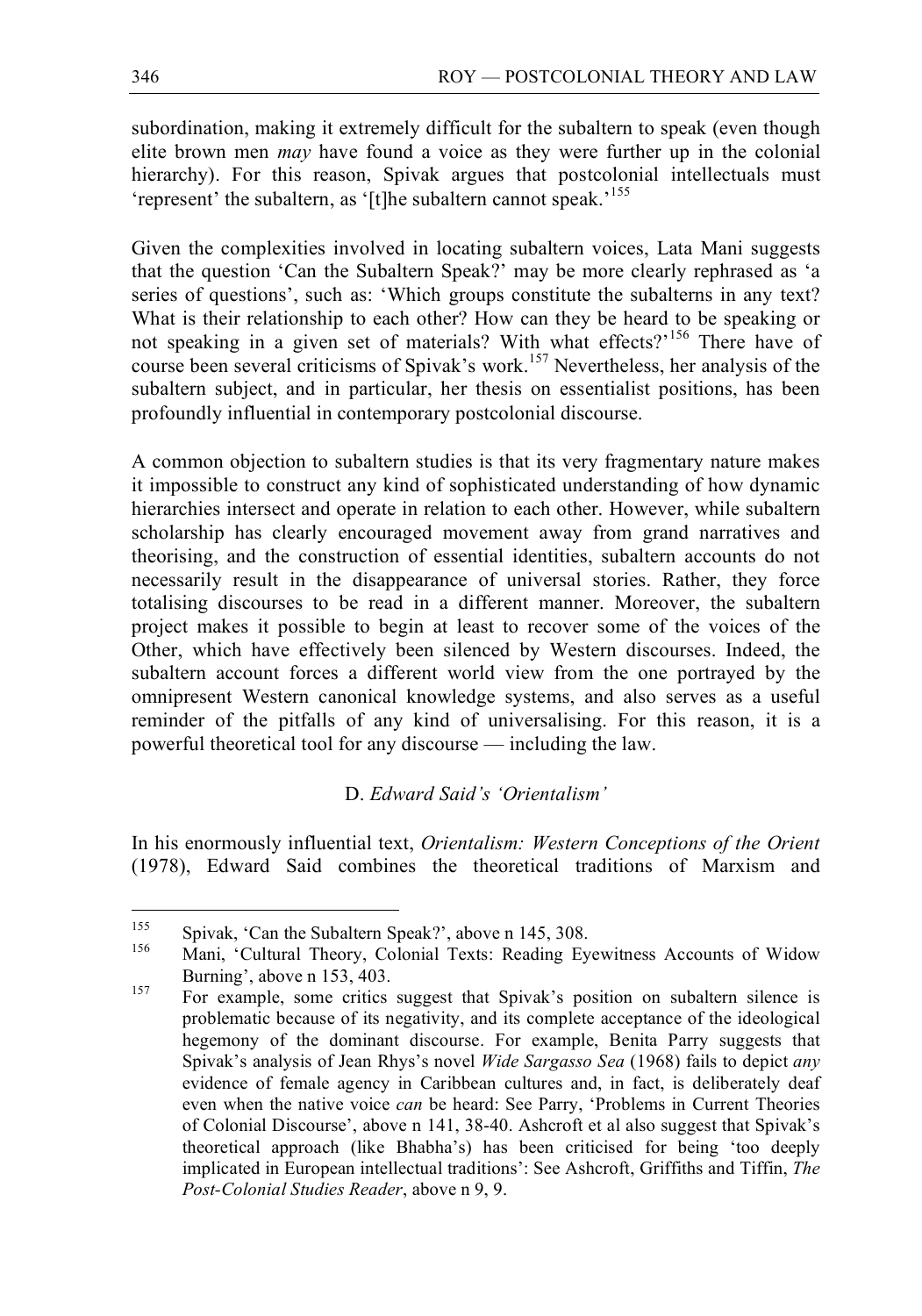subordination, making it extremely difficult for the subaltern to speak (even though elite brown men *may* have found a voice as they were further up in the colonial hierarchy). For this reason, Spivak argues that postcolonial intellectuals must 'represent' the subaltern, as '[t]he subaltern cannot speak.'[155]

Given the complexities involved in locating subaltern voices, Lata Mani suggests that the question 'Can the Subaltern Speak?' may be more clearly rephrased as 'a series of questions', such as: 'Which groups constitute the subalterns in any text? What is their relationship to each other? How can they be heard to be speaking or not speaking in a given set of materials? With what effects?'[156] There have of course been several criticisms of Spivak's work.[157] Nevertheless, her analysis of the subaltern subject, and in particular, her thesis on essentialist positions, has been profoundly influential in contemporary postcolonial discourse.

A common objection to subaltern studies is that its very fragmentary nature makes it impossible to construct any kind of sophisticated understanding of how dynamic hierarchies intersect and operate in relation to each other. However, while subaltern scholarship has clearly encouraged movement away from grand narratives and theorising, and the construction of essential identities, subaltern accounts do not necessarily result in the disappearance of universal stories. Rather, they force totalising discourses to be read in a different manner. Moreover, the subaltern project makes it possible to begin at least to recover some of the voices of the Other, which have effectively been silenced by Western discourses. Indeed, the subaltern account forces a different world view from the one portrayed by the omnipresent Western canonical knowledge systems, and also serves as a useful reminder of the pitfalls of any kind of universalising. For this reason, it is a powerful theoretical tool for any discourse — including the law.

### D. *Edward Said's 'Orientalism'*

In his enormously influential text, *Orientalism: Western Conceptions of the Orient* (1978), Edward Said combines the theoretical traditions of Marxism and

---

[155] Spivak, 'Can the Subaltern Speak?', above n 145, 308.

[156] Mani, 'Cultural Theory, Colonial Texts: Reading Eyewitness Accounts of Widow Burning', above n 153, 403.

[157] For example, some critics suggest that Spivak's position on subaltern silence is problematic because of its negativity, and its complete acceptance of the ideological hegemony of the dominant discourse. For example, Benita Parry suggests that Spivak's analysis of Jean Rhys's novel *Wide Sargasso Sea* (1968) fails to depict *any* evidence of female agency in Caribbean cultures and, in fact, is deliberately deaf even when the native voice *can* be heard: See Parry, 'Problems in Current Theories of Colonial Discourse', above n 141, 38-40. Ashcroft et al also suggest that Spivak's theoretical approach (like Bhabha's) has been criticised for being 'too deeply implicated in European intellectual traditions': See Ashcroft, Griffiths and Tiffin, *The Post-Colonial Studies Reader*, above n 9, 9.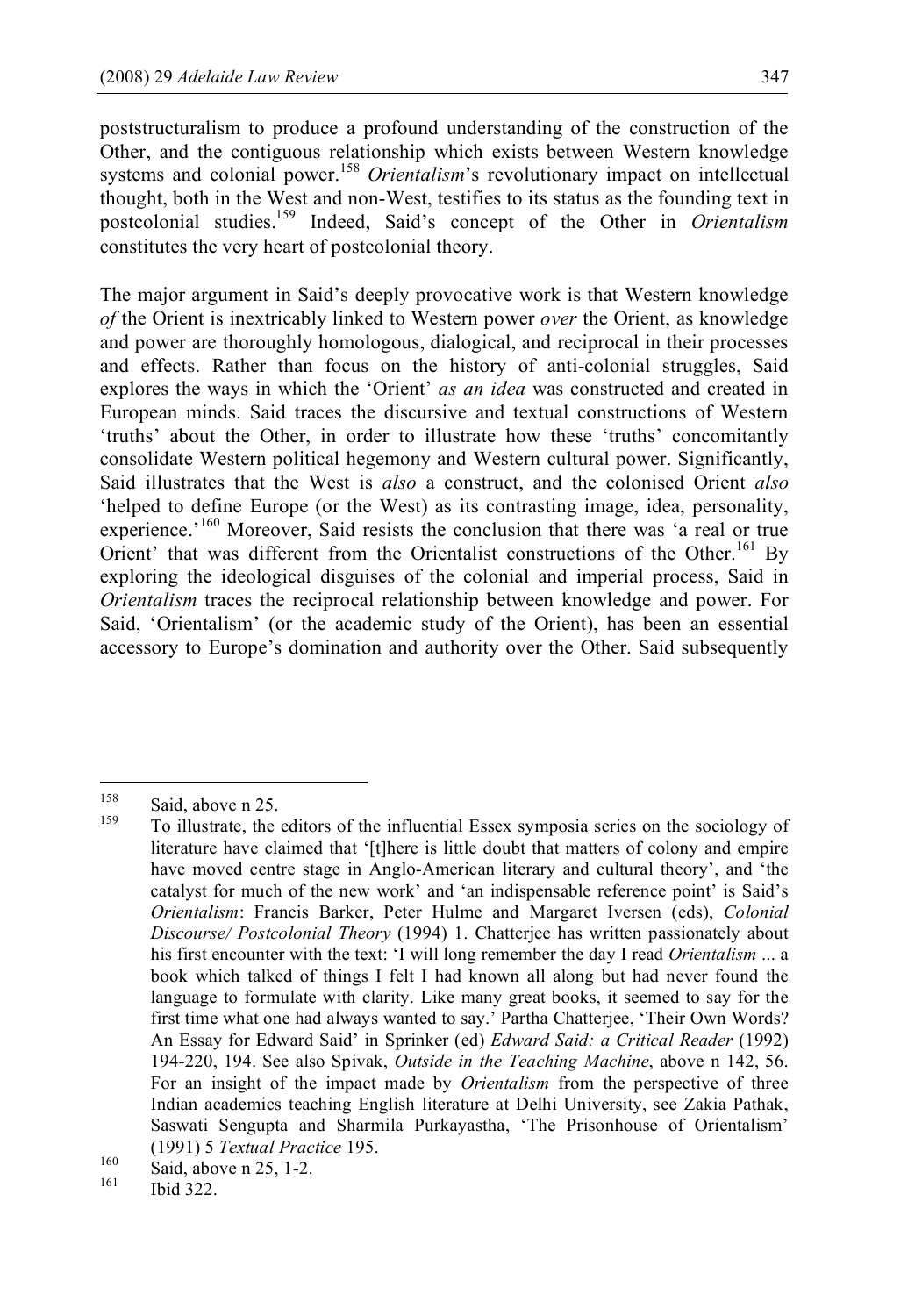poststructuralism to produce a profound understanding of the construction of the Other, and the contiguous relationship which exists between Western knowledge systems and colonial power.[158] *Orientalism*'s revolutionary impact on intellectual thought, both in the West and non-West, testifies to its status as the founding text in postcolonial studies.[159] Indeed, Said's concept of the Other in *Orientalism* constitutes the very heart of postcolonial theory.

The major argument in Said's deeply provocative work is that Western knowledge *of* the Orient is inextricably linked to Western power *over* the Orient, as knowledge and power are thoroughly homologous, dialogical, and reciprocal in their processes and effects. Rather than focus on the history of anti-colonial struggles, Said explores the ways in which the 'Orient' *as an idea* was constructed and created in European minds. Said traces the discursive and textual constructions of Western 'truths' about the Other, in order to illustrate how these 'truths' concomitantly consolidate Western political hegemony and Western cultural power. Significantly, Said illustrates that the West is *also* a construct, and the colonised Orient *also* 'helped to define Europe (or the West) as its contrasting image, idea, personality, experience.'[160] Moreover, Said resists the conclusion that there was 'a real or true Orient' that was different from the Orientalist constructions of the Other.[161] By exploring the ideological disguises of the colonial and imperial process, Said in *Orientalism* traces the reciprocal relationship between knowledge and power. For Said, 'Orientalism' (or the academic study of the Orient), has been an essential accessory to Europe's domination and authority over the Other. Said subsequently

---

[158] Said, above n 25.

[159] To illustrate, the editors of the influential Essex symposia series on the sociology of literature have claimed that '[t]here is little doubt that matters of colony and empire have moved centre stage in Anglo-American literary and cultural theory', and 'the catalyst for much of the new work' and 'an indispensable reference point' is Said's *Orientalism*: Francis Barker, Peter Hulme and Margaret Iversen (eds), *Colonial Discourse/ Postcolonial Theory* (1994) 1. Chatterjee has written passionately about his first encounter with the text: 'I will long remember the day I read *Orientalism* ... a book which talked of things I felt I had known all along but had never found the language to formulate with clarity. Like many great books, it seemed to say for the first time what one had always wanted to say.' Partha Chatterjee, 'Their Own Words? An Essay for Edward Said' in Sprinker (ed) *Edward Said: a Critical Reader* (1992) 194-220, 194. See also Spivak, *Outside in the Teaching Machine*, above n 142, 56. For an insight of the impact made by *Orientalism* from the perspective of three Indian academics teaching English literature at Delhi University, see Zakia Pathak, Saswati Sengupta and Sharmila Purkayastha, 'The Prisonhouse of Orientalism' (1991) 5 *Textual Practice* 195.

[160] Said, above n 25, 1-2.

[161] Ibid 322.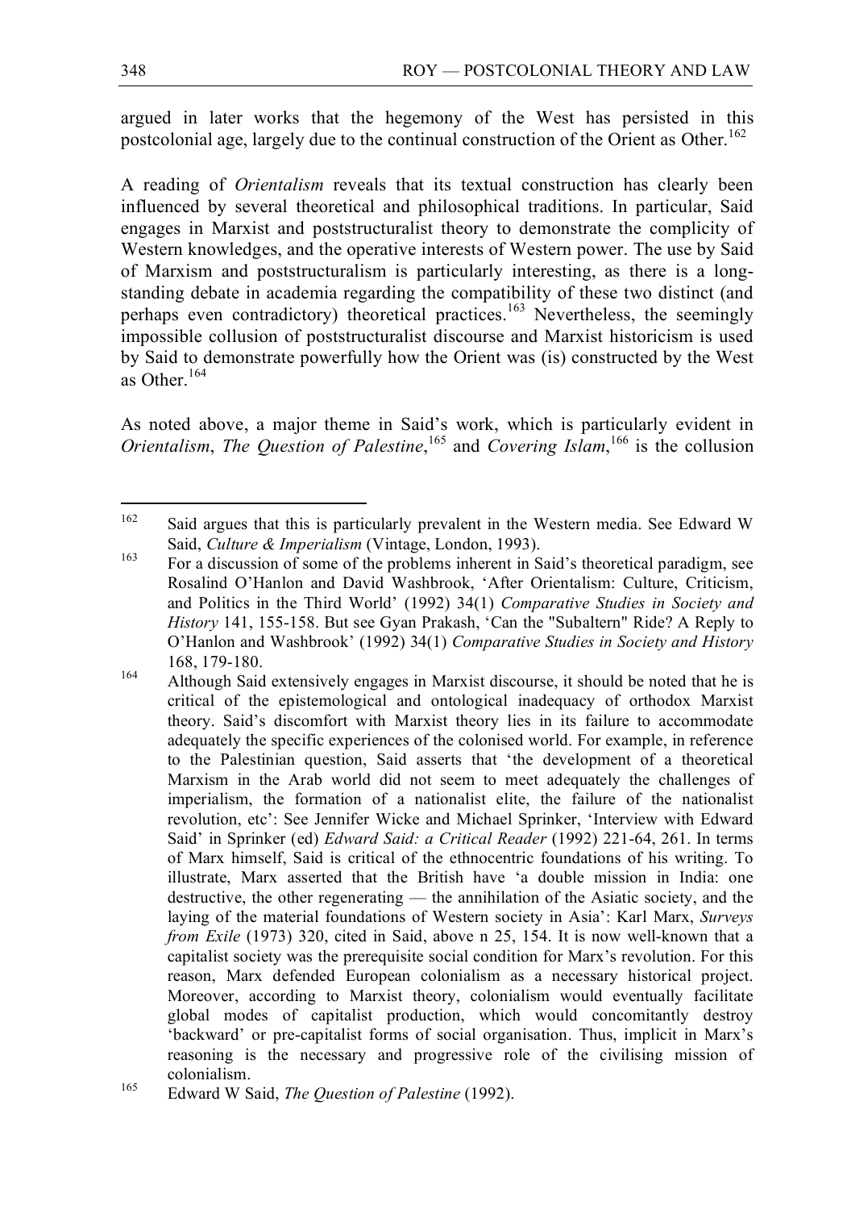argued in later works that the hegemony of the West has persisted in this postcolonial age, largely due to the continual construction of the Orient as Other.[162]

A reading of *Orientalism* reveals that its textual construction has clearly been influenced by several theoretical and philosophical traditions. In particular, Said engages in Marxist and poststructuralist theory to demonstrate the complicity of Western knowledges, and the operative interests of Western power. The use by Said of Marxism and poststructuralism is particularly interesting, as there is a long-standing debate in academia regarding the compatibility of these two distinct (and perhaps even contradictory) theoretical practices.[163] Nevertheless, the seemingly impossible collusion of poststructuralist discourse and Marxist historicism is used by Said to demonstrate powerfully how the Orient was (is) constructed by the West as Other.[164]

As noted above, a major theme in Said's work, which is particularly evident in *Orientalism*, *The Question of Palestine*,[165] and *Covering Islam*,[166] is the collusion

---

[162] Said argues that this is particularly prevalent in the Western media. See Edward W Said, *Culture & Imperialism* (Vintage, London, 1993).

[163] For a discussion of some of the problems inherent in Said's theoretical paradigm, see Rosalind O'Hanlon and David Washbrook, 'After Orientalism: Culture, Criticism, and Politics in the Third World' (1992) 34(1) *Comparative Studies in Society and History* 141, 155-158. But see Gyan Prakash, 'Can the "Subaltern" Ride? A Reply to O'Hanlon and Washbrook' (1992) 34(1) *Comparative Studies in Society and History* 168, 179-180.

[164] Although Said extensively engages in Marxist discourse, it should be noted that he is critical of the epistemological and ontological inadequacy of orthodox Marxist theory. Said's discomfort with Marxist theory lies in its failure to accommodate adequately the specific experiences of the colonised world. For example, in reference to the Palestinian question, Said asserts that 'the development of a theoretical Marxism in the Arab world did not seem to meet adequately the challenges of imperialism, the formation of a nationalist elite, the failure of the nationalist revolution, etc': See Jennifer Wicke and Michael Sprinker, 'Interview with Edward Said' in Sprinker (ed) *Edward Said: a Critical Reader* (1992) 221-64, 261. In terms of Marx himself, Said is critical of the ethnocentric foundations of his writing. To illustrate, Marx asserted that the British have 'a double mission in India: one destructive, the other regenerating — the annihilation of the Asiatic society, and the laying of the material foundations of Western society in Asia': Karl Marx, *Surveys from Exile* (1973) 320, cited in Said, above n 25, 154. It is now well-known that a capitalist society was the prerequisite social condition for Marx's revolution. For this reason, Marx defended European colonialism as a necessary historical project. Moreover, according to Marxist theory, colonialism would eventually facilitate global modes of capitalist production, which would concomitantly destroy 'backward' or pre-capitalist forms of social organisation. Thus, implicit in Marx's reasoning is the necessary and progressive role of the civilising mission of colonialism.

[165] Edward W Said, *The Question of Palestine* (1992).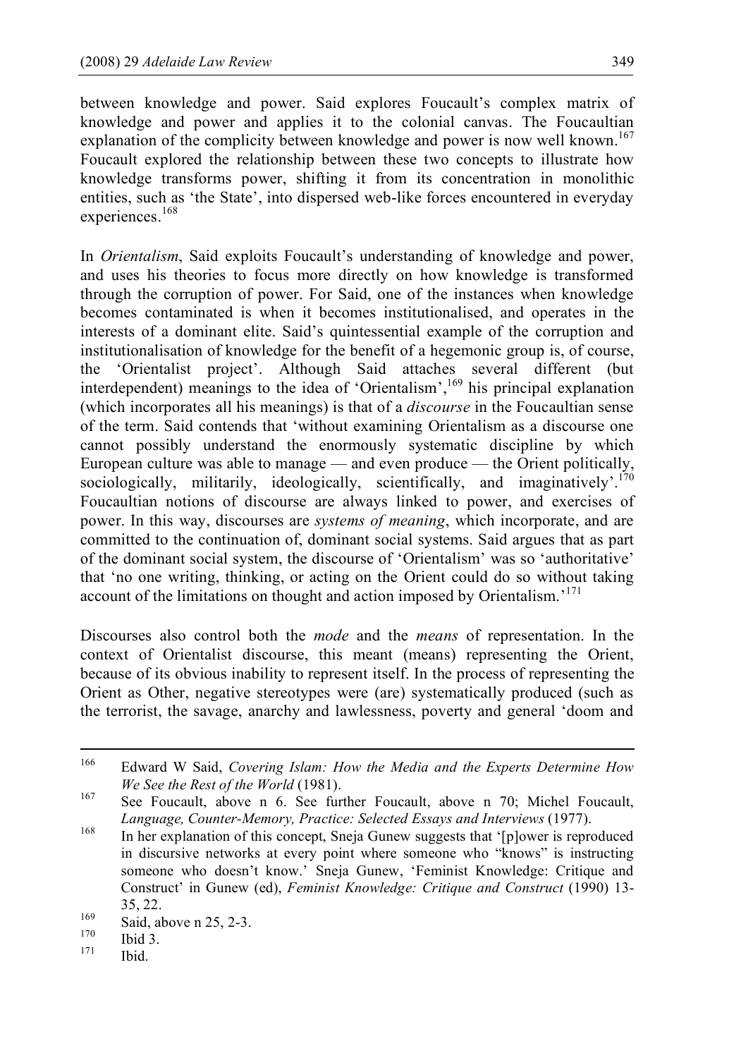between knowledge and power. Said explores Foucault's complex matrix of knowledge and power and applies it to the colonial canvas. The Foucaultian explanation of the complicity between knowledge and power is now well known.[167] Foucault explored the relationship between these two concepts to illustrate how knowledge transforms power, shifting it from its concentration in monolithic entities, such as 'the State', into dispersed web-like forces encountered in everyday experiences.[168]

In *Orientalism*, Said exploits Foucault's understanding of knowledge and power, and uses his theories to focus more directly on how knowledge is transformed through the corruption of power. For Said, one of the instances when knowledge becomes contaminated is when it becomes institutionalised, and operates in the interests of a dominant elite. Said's quintessential example of the corruption and institutionalisation of knowledge for the benefit of a hegemonic group is, of course, the 'Orientalist project'. Although Said attaches several different (but interdependent) meanings to the idea of 'Orientalism',[169] his principal explanation (which incorporates all his meanings) is that of a *discourse* in the Foucaultian sense of the term. Said contends that 'without examining Orientalism as a discourse one cannot possibly understand the enormously systematic discipline by which European culture was able to manage — and even produce — the Orient politically, sociologically, militarily, ideologically, scientifically, and imaginatively'.[170] Foucaultian notions of discourse are always linked to power, and exercises of power. In this way, discourses are *systems of meaning*, which incorporate, and are committed to the continuation of, dominant social systems. Said argues that as part of the dominant social system, the discourse of 'Orientalism' was so 'authoritative' that 'no one writing, thinking, or acting on the Orient could do so without taking account of the limitations on thought and action imposed by Orientalism.'[171]

Discourses also control both the *mode* and the *means* of representation. In the context of Orientalist discourse, this meant (means) representing the Orient, because of its obvious inability to represent itself. In the process of representing the Orient as Other, negative stereotypes were (are) systematically produced (such as the terrorist, the savage, anarchy and lawlessness, poverty and general 'doom and

---

[166] Edward W Said, *Covering Islam: How the Media and the Experts Determine How We See the Rest of the World* (1981).

[167] See Foucault, above n 6. See further Foucault, above n 70; Michel Foucault, *Language, Counter-Memory, Practice: Selected Essays and Interviews* (1977).

[168] In her explanation of this concept, Sneja Gunew suggests that '[p]ower is reproduced in discursive networks at every point where someone who "knows" is instructing someone who doesn't know.' Sneja Gunew, 'Feminist Knowledge: Critique and Construct' in Gunew (ed), *Feminist Knowledge: Critique and Construct* (1990) 13-35, 22.

[169] Said, above n 25, 2-3.

[170] Ibid 3.

[171] Ibid.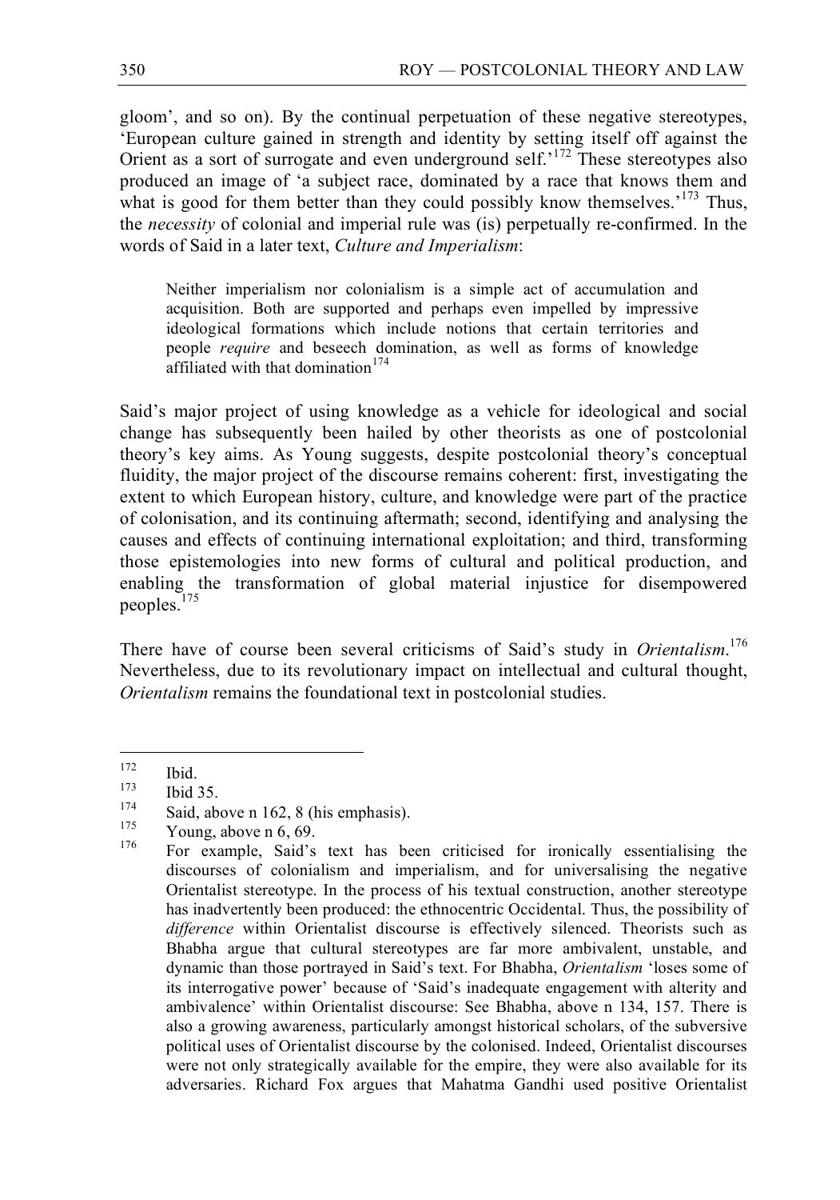gloom', and so on). By the continual perpetuation of these negative stereotypes, 'European culture gained in strength and identity by setting itself off against the Orient as a sort of surrogate and even underground self.'[172] These stereotypes also produced an image of 'a subject race, dominated by a race that knows them and what is good for them better than they could possibly know themselves.'[173] Thus, the *necessity* of colonial and imperial rule was (is) perpetually re-confirmed. In the words of Said in a later text, *Culture and Imperialism*:

> Neither imperialism nor colonialism is a simple act of accumulation and acquisition. Both are supported and perhaps even impelled by impressive ideological formations which include notions that certain territories and people *require* and beseech domination, as well as forms of knowledge affiliated with that domination[174]

Said's major project of using knowledge as a vehicle for ideological and social change has subsequently been hailed by other theorists as one of postcolonial theory's key aims. As Young suggests, despite postcolonial theory's conceptual fluidity, the major project of the discourse remains coherent: first, investigating the extent to which European history, culture, and knowledge were part of the practice of colonisation, and its continuing aftermath; second, identifying and analysing the causes and effects of continuing international exploitation; and third, transforming those epistemologies into new forms of cultural and political production, and enabling the transformation of global material injustice for disempowered peoples.[175]

There have of course been several criticisms of Said's study in *Orientalism*.[176] Nevertheless, due to its revolutionary impact on intellectual and cultural thought, *Orientalism* remains the foundational text in postcolonial studies.

---

[172] Ibid.

[173] Ibid 35.

[174] Said, above n 162, 8 (his emphasis).

[175] Young, above n 6, 69.

[176] For example, Said's text has been criticised for ironically essentialising the discourses of colonialism and imperialism, and for universalising the negative Orientalist stereotype. In the process of his textual construction, another stereotype has inadvertently been produced: the ethnocentric Occidental. Thus, the possibility of *difference* within Orientalist discourse is effectively silenced. Theorists such as Bhabha argue that cultural stereotypes are far more ambivalent, unstable, and dynamic than those portrayed in Said's text. For Bhabha, *Orientalism* 'loses some of its interrogative power' because of 'Said's inadequate engagement with alterity and ambivalence' within Orientalist discourse: See Bhabha, above n 134, 157. There is also a growing awareness, particularly amongst historical scholars, of the subversive political uses of Orientalist discourse by the colonised. Indeed, Orientalist discourses were not only strategically available for the empire, they were also available for its adversaries. Richard Fox argues that Mahatma Gandhi used positive Orientalist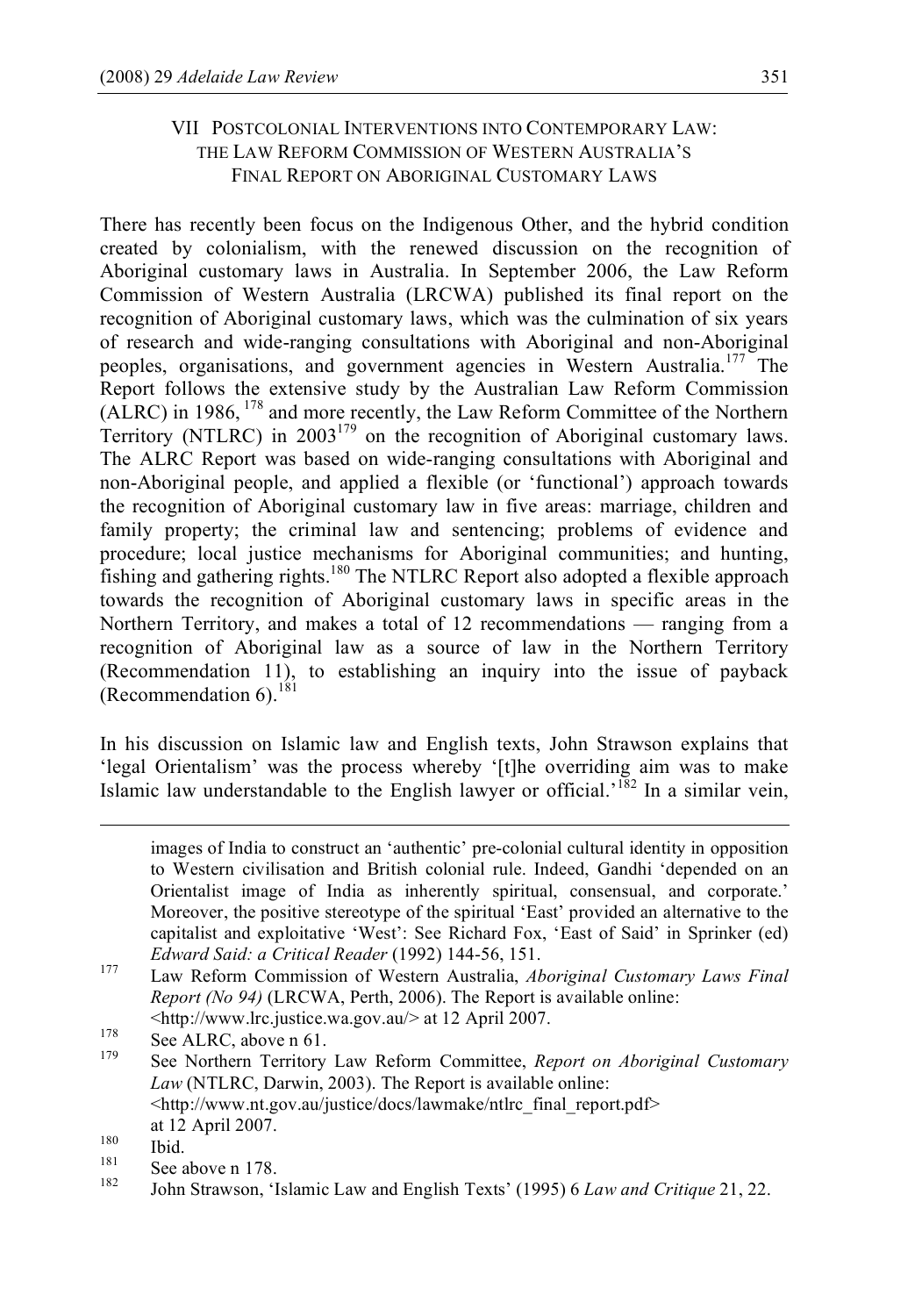## VII Postcolonial Interventions into Contemporary Law: The Law Reform Commission of Western Australia's Final Report on Aboriginal Customary Laws

There has recently been focus on the Indigenous Other, and the hybrid condition created by colonialism, with the renewed discussion on the recognition of Aboriginal customary laws in Australia. In September 2006, the Law Reform Commission of Western Australia (LRCWA) published its final report on the recognition of Aboriginal customary laws, which was the culmination of six years of research and wide-ranging consultations with Aboriginal and non-Aboriginal peoples, organisations, and government agencies in Western Australia.[177] The Report follows the extensive study by the Australian Law Reform Commission (ALRC) in 1986,[178] and more recently, the Law Reform Committee of the Northern Territory (NTLRC) in 2003[179] on the recognition of Aboriginal customary laws. The ALRC Report was based on wide-ranging consultations with Aboriginal and non-Aboriginal people, and applied a flexible (or 'functional') approach towards the recognition of Aboriginal customary law in five areas: marriage, children and family property; the criminal law and sentencing; problems of evidence and procedure; local justice mechanisms for Aboriginal communities; and hunting, fishing and gathering rights.[180] The NTLRC Report also adopted a flexible approach towards the recognition of Aboriginal customary laws in specific areas in the Northern Territory, and makes a total of 12 recommendations — ranging from a recognition of Aboriginal law as a source of law in the Northern Territory (Recommendation 11), to establishing an inquiry into the issue of payback (Recommendation 6).[181]

In his discussion on Islamic law and English texts, John Strawson explains that 'legal Orientalism' was the process whereby '[t]he overriding aim was to make Islamic law understandable to the English lawyer or official.'[182] In a similar vein,

---

images of India to construct an 'authentic' pre-colonial cultural identity in opposition to Western civilisation and British colonial rule. Indeed, Gandhi 'depended on an Orientalist image of India as inherently spiritual, consensual, and corporate.' Moreover, the positive stereotype of the spiritual 'East' provided an alternative to the capitalist and exploitative 'West': See Richard Fox, 'East of Said' in Sprinker (ed) *Edward Said: a Critical Reader* (1992) 144-56, 151.

[177] Law Reform Commission of Western Australia, *Aboriginal Customary Laws Final Report (No 94)* (LRCWA, Perth, 2006). The Report is available online: <http://www.lrc.justice.wa.gov.au/> at 12 April 2007.

[178] See ALRC, above n 61.

[179] See Northern Territory Law Reform Committee, *Report on Aboriginal Customary Law* (NTLRC, Darwin, 2003). The Report is available online: <http://www.nt.gov.au/justice/docs/lawmake/ntlrc_final_report.pdf> at 12 April 2007.

[180] Ibid.

[181] See above n 178.

[182] John Strawson, 'Islamic Law and English Texts' (1995) 6 *Law and Critique* 21, 22.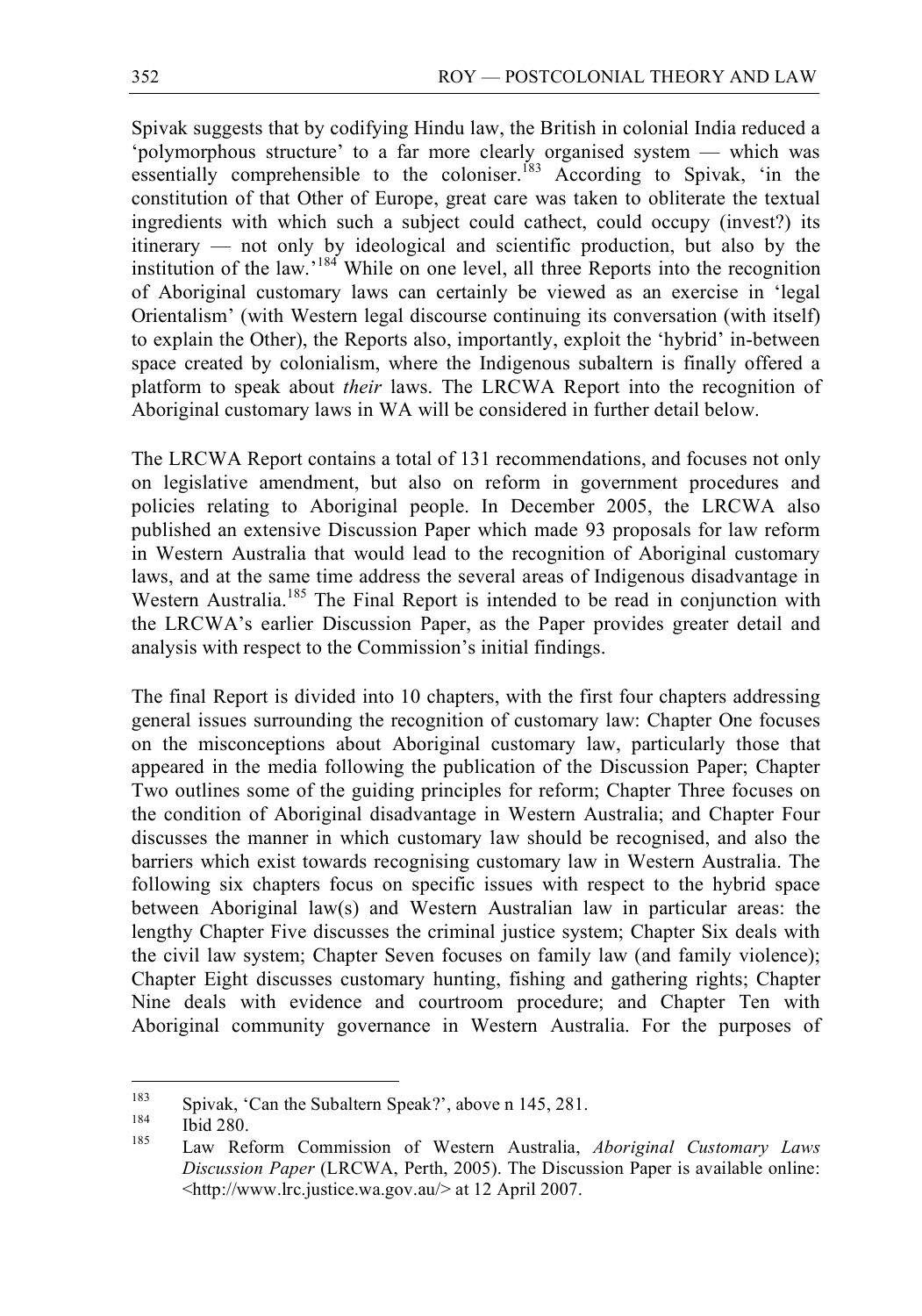Spivak suggests that by codifying Hindu law, the British in colonial India reduced a 'polymorphous structure' to a far more clearly organised system — which was essentially comprehensible to the coloniser.[183] According to Spivak, 'in the constitution of that Other of Europe, great care was taken to obliterate the textual ingredients with which such a subject could cathect, could occupy (invest?) its itinerary — not only by ideological and scientific production, but also by the institution of the law.'[184] While on one level, all three Reports into the recognition of Aboriginal customary laws can certainly be viewed as an exercise in 'legal Orientalism' (with Western legal discourse continuing its conversation (with itself) to explain the Other), the Reports also, importantly, exploit the 'hybrid' in-between space created by colonialism, where the Indigenous subaltern is finally offered a platform to speak about *their* laws. The LRCWA Report into the recognition of Aboriginal customary laws in WA will be considered in further detail below.

The LRCWA Report contains a total of 131 recommendations, and focuses not only on legislative amendment, but also on reform in government procedures and policies relating to Aboriginal people. In December 2005, the LRCWA also published an extensive Discussion Paper which made 93 proposals for law reform in Western Australia that would lead to the recognition of Aboriginal customary laws, and at the same time address the several areas of Indigenous disadvantage in Western Australia.[185] The Final Report is intended to be read in conjunction with the LRCWA's earlier Discussion Paper, as the Paper provides greater detail and analysis with respect to the Commission's initial findings.

The final Report is divided into 10 chapters, with the first four chapters addressing general issues surrounding the recognition of customary law: Chapter One focuses on the misconceptions about Aboriginal customary law, particularly those that appeared in the media following the publication of the Discussion Paper; Chapter Two outlines some of the guiding principles for reform; Chapter Three focuses on the condition of Aboriginal disadvantage in Western Australia; and Chapter Four discusses the manner in which customary law should be recognised, and also the barriers which exist towards recognising customary law in Western Australia. The following six chapters focus on specific issues with respect to the hybrid space between Aboriginal law(s) and Western Australian law in particular areas: the lengthy Chapter Five discusses the criminal justice system; Chapter Six deals with the civil law system; Chapter Seven focuses on family law (and family violence); Chapter Eight discusses customary hunting, fishing and gathering rights; Chapter Nine deals with evidence and courtroom procedure; and Chapter Ten with Aboriginal community governance in Western Australia. For the purposes of

---

[183] Spivak, 'Can the Subaltern Speak?', above n 145, 281.

[184] Ibid 280.

[185] Law Reform Commission of Western Australia, *Aboriginal Customary Laws Discussion Paper* (LRCWA, Perth, 2005). The Discussion Paper is available online: <http://www.lrc.justice.wa.gov.au/> at 12 April 2007.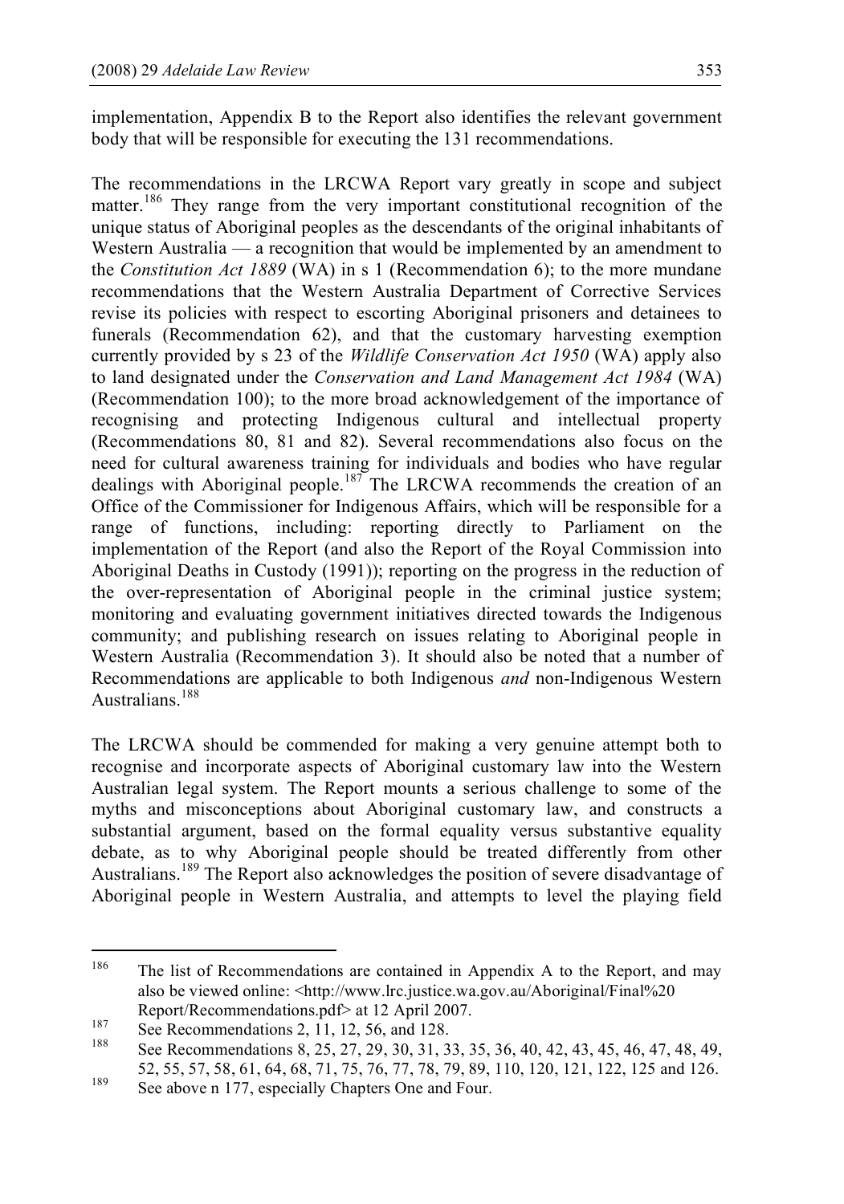implementation, Appendix B to the Report also identifies the relevant government body that will be responsible for executing the 131 recommendations.

The recommendations in the LRCWA Report vary greatly in scope and subject matter.[186] They range from the very important constitutional recognition of the unique status of Aboriginal peoples as the descendants of the original inhabitants of Western Australia — a recognition that would be implemented by an amendment to the *Constitution Act 1889* (WA) in s 1 (Recommendation 6); to the more mundane recommendations that the Western Australia Department of Corrective Services revise its policies with respect to escorting Aboriginal prisoners and detainees to funerals (Recommendation 62), and that the customary harvesting exemption currently provided by s 23 of the *Wildlife Conservation Act 1950* (WA) apply also to land designated under the *Conservation and Land Management Act 1984* (WA) (Recommendation 100); to the more broad acknowledgement of the importance of recognising and protecting Indigenous cultural and intellectual property (Recommendations 80, 81 and 82). Several recommendations also focus on the need for cultural awareness training for individuals and bodies who have regular dealings with Aboriginal people.[187] The LRCWA recommends the creation of an Office of the Commissioner for Indigenous Affairs, which will be responsible for a range of functions, including: reporting directly to Parliament on the implementation of the Report (and also the Report of the Royal Commission into Aboriginal Deaths in Custody (1991)); reporting on the progress in the reduction of the over-representation of Aboriginal people in the criminal justice system; monitoring and evaluating government initiatives directed towards the Indigenous community; and publishing research on issues relating to Aboriginal people in Western Australia (Recommendation 3). It should also be noted that a number of Recommendations are applicable to both Indigenous *and* non-Indigenous Western Australians.[188]

The LRCWA should be commended for making a very genuine attempt both to recognise and incorporate aspects of Aboriginal customary law into the Western Australian legal system. The Report mounts a serious challenge to some of the myths and misconceptions about Aboriginal customary law, and constructs a substantial argument, based on the formal equality versus substantive equality debate, as to why Aboriginal people should be treated differently from other Australians.[189] The Report also acknowledges the position of severe disadvantage of Aboriginal people in Western Australia, and attempts to level the playing field

---

[186] The list of Recommendations are contained in Appendix A to the Report, and may also be viewed online: <http://www.lrc.justice.wa.gov.au/Aboriginal/Final%20 Report/Recommendations.pdf> at 12 April 2007.

[187] See Recommendations 2, 11, 12, 56, and 128.

[188] See Recommendations 8, 25, 27, 29, 30, 31, 33, 35, 36, 40, 42, 43, 45, 46, 47, 48, 49, 52, 55, 57, 58, 61, 64, 68, 71, 75, 76, 77, 78, 79, 89, 110, 120, 121, 122, 125 and 126.

[189] See above n 177, especially Chapters One and Four.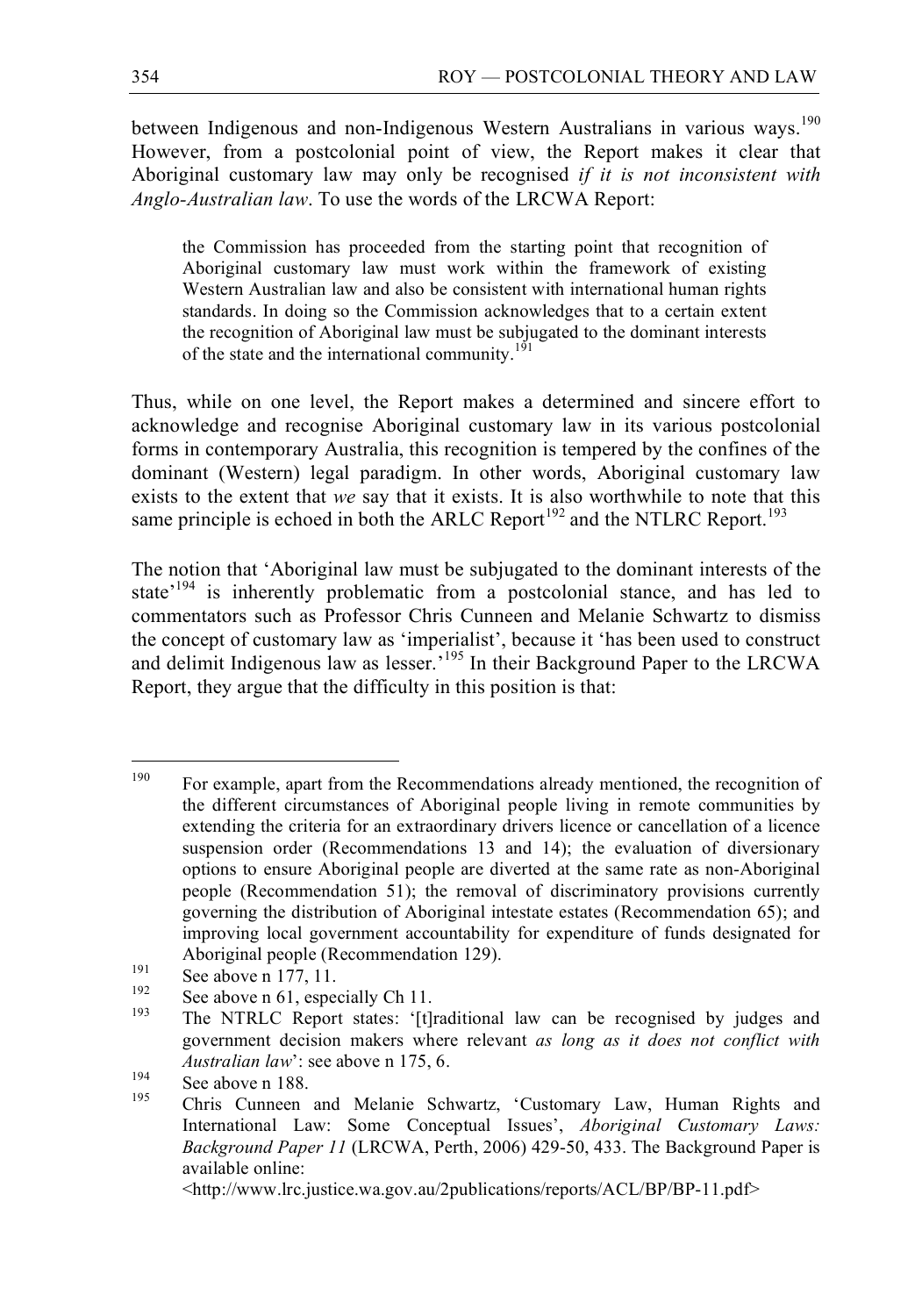between Indigenous and non-Indigenous Western Australians in various ways.[190] However, from a postcolonial point of view, the Report makes it clear that Aboriginal customary law may only be recognised *if it is not inconsistent with Anglo-Australian law*. To use the words of the LRCWA Report:

> the Commission has proceeded from the starting point that recognition of Aboriginal customary law must work within the framework of existing Western Australian law and also be consistent with international human rights standards. In doing so the Commission acknowledges that to a certain extent the recognition of Aboriginal law must be subjugated to the dominant interests of the state and the international community.[191]

Thus, while on one level, the Report makes a determined and sincere effort to acknowledge and recognise Aboriginal customary law in its various postcolonial forms in contemporary Australia, this recognition is tempered by the confines of the dominant (Western) legal paradigm. In other words, Aboriginal customary law exists to the extent that *we* say that it exists. It is also worthwhile to note that this same principle is echoed in both the ARLC Report[192] and the NTLRC Report.[193]

The notion that 'Aboriginal law must be subjugated to the dominant interests of the state'[194] is inherently problematic from a postcolonial stance, and has led to commentators such as Professor Chris Cunneen and Melanie Schwartz to dismiss the concept of customary law as 'imperialist', because it 'has been used to construct and delimit Indigenous law as lesser.'[195] In their Background Paper to the LRCWA Report, they argue that the difficulty in this position is that:

---

[190] For example, apart from the Recommendations already mentioned, the recognition of the different circumstances of Aboriginal people living in remote communities by extending the criteria for an extraordinary drivers licence or cancellation of a licence suspension order (Recommendations 13 and 14); the evaluation of diversionary options to ensure Aboriginal people are diverted at the same rate as non-Aboriginal people (Recommendation 51); the removal of discriminatory provisions currently governing the distribution of Aboriginal intestate estates (Recommendation 65); and improving local government accountability for expenditure of funds designated for Aboriginal people (Recommendation 129).

[191] See above n 177, 11.

[192] See above n 61, especially Ch 11.

[193] The NTRLC Report states: '[t]raditional law can be recognised by judges and government decision makers where relevant *as long as it does not conflict with Australian law*': see above n 175, 6.

[194] See above n 188.

[195] Chris Cunneen and Melanie Schwartz, 'Customary Law, Human Rights and International Law: Some Conceptual Issues', *Aboriginal Customary Laws: Background Paper 11* (LRCWA, Perth, 2006) 429-50, 433. The Background Paper is available online: <http://www.lrc.justice.wa.gov.au/2publications/reports/ACL/BP/BP-11.pdf>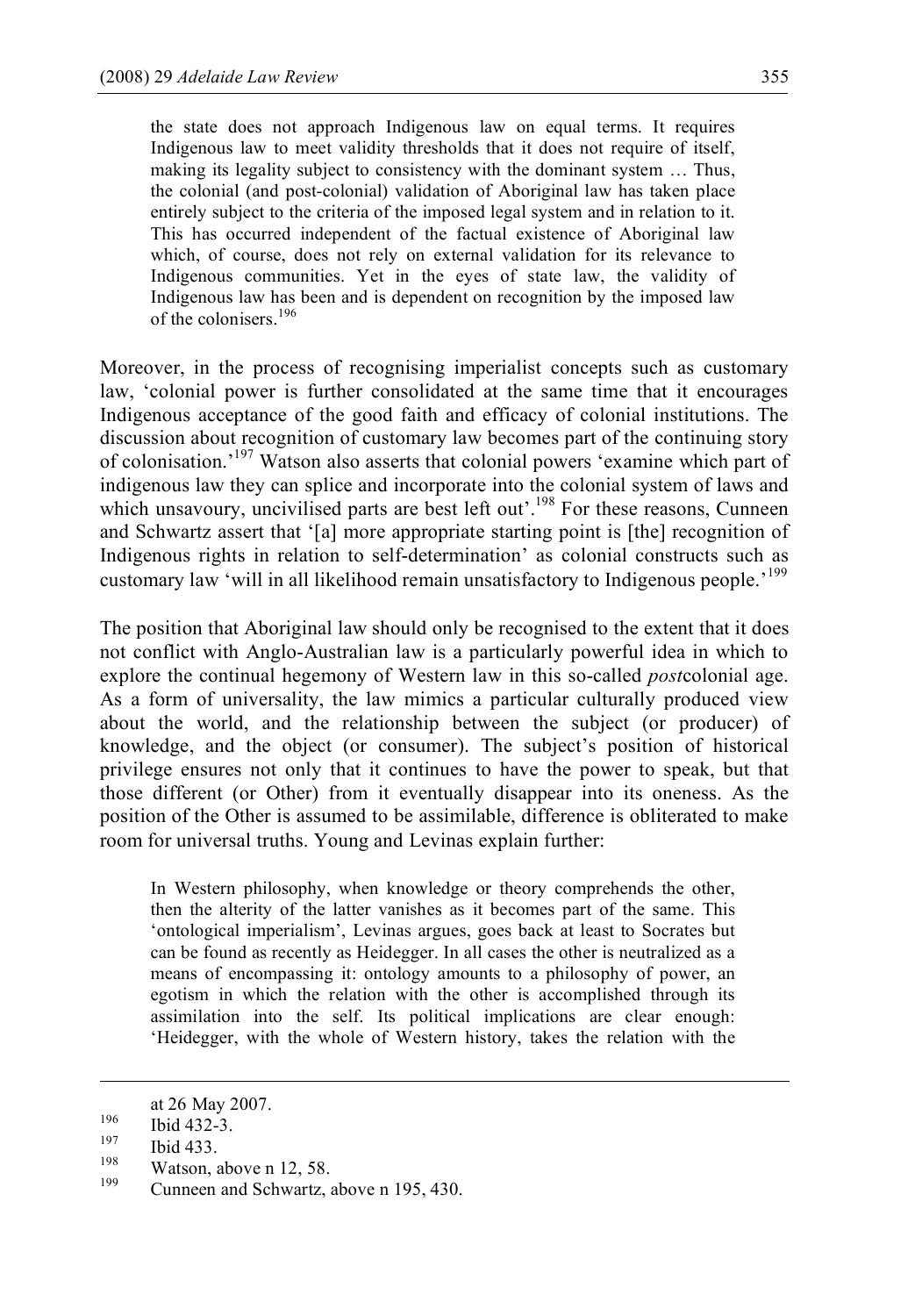> the state does not approach Indigenous law on equal terms. It requires Indigenous law to meet validity thresholds that it does not require of itself, making its legality subject to consistency with the dominant system … Thus, the colonial (and post-colonial) validation of Aboriginal law has taken place entirely subject to the criteria of the imposed legal system and in relation to it. This has occurred independent of the factual existence of Aboriginal law which, of course, does not rely on external validation for its relevance to Indigenous communities. Yet in the eyes of state law, the validity of Indigenous law has been and is dependent on recognition by the imposed law of the colonisers.[196]

Moreover, in the process of recognising imperialist concepts such as customary law, 'colonial power is further consolidated at the same time that it encourages Indigenous acceptance of the good faith and efficacy of colonial institutions. The discussion about recognition of customary law becomes part of the continuing story of colonisation.'[197] Watson also asserts that colonial powers 'examine which part of indigenous law they can splice and incorporate into the colonial system of laws and which unsavoury, uncivilised parts are best left out'.[198] For these reasons, Cunneen and Schwartz assert that '[a] more appropriate starting point is [the] recognition of Indigenous rights in relation to self-determination' as colonial constructs such as customary law 'will in all likelihood remain unsatisfactory to Indigenous people.'[199]

The position that Aboriginal law should only be recognised to the extent that it does not conflict with Anglo-Australian law is a particularly powerful idea in which to explore the continual hegemony of Western law in this so-called *post*colonial age. As a form of universality, the law mimics a particular culturally produced view about the world, and the relationship between the subject (or producer) of knowledge, and the object (or consumer). The subject's position of historical privilege ensures not only that it continues to have the power to speak, but that those different (or Other) from it eventually disappear into its oneness. As the position of the Other is assumed to be assimilable, difference is obliterated to make room for universal truths. Young and Levinas explain further:

> In Western philosophy, when knowledge or theory comprehends the other, then the alterity of the latter vanishes as it becomes part of the same. This 'ontological imperialism', Levinas argues, goes back at least to Socrates but can be found as recently as Heidegger. In all cases the other is neutralized as a means of encompassing it: ontology amounts to a philosophy of power, an egotism in which the relation with the other is accomplished through its assimilation into the self. Its political implications are clear enough: 'Heidegger, with the whole of Western history, takes the relation with the

at 26 May 2007.

[196] Ibid 432-3.

[197] Ibid 433.

[198] Watson, above n 12, 58.

[199] Cunneen and Schwartz, above n 195, 430.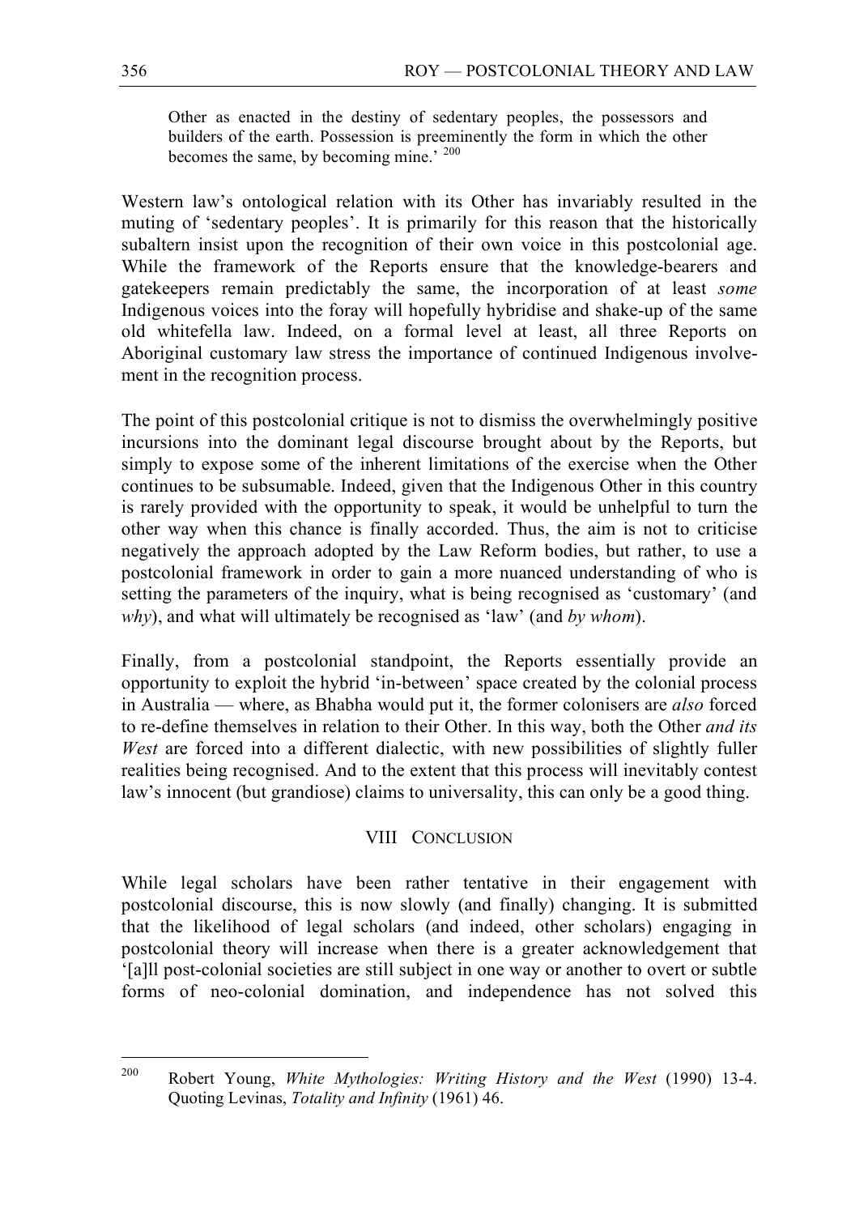> Other as enacted in the destiny of sedentary peoples, the possessors and builders of the earth. Possession is preeminently the form in which the other becomes the same, by becoming mine.' [200]

Western law's ontological relation with its Other has invariably resulted in the muting of 'sedentary peoples'. It is primarily for this reason that the historically subaltern insist upon the recognition of their own voice in this postcolonial age. While the framework of the Reports ensure that the knowledge-bearers and gatekeepers remain predictably the same, the incorporation of at least *some* Indigenous voices into the foray will hopefully hybridise and shake-up of the same old whitefella law. Indeed, on a formal level at least, all three Reports on Aboriginal customary law stress the importance of continued Indigenous involvement in the recognition process.

The point of this postcolonial critique is not to dismiss the overwhelmingly positive incursions into the dominant legal discourse brought about by the Reports, but simply to expose some of the inherent limitations of the exercise when the Other continues to be subsumable. Indeed, given that the Indigenous Other in this country is rarely provided with the opportunity to speak, it would be unhelpful to turn the other way when this chance is finally accorded. Thus, the aim is not to criticise negatively the approach adopted by the Law Reform bodies, but rather, to use a postcolonial framework in order to gain a more nuanced understanding of who is setting the parameters of the inquiry, what is being recognised as 'customary' (and *why*), and what will ultimately be recognised as 'law' (and *by whom*).

Finally, from a postcolonial standpoint, the Reports essentially provide an opportunity to exploit the hybrid 'in-between' space created by the colonial process in Australia — where, as Bhabha would put it, the former colonisers are *also* forced to re-define themselves in relation to their Other. In this way, both the Other *and its West* are forced into a different dialectic, with new possibilities of slightly fuller realities being recognised. And to the extent that this process will inevitably contest law's innocent (but grandiose) claims to universality, this can only be a good thing.

## VIII CONCLUSION

While legal scholars have been rather tentative in their engagement with postcolonial discourse, this is now slowly (and finally) changing. It is submitted that the likelihood of legal scholars (and indeed, other scholars) engaging in postcolonial theory will increase when there is a greater acknowledgement that '[a]ll post-colonial societies are still subject in one way or another to overt or subtle forms of neo-colonial domination, and independence has not solved this

---

[200] Robert Young, *White Mythologies: Writing History and the West* (1990) 13-4. Quoting Levinas, *Totality and Infinity* (1961) 46.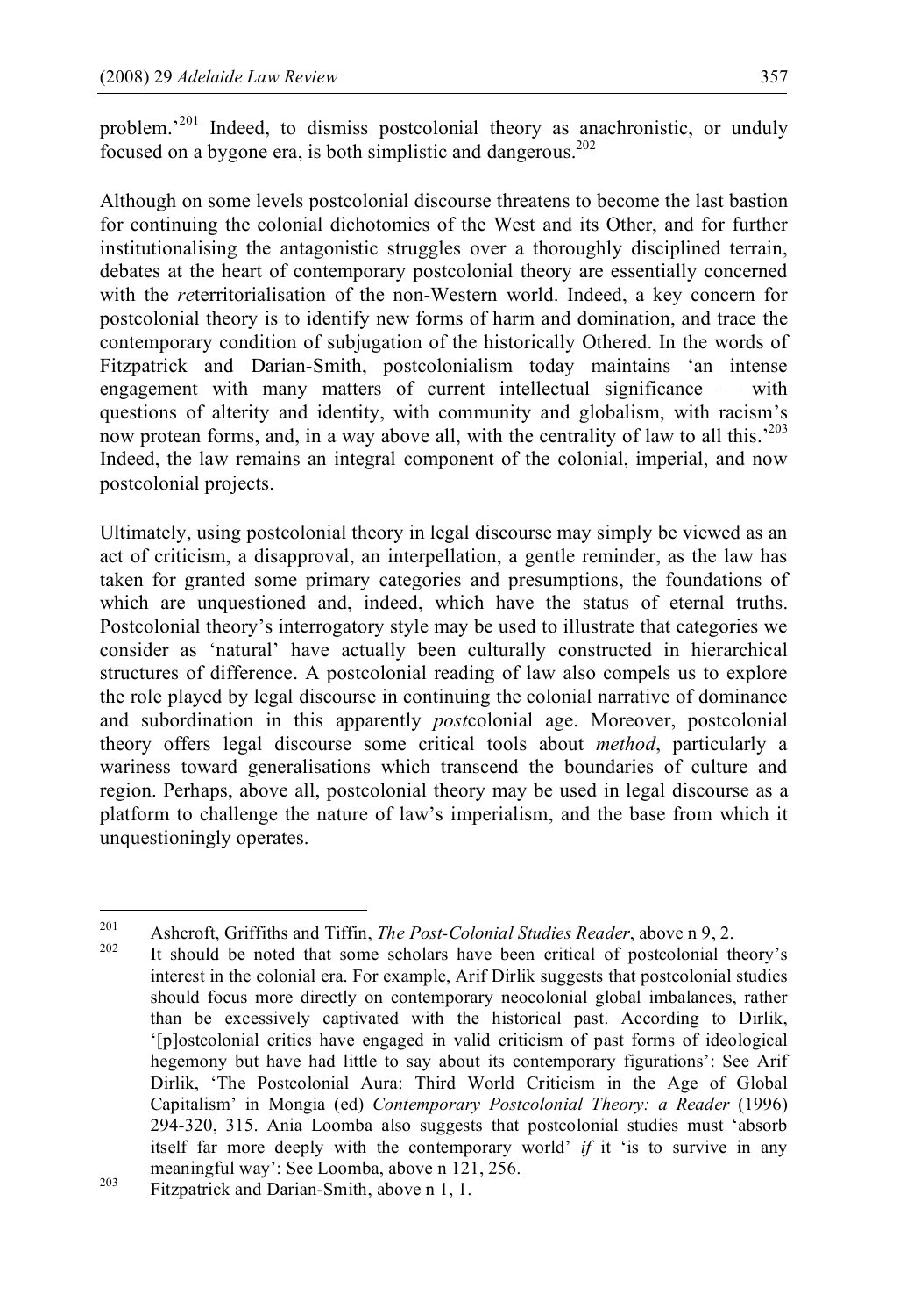problem.'[201] Indeed, to dismiss postcolonial theory as anachronistic, or unduly focused on a bygone era, is both simplistic and dangerous.[202]

Although on some levels postcolonial discourse threatens to become the last bastion for continuing the colonial dichotomies of the West and its Other, and for further institutionalising the antagonistic struggles over a thoroughly disciplined terrain, debates at the heart of contemporary postcolonial theory are essentially concerned with the *re*territorialisation of the non-Western world. Indeed, a key concern for postcolonial theory is to identify new forms of harm and domination, and trace the contemporary condition of subjugation of the historically Othered. In the words of Fitzpatrick and Darian-Smith, postcolonialism today maintains 'an intense engagement with many matters of current intellectual significance — with questions of alterity and identity, with community and globalism, with racism's now protean forms, and, in a way above all, with the centrality of law to all this.'[203] Indeed, the law remains an integral component of the colonial, imperial, and now postcolonial projects.

Ultimately, using postcolonial theory in legal discourse may simply be viewed as an act of criticism, a disapproval, an interpellation, a gentle reminder, as the law has taken for granted some primary categories and presumptions, the foundations of which are unquestioned and, indeed, which have the status of eternal truths. Postcolonial theory's interrogatory style may be used to illustrate that categories we consider as 'natural' have actually been culturally constructed in hierarchical structures of difference. A postcolonial reading of law also compels us to explore the role played by legal discourse in continuing the colonial narrative of dominance and subordination in this apparently *post*colonial age. Moreover, postcolonial theory offers legal discourse some critical tools about *method*, particularly a wariness toward generalisations which transcend the boundaries of culture and region. Perhaps, above all, postcolonial theory may be used in legal discourse as a platform to challenge the nature of law's imperialism, and the base from which it unquestioningly operates.

---

[201] Ashcroft, Griffiths and Tiffin, *The Post-Colonial Studies Reader*, above n 9, 2.

[202] It should be noted that some scholars have been critical of postcolonial theory's interest in the colonial era. For example, Arif Dirlik suggests that postcolonial studies should focus more directly on contemporary neocolonial global imbalances, rather than be excessively captivated with the historical past. According to Dirlik, '[p]ostcolonial critics have engaged in valid criticism of past forms of ideological hegemony but have had little to say about its contemporary figurations': See Arif Dirlik, 'The Postcolonial Aura: Third World Criticism in the Age of Global Capitalism' in Mongia (ed) *Contemporary Postcolonial Theory: a Reader* (1996) 294-320, 315. Ania Loomba also suggests that postcolonial studies must 'absorb itself far more deeply with the contemporary world' *if* it 'is to survive in any meaningful way': See Loomba, above n 121, 256.

[203] Fitzpatrick and Darian-Smith, above n 1, 1.